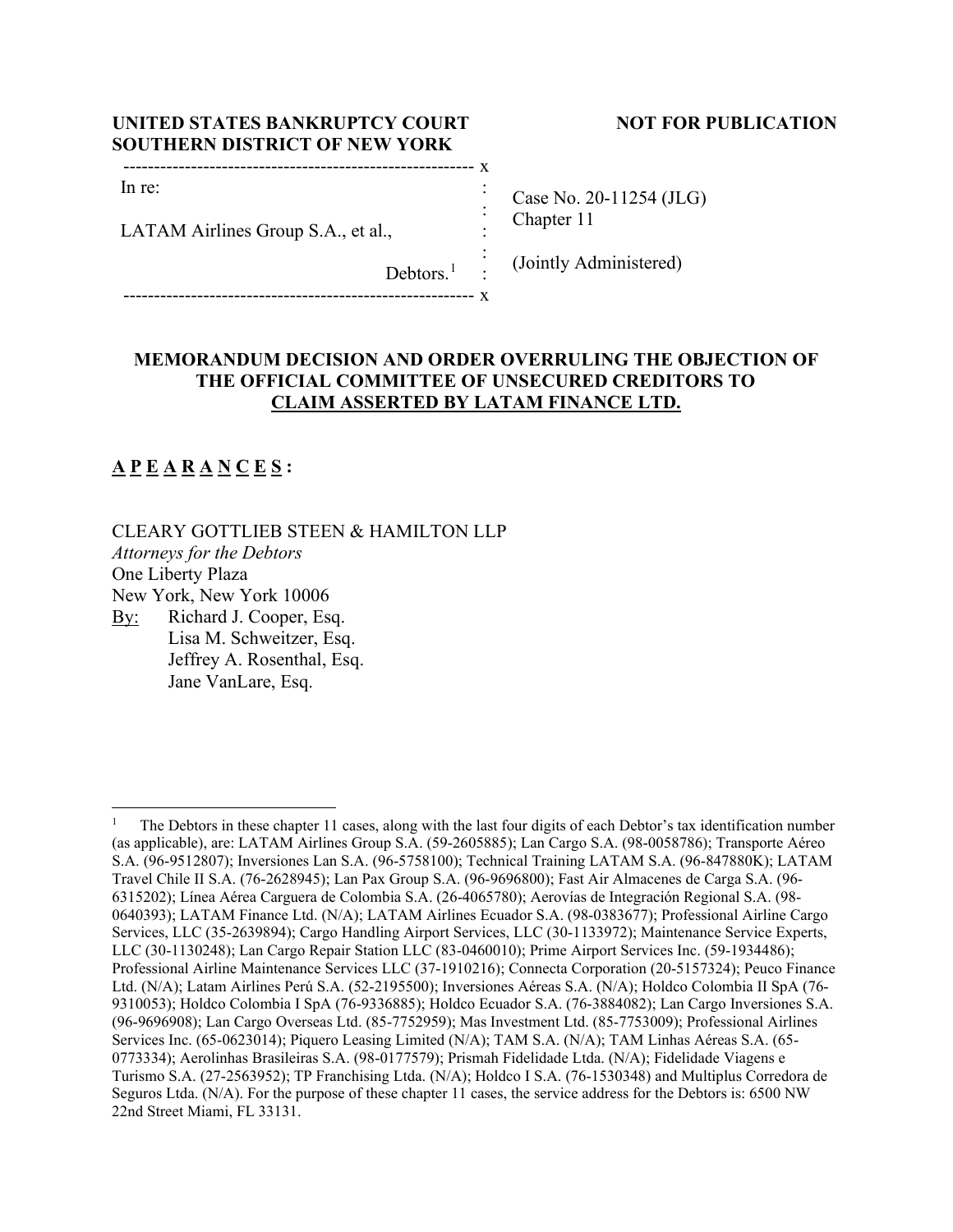**UNITED STATES BANKRUPTCY COURT**
**SOUTHERN DISTRICT OF NEW YORK**

**NOT FOR PUBLICATION**

| | | |
|---|---|---|
| In re: | : | Case No. 20-11254 (JLG) |
| LATAM Airlines Group S.A., et al., | : | Chapter 11 |
| Debtors.[1] | : | (Jointly Administered) |

**MEMORANDUM DECISION AND ORDER OVERRULING THE OBJECTION OF THE OFFICIAL COMMITTEE OF UNSECURED CREDITORS TO CLAIM ASSERTED BY LATAM FINANCE LTD.**

**A P E A R A N C E S :**

CLEARY GOTTLIEB STEEN & HAMILTON LLP
*Attorneys for the Debtors*
One Liberty Plaza
New York, New York 10006
By: Richard J. Cooper, Esq.
Lisa M. Schweitzer, Esq.
Jeffrey A. Rosenthal, Esq.
Jane VanLare, Esq.

---

[1] The Debtors in these chapter 11 cases, along with the last four digits of each Debtor's tax identification number (as applicable), are: LATAM Airlines Group S.A. (59-2605885); Lan Cargo S.A. (98-0058786); Transporte Aéreo S.A. (96-9512807); Inversiones Lan S.A. (96-5758100); Technical Training LATAM S.A. (96-847880K); LATAM Travel Chile II S.A. (76-2628945); Lan Pax Group S.A. (96-9696800); Fast Air Almacenes de Carga S.A. (96-6315202); Línea Aérea Carguera de Colombia S.A. (26-4065780); Aerovías de Integración Regional S.A. (98-0640393); LATAM Finance Ltd. (N/A); LATAM Airlines Ecuador S.A. (98-0383677); Professional Airline Cargo Services, LLC (35-2639894); Cargo Handling Airport Services, LLC (30-1133972); Maintenance Service Experts, LLC (30-1130248); Lan Cargo Repair Station LLC (83-0460010); Prime Airport Services Inc. (59-1934486); Professional Airline Maintenance Services LLC (37-1910216); Connecta Corporation (20-5157324); Peuco Finance Ltd. (N/A); Latam Airlines Perú S.A. (52-2195500); Inversiones Aéreas S.A. (N/A); Holdco Colombia II SpA (76-9310053); Holdco Colombia I SpA (76-9336885); Holdco Ecuador S.A. (76-3884082); Lan Cargo Inversiones S.A. (96-9696908); Lan Cargo Overseas Ltd. (85-7752959); Mas Investment Ltd. (85-7753009); Professional Airlines Services Inc. (65-0623014); Piquero Leasing Limited (N/A); TAM S.A. (N/A); TAM Linhas Aéreas S.A. (65-0773334); Aerolinhas Brasileiras S.A. (98-0177579); Prismah Fidelidade Ltda. (N/A); Fidelidade Viagens e Turismo S.A. (27-2563952); TP Franchising Ltda. (N/A); Holdco I S.A. (76-1530348) and Multiplus Corredora de Seguros Ltda. (N/A). For the purpose of these chapter 11 cases, the service address for the Debtors is: 6500 NW 22nd Street Miami, FL 33131.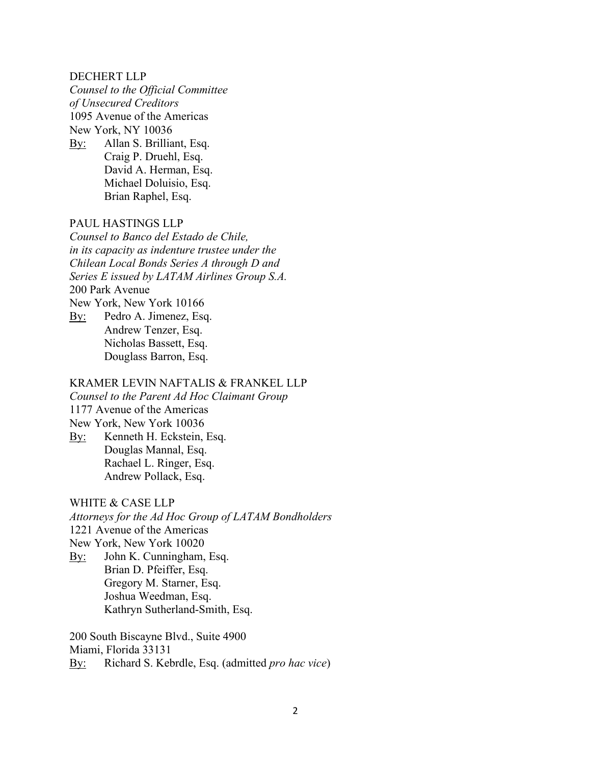DECHERT LLP
*Counsel to the Official Committee of Unsecured Creditors*
1095 Avenue of the Americas
New York, NY 10036
By: Allan S. Brilliant, Esq.
Craig P. Druehl, Esq.
David A. Herman, Esq.
Michael Doluisio, Esq.
Brian Raphel, Esq.

PAUL HASTINGS LLP
*Counsel to Banco del Estado de Chile, in its capacity as indenture trustee under the Chilean Local Bonds Series A through D and Series E issued by LATAM Airlines Group S.A.*
200 Park Avenue
New York, New York 10166
By: Pedro A. Jimenez, Esq.
Andrew Tenzer, Esq.
Nicholas Bassett, Esq.
Douglass Barron, Esq.

KRAMER LEVIN NAFTALIS & FRANKEL LLP
*Counsel to the Parent Ad Hoc Claimant Group*
1177 Avenue of the Americas
New York, New York 10036
By: Kenneth H. Eckstein, Esq.
Douglas Mannal, Esq.
Rachael L. Ringer, Esq.
Andrew Pollack, Esq.

WHITE & CASE LLP
*Attorneys for the Ad Hoc Group of LATAM Bondholders*
1221 Avenue of the Americas
New York, New York 10020
By: John K. Cunningham, Esq.
Brian D. Pfeiffer, Esq.
Gregory M. Starner, Esq.
Joshua Weedman, Esq.
Kathryn Sutherland-Smith, Esq.

200 South Biscayne Blvd., Suite 4900
Miami, Florida 33131
By: Richard S. Kebrdle, Esq. (admitted *pro hac vice*)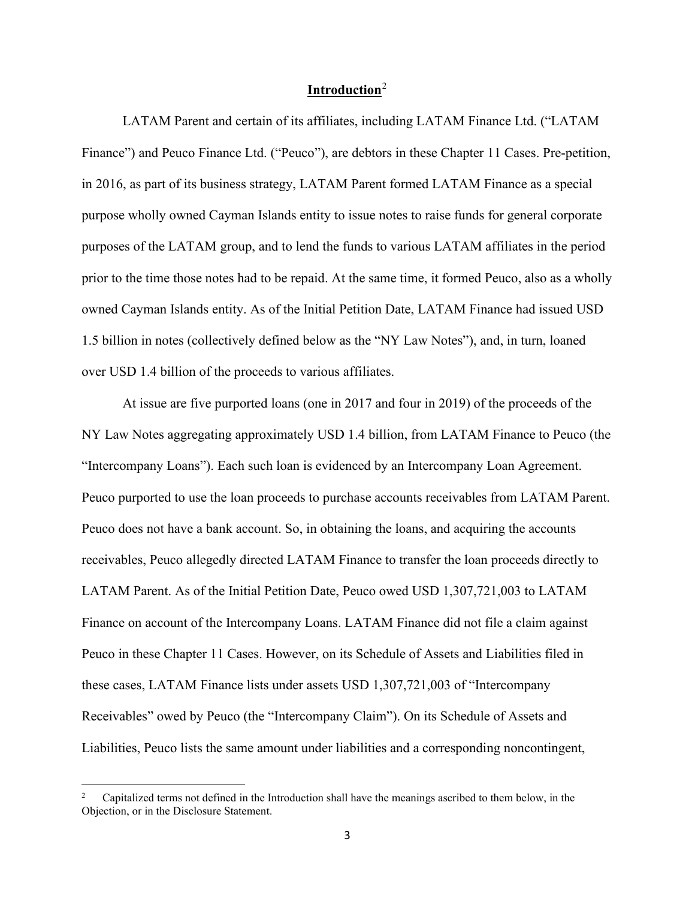## **Introduction**[2]

LATAM Parent and certain of its affiliates, including LATAM Finance Ltd. ("LATAM Finance") and Peuco Finance Ltd. ("Peuco"), are debtors in these Chapter 11 Cases. Pre-petition, in 2016, as part of its business strategy, LATAM Parent formed LATAM Finance as a special purpose wholly owned Cayman Islands entity to issue notes to raise funds for general corporate purposes of the LATAM group, and to lend the funds to various LATAM affiliates in the period prior to the time those notes had to be repaid. At the same time, it formed Peuco, also as a wholly owned Cayman Islands entity. As of the Initial Petition Date, LATAM Finance had issued USD 1.5 billion in notes (collectively defined below as the "NY Law Notes"), and, in turn, loaned over USD 1.4 billion of the proceeds to various affiliates.

At issue are five purported loans (one in 2017 and four in 2019) of the proceeds of the NY Law Notes aggregating approximately USD 1.4 billion, from LATAM Finance to Peuco (the "Intercompany Loans"). Each such loan is evidenced by an Intercompany Loan Agreement. Peuco purported to use the loan proceeds to purchase accounts receivables from LATAM Parent. Peuco does not have a bank account. So, in obtaining the loans, and acquiring the accounts receivables, Peuco allegedly directed LATAM Finance to transfer the loan proceeds directly to LATAM Parent. As of the Initial Petition Date, Peuco owed USD 1,307,721,003 to LATAM Finance on account of the Intercompany Loans. LATAM Finance did not file a claim against Peuco in these Chapter 11 Cases. However, on its Schedule of Assets and Liabilities filed in these cases, LATAM Finance lists under assets USD 1,307,721,003 of "Intercompany Receivables" owed by Peuco (the "Intercompany Claim"). On its Schedule of Assets and Liabilities, Peuco lists the same amount under liabilities and a corresponding noncontingent,

---

[2] Capitalized terms not defined in the Introduction shall have the meanings ascribed to them below, in the Objection, or in the Disclosure Statement.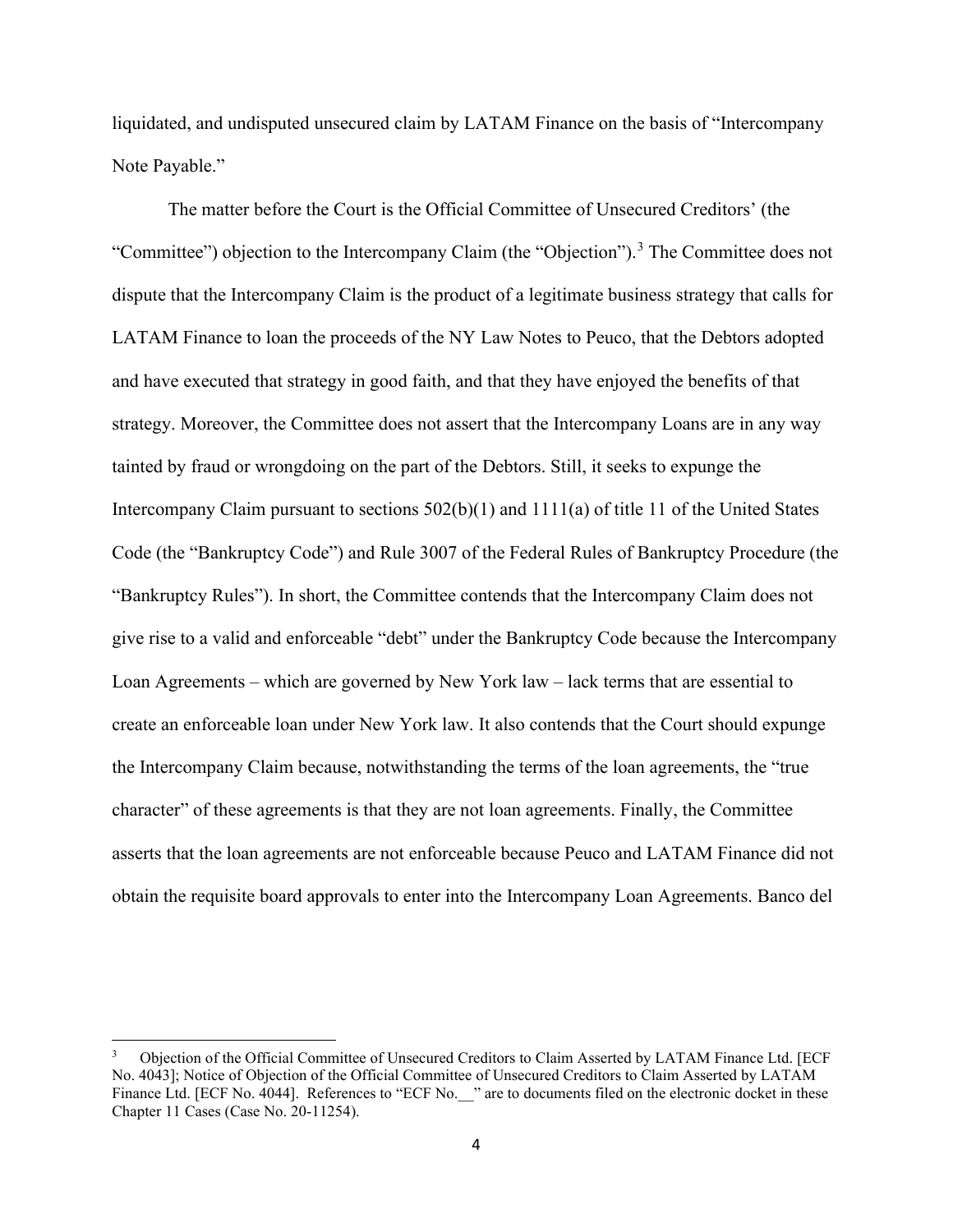liquidated, and undisputed unsecured claim by LATAM Finance on the basis of "Intercompany Note Payable."

The matter before the Court is the Official Committee of Unsecured Creditors' (the "Committee") objection to the Intercompany Claim (the "Objection").[3] The Committee does not dispute that the Intercompany Claim is the product of a legitimate business strategy that calls for LATAM Finance to loan the proceeds of the NY Law Notes to Peuco, that the Debtors adopted and have executed that strategy in good faith, and that they have enjoyed the benefits of that strategy. Moreover, the Committee does not assert that the Intercompany Loans are in any way tainted by fraud or wrongdoing on the part of the Debtors. Still, it seeks to expunge the Intercompany Claim pursuant to sections 502(b)(1) and 1111(a) of title 11 of the United States Code (the "Bankruptcy Code") and Rule 3007 of the Federal Rules of Bankruptcy Procedure (the "Bankruptcy Rules"). In short, the Committee contends that the Intercompany Claim does not give rise to a valid and enforceable "debt" under the Bankruptcy Code because the Intercompany Loan Agreements – which are governed by New York law – lack terms that are essential to create an enforceable loan under New York law. It also contends that the Court should expunge the Intercompany Claim because, notwithstanding the terms of the loan agreements, the "true character" of these agreements is that they are not loan agreements. Finally, the Committee asserts that the loan agreements are not enforceable because Peuco and LATAM Finance did not obtain the requisite board approvals to enter into the Intercompany Loan Agreements. Banco del

[3] Objection of the Official Committee of Unsecured Creditors to Claim Asserted by LATAM Finance Ltd. [ECF No. 4043]; Notice of Objection of the Official Committee of Unsecured Creditors to Claim Asserted by LATAM Finance Ltd. [ECF No. 4044]. References to "ECF No.__" are to documents filed on the electronic docket in these Chapter 11 Cases (Case No. 20-11254).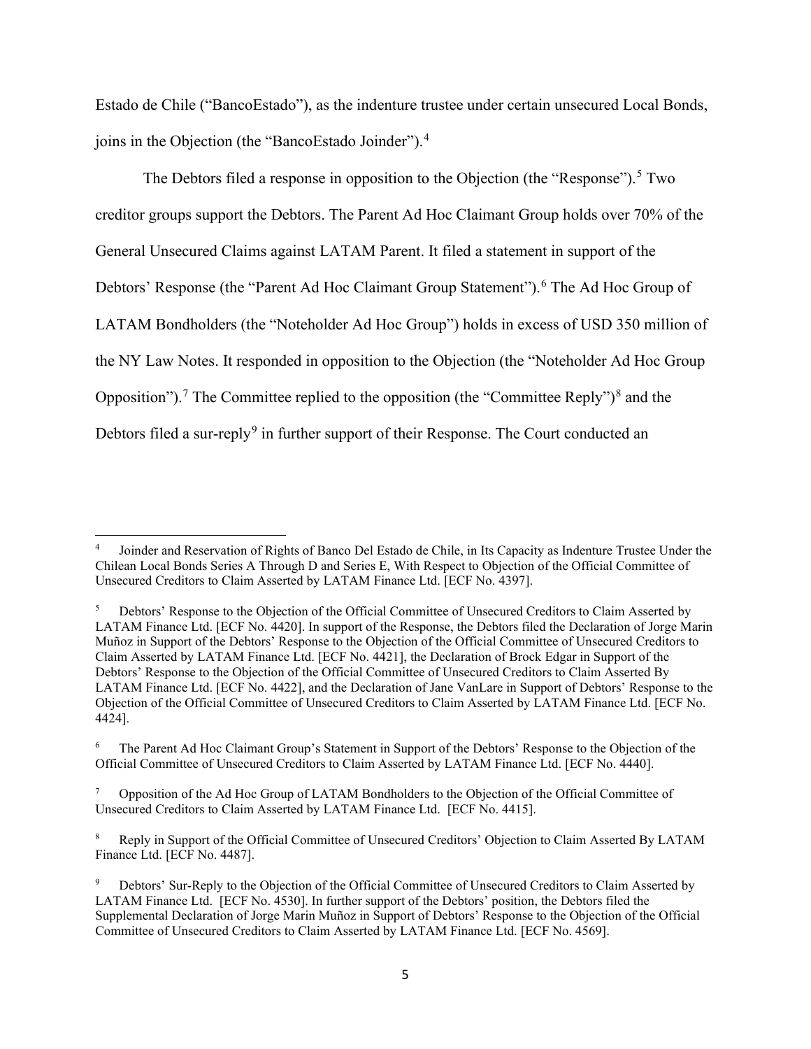Estado de Chile ("BancoEstado"), as the indenture trustee under certain unsecured Local Bonds, joins in the Objection (the "BancoEstado Joinder").[4]

The Debtors filed a response in opposition to the Objection (the "Response").[5] Two creditor groups support the Debtors. The Parent Ad Hoc Claimant Group holds over 70% of the General Unsecured Claims against LATAM Parent. It filed a statement in support of the Debtors' Response (the "Parent Ad Hoc Claimant Group Statement").[6] The Ad Hoc Group of LATAM Bondholders (the "Noteholder Ad Hoc Group") holds in excess of USD 350 million of the NY Law Notes. It responded in opposition to the Objection (the "Noteholder Ad Hoc Group Opposition").[7] The Committee replied to the opposition (the "Committee Reply")[8] and the Debtors filed a sur-reply[9] in further support of their Response. The Court conducted an

---

[4] Joinder and Reservation of Rights of Banco Del Estado de Chile, in Its Capacity as Indenture Trustee Under the Chilean Local Bonds Series A Through D and Series E, With Respect to Objection of the Official Committee of Unsecured Creditors to Claim Asserted by LATAM Finance Ltd. [ECF No. 4397].

[5] Debtors' Response to the Objection of the Official Committee of Unsecured Creditors to Claim Asserted by LATAM Finance Ltd. [ECF No. 4420]. In support of the Response, the Debtors filed the Declaration of Jorge Marin Muñoz in Support of the Debtors' Response to the Objection of the Official Committee of Unsecured Creditors to Claim Asserted by LATAM Finance Ltd. [ECF No. 4421], the Declaration of Brock Edgar in Support of the Debtors' Response to the Objection of the Official Committee of Unsecured Creditors to Claim Asserted By LATAM Finance Ltd. [ECF No. 4422], and the Declaration of Jane VanLare in Support of Debtors' Response to the Objection of the Official Committee of Unsecured Creditors to Claim Asserted by LATAM Finance Ltd. [ECF No. 4424].

[6] The Parent Ad Hoc Claimant Group's Statement in Support of the Debtors' Response to the Objection of the Official Committee of Unsecured Creditors to Claim Asserted by LATAM Finance Ltd. [ECF No. 4440].

[7] Opposition of the Ad Hoc Group of LATAM Bondholders to the Objection of the Official Committee of Unsecured Creditors to Claim Asserted by LATAM Finance Ltd. [ECF No. 4415].

[8] Reply in Support of the Official Committee of Unsecured Creditors' Objection to Claim Asserted By LATAM Finance Ltd. [ECF No. 4487].

[9] Debtors' Sur-Reply to the Objection of the Official Committee of Unsecured Creditors to Claim Asserted by LATAM Finance Ltd. [ECF No. 4530]. In further support of the Debtors' position, the Debtors filed the Supplemental Declaration of Jorge Marin Muñoz in Support of Debtors' Response to the Objection of the Official Committee of Unsecured Creditors to Claim Asserted by LATAM Finance Ltd. [ECF No. 4569].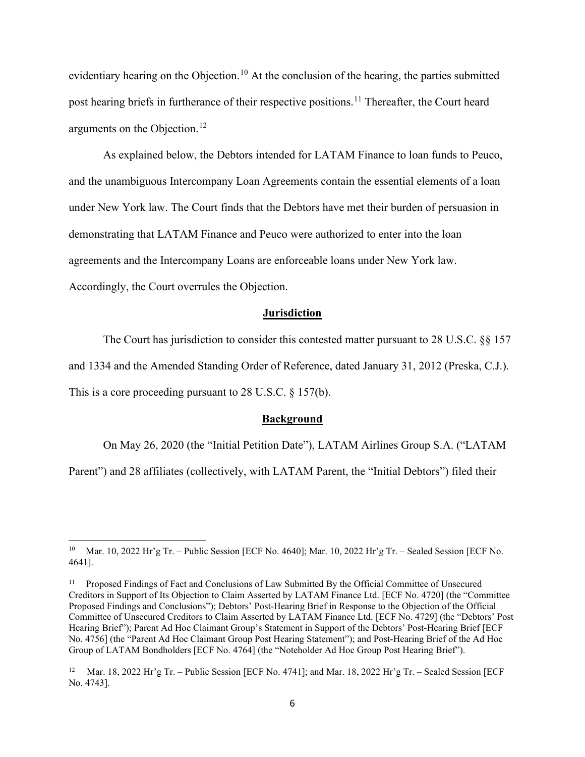evidentiary hearing on the Objection.[10] At the conclusion of the hearing, the parties submitted post hearing briefs in furtherance of their respective positions.[11] Thereafter, the Court heard arguments on the Objection.[12]

As explained below, the Debtors intended for LATAM Finance to loan funds to Peuco, and the unambiguous Intercompany Loan Agreements contain the essential elements of a loan under New York law. The Court finds that the Debtors have met their burden of persuasion in demonstrating that LATAM Finance and Peuco were authorized to enter into the loan agreements and the Intercompany Loans are enforceable loans under New York law. Accordingly, the Court overrules the Objection.

## Jurisdiction

The Court has jurisdiction to consider this contested matter pursuant to 28 U.S.C. §§ 157 and 1334 and the Amended Standing Order of Reference, dated January 31, 2012 (Preska, C.J.). This is a core proceeding pursuant to 28 U.S.C. § 157(b).

## Background

On May 26, 2020 (the "Initial Petition Date"), LATAM Airlines Group S.A. ("LATAM Parent") and 28 affiliates (collectively, with LATAM Parent, the "Initial Debtors") filed their

---

[10] Mar. 10, 2022 Hr'g Tr. – Public Session [ECF No. 4640]; Mar. 10, 2022 Hr'g Tr. – Sealed Session [ECF No. 4641].

[11] Proposed Findings of Fact and Conclusions of Law Submitted By the Official Committee of Unsecured Creditors in Support of Its Objection to Claim Asserted by LATAM Finance Ltd. [ECF No. 4720] (the "Committee Proposed Findings and Conclusions"); Debtors' Post-Hearing Brief in Response to the Objection of the Official Committee of Unsecured Creditors to Claim Asserted by LATAM Finance Ltd. [ECF No. 4729] (the "Debtors' Post Hearing Brief"); Parent Ad Hoc Claimant Group's Statement in Support of the Debtors' Post-Hearing Brief [ECF No. 4756] (the "Parent Ad Hoc Claimant Group Post Hearing Statement"); and Post-Hearing Brief of the Ad Hoc Group of LATAM Bondholders [ECF No. 4764] (the "Noteholder Ad Hoc Group Post Hearing Brief").

[12] Mar. 18, 2022 Hr'g Tr. – Public Session [ECF No. 4741]; and Mar. 18, 2022 Hr'g Tr. – Sealed Session [ECF No. 4743].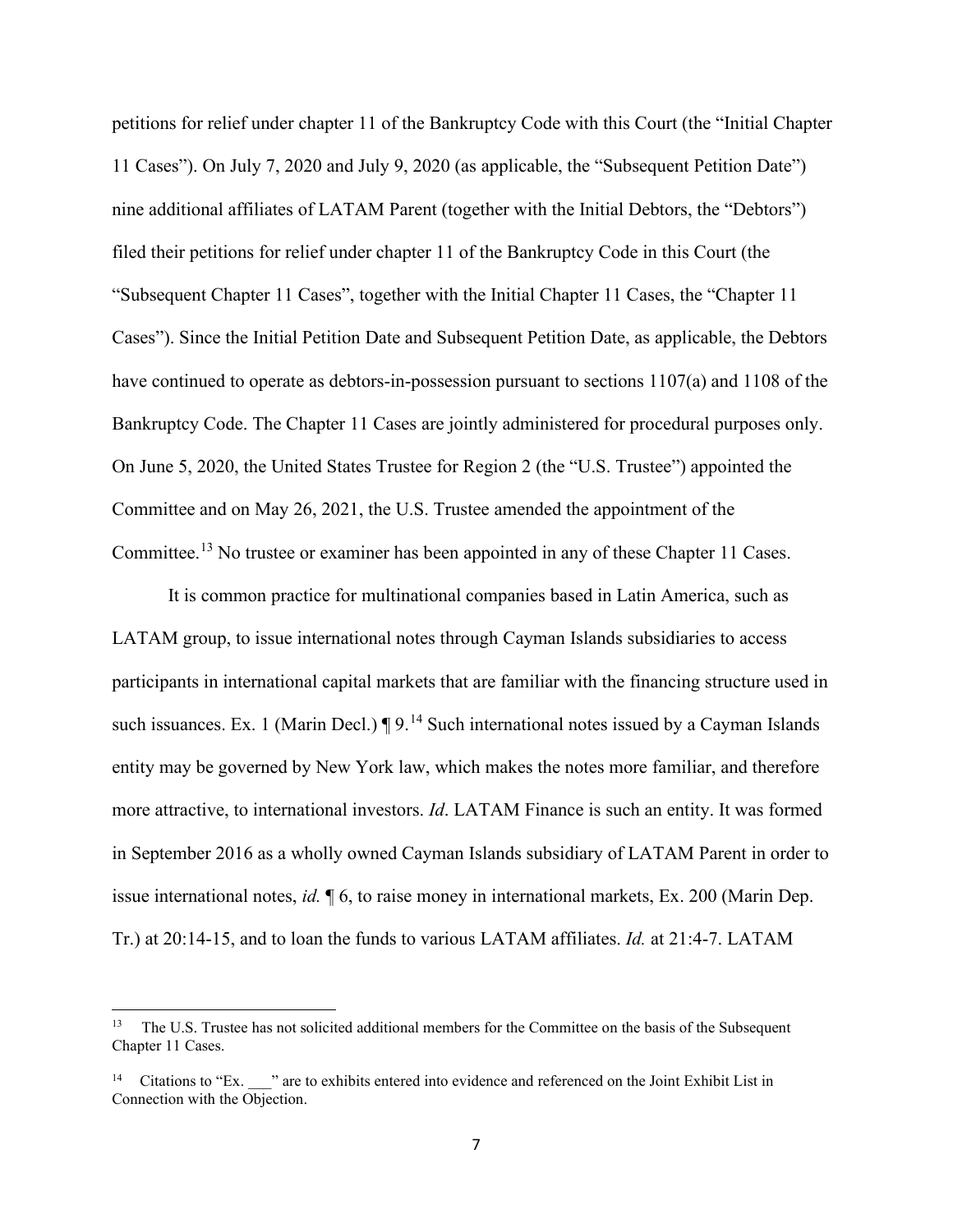petitions for relief under chapter 11 of the Bankruptcy Code with this Court (the "Initial Chapter 11 Cases"). On July 7, 2020 and July 9, 2020 (as applicable, the "Subsequent Petition Date") nine additional affiliates of LATAM Parent (together with the Initial Debtors, the "Debtors") filed their petitions for relief under chapter 11 of the Bankruptcy Code in this Court (the "Subsequent Chapter 11 Cases", together with the Initial Chapter 11 Cases, the "Chapter 11 Cases"). Since the Initial Petition Date and Subsequent Petition Date, as applicable, the Debtors have continued to operate as debtors-in-possession pursuant to sections 1107(a) and 1108 of the Bankruptcy Code. The Chapter 11 Cases are jointly administered for procedural purposes only. On June 5, 2020, the United States Trustee for Region 2 (the "U.S. Trustee") appointed the Committee and on May 26, 2021, the U.S. Trustee amended the appointment of the Committee.[13] No trustee or examiner has been appointed in any of these Chapter 11 Cases.

It is common practice for multinational companies based in Latin America, such as LATAM group, to issue international notes through Cayman Islands subsidiaries to access participants in international capital markets that are familiar with the financing structure used in such issuances. Ex. 1 (Marin Decl.) ¶ 9.[14] Such international notes issued by a Cayman Islands entity may be governed by New York law, which makes the notes more familiar, and therefore more attractive, to international investors. *Id*. LATAM Finance is such an entity. It was formed in September 2016 as a wholly owned Cayman Islands subsidiary of LATAM Parent in order to issue international notes, *id.* ¶ 6, to raise money in international markets, Ex. 200 (Marin Dep. Tr.) at 20:14-15, and to loan the funds to various LATAM affiliates. *Id.* at 21:4-7. LATAM

---

[13] The U.S. Trustee has not solicited additional members for the Committee on the basis of the Subsequent Chapter 11 Cases.

[14] Citations to "Ex. ___" are to exhibits entered into evidence and referenced on the Joint Exhibit List in Connection with the Objection.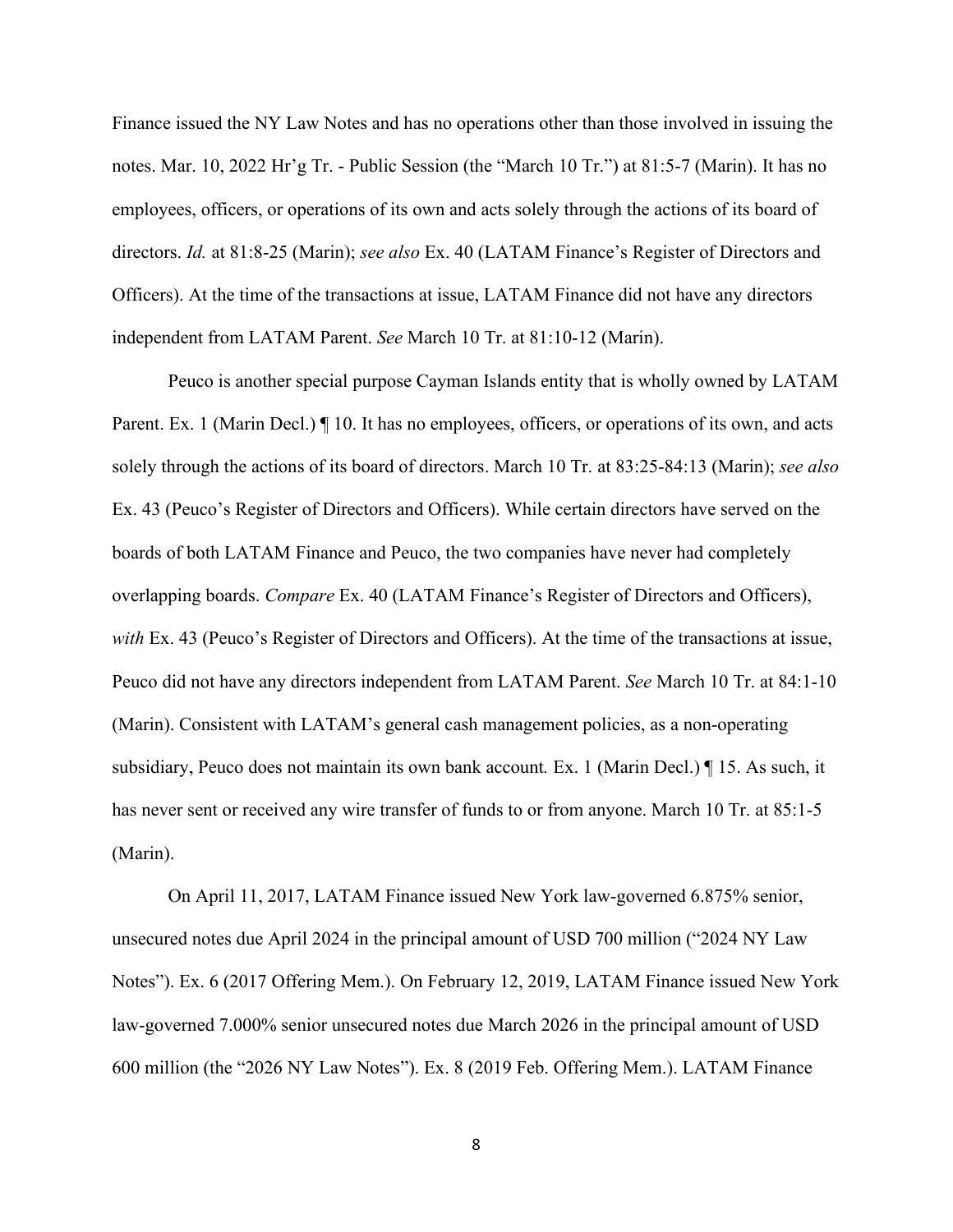Finance issued the NY Law Notes and has no operations other than those involved in issuing the notes. Mar. 10, 2022 Hr'g Tr. - Public Session (the "March 10 Tr.") at 81:5-7 (Marin). It has no employees, officers, or operations of its own and acts solely through the actions of its board of directors. *Id.* at 81:8-25 (Marin); *see also* Ex. 40 (LATAM Finance's Register of Directors and Officers). At the time of the transactions at issue, LATAM Finance did not have any directors independent from LATAM Parent. *See* March 10 Tr. at 81:10-12 (Marin).

Peuco is another special purpose Cayman Islands entity that is wholly owned by LATAM Parent. Ex. 1 (Marin Decl.) ¶ 10. It has no employees, officers, or operations of its own, and acts solely through the actions of its board of directors. March 10 Tr. at 83:25-84:13 (Marin); *see also* Ex. 43 (Peuco's Register of Directors and Officers). While certain directors have served on the boards of both LATAM Finance and Peuco, the two companies have never had completely overlapping boards. *Compare* Ex. 40 (LATAM Finance's Register of Directors and Officers), *with* Ex. 43 (Peuco's Register of Directors and Officers). At the time of the transactions at issue, Peuco did not have any directors independent from LATAM Parent. *See* March 10 Tr. at 84:1-10 (Marin). Consistent with LATAM's general cash management policies, as a non-operating subsidiary, Peuco does not maintain its own bank account*.* Ex. 1 (Marin Decl.) ¶ 15. As such, it has never sent or received any wire transfer of funds to or from anyone. March 10 Tr. at 85:1-5 (Marin).

On April 11, 2017, LATAM Finance issued New York law-governed 6.875% senior, unsecured notes due April 2024 in the principal amount of USD 700 million ("2024 NY Law Notes"). Ex. 6 (2017 Offering Mem.). On February 12, 2019, LATAM Finance issued New York law-governed 7.000% senior unsecured notes due March 2026 in the principal amount of USD 600 million (the "2026 NY Law Notes"). Ex. 8 (2019 Feb. Offering Mem.). LATAM Finance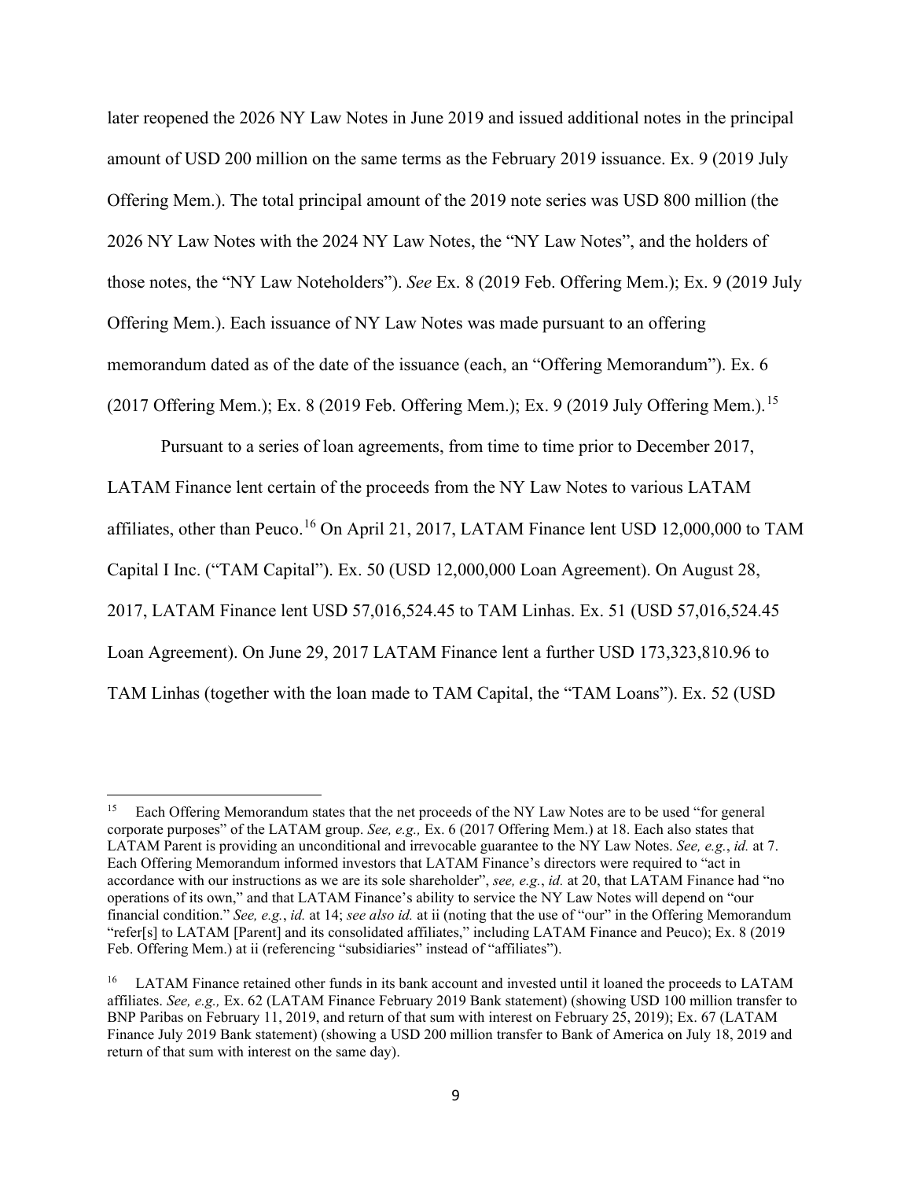later reopened the 2026 NY Law Notes in June 2019 and issued additional notes in the principal amount of USD 200 million on the same terms as the February 2019 issuance. Ex. 9 (2019 July Offering Mem.). The total principal amount of the 2019 note series was USD 800 million (the 2026 NY Law Notes with the 2024 NY Law Notes, the "NY Law Notes", and the holders of those notes, the "NY Law Noteholders"). *See* Ex. 8 (2019 Feb. Offering Mem.); Ex. 9 (2019 July Offering Mem.). Each issuance of NY Law Notes was made pursuant to an offering memorandum dated as of the date of the issuance (each, an "Offering Memorandum"). Ex. 6 (2017 Offering Mem.); Ex. 8 (2019 Feb. Offering Mem.); Ex. 9 (2019 July Offering Mem.).[15]

Pursuant to a series of loan agreements, from time to time prior to December 2017, LATAM Finance lent certain of the proceeds from the NY Law Notes to various LATAM affiliates, other than Peuco.[16] On April 21, 2017, LATAM Finance lent USD 12,000,000 to TAM Capital I Inc. ("TAM Capital"). Ex. 50 (USD 12,000,000 Loan Agreement). On August 28, 2017, LATAM Finance lent USD 57,016,524.45 to TAM Linhas. Ex. 51 (USD 57,016,524.45 Loan Agreement). On June 29, 2017 LATAM Finance lent a further USD 173,323,810.96 to TAM Linhas (together with the loan made to TAM Capital, the "TAM Loans"). Ex. 52 (USD

---

[15] Each Offering Memorandum states that the net proceeds of the NY Law Notes are to be used "for general corporate purposes" of the LATAM group. *See, e.g.,* Ex. 6 (2017 Offering Mem.) at 18. Each also states that LATAM Parent is providing an unconditional and irrevocable guarantee to the NY Law Notes. *See, e.g.*, *id.* at 7. Each Offering Memorandum informed investors that LATAM Finance's directors were required to "act in accordance with our instructions as we are its sole shareholder", *see, e.g.*, *id.* at 20, that LATAM Finance had "no operations of its own," and that LATAM Finance's ability to service the NY Law Notes will depend on "our financial condition." *See, e.g.*, *id.* at 14; *see also id.* at ii (noting that the use of "our" in the Offering Memorandum "refer[s] to LATAM [Parent] and its consolidated affiliates," including LATAM Finance and Peuco); Ex. 8 (2019 Feb. Offering Mem.) at ii (referencing "subsidiaries" instead of "affiliates").

[16] LATAM Finance retained other funds in its bank account and invested until it loaned the proceeds to LATAM affiliates. *See, e.g.,* Ex. 62 (LATAM Finance February 2019 Bank statement) (showing USD 100 million transfer to BNP Paribas on February 11, 2019, and return of that sum with interest on February 25, 2019); Ex. 67 (LATAM Finance July 2019 Bank statement) (showing a USD 200 million transfer to Bank of America on July 18, 2019 and return of that sum with interest on the same day).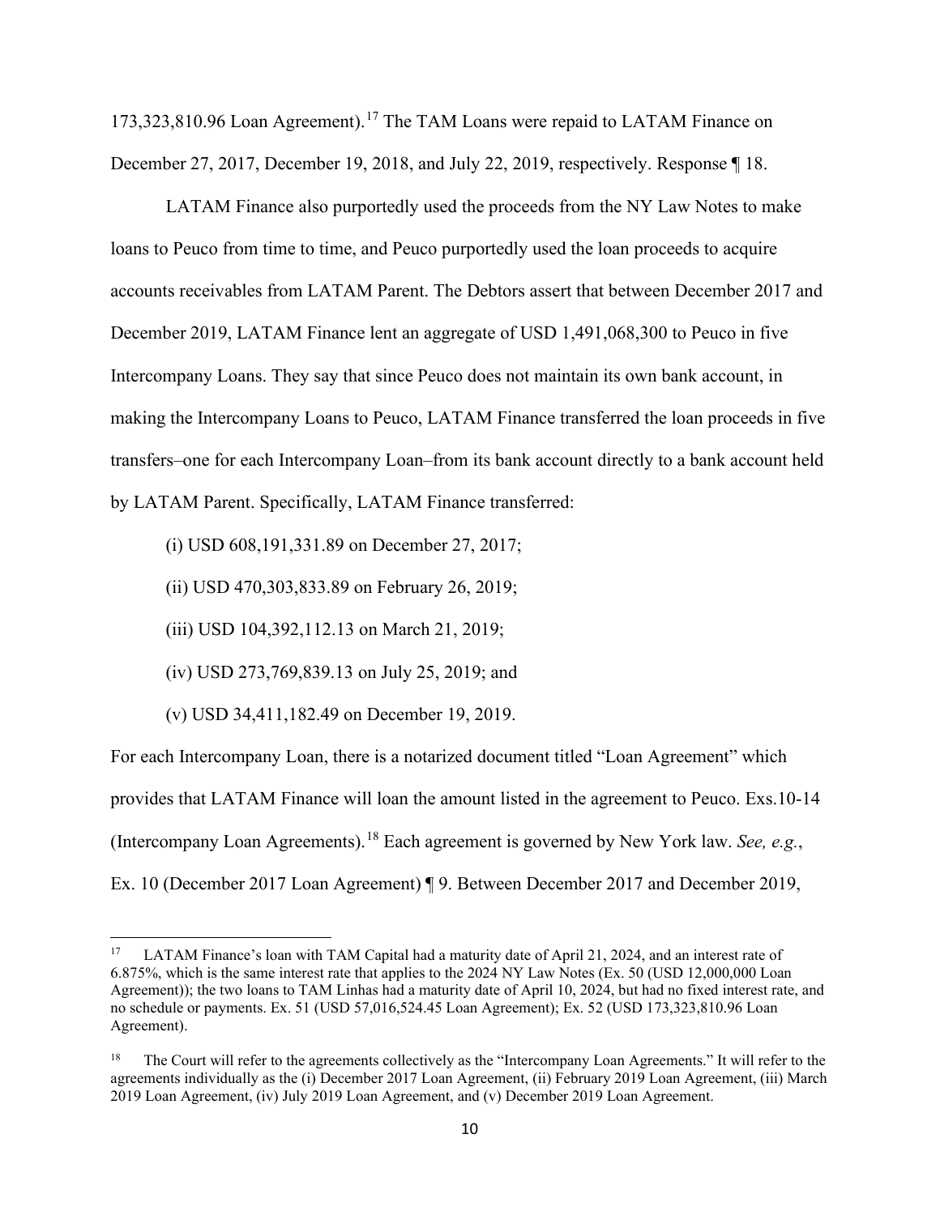173,323,810.96 Loan Agreement).[17] The TAM Loans were repaid to LATAM Finance on December 27, 2017, December 19, 2018, and July 22, 2019, respectively. Response ¶ 18.

LATAM Finance also purportedly used the proceeds from the NY Law Notes to make loans to Peuco from time to time, and Peuco purportedly used the loan proceeds to acquire accounts receivables from LATAM Parent. The Debtors assert that between December 2017 and December 2019, LATAM Finance lent an aggregate of USD 1,491,068,300 to Peuco in five Intercompany Loans. They say that since Peuco does not maintain its own bank account, in making the Intercompany Loans to Peuco, LATAM Finance transferred the loan proceeds in five transfers–one for each Intercompany Loan–from its bank account directly to a bank account held by LATAM Parent. Specifically, LATAM Finance transferred:

(i) USD 608,191,331.89 on December 27, 2017;

(ii) USD 470,303,833.89 on February 26, 2019;

(iii) USD 104,392,112.13 on March 21, 2019;

(iv) USD 273,769,839.13 on July 25, 2019; and

(v) USD 34,411,182.49 on December 19, 2019.

For each Intercompany Loan, there is a notarized document titled "Loan Agreement" which provides that LATAM Finance will loan the amount listed in the agreement to Peuco. Exs.10-14 (Intercompany Loan Agreements).[18] Each agreement is governed by New York law. *See, e.g.*, Ex. 10 (December 2017 Loan Agreement) ¶ 9. Between December 2017 and December 2019,

---

[17] LATAM Finance's loan with TAM Capital had a maturity date of April 21, 2024, and an interest rate of 6.875%, which is the same interest rate that applies to the 2024 NY Law Notes (Ex. 50 (USD 12,000,000 Loan Agreement)); the two loans to TAM Linhas had a maturity date of April 10, 2024, but had no fixed interest rate, and no schedule or payments. Ex. 51 (USD 57,016,524.45 Loan Agreement); Ex. 52 (USD 173,323,810.96 Loan Agreement).

[18] The Court will refer to the agreements collectively as the "Intercompany Loan Agreements." It will refer to the agreements individually as the (i) December 2017 Loan Agreement, (ii) February 2019 Loan Agreement, (iii) March 2019 Loan Agreement, (iv) July 2019 Loan Agreement, and (v) December 2019 Loan Agreement.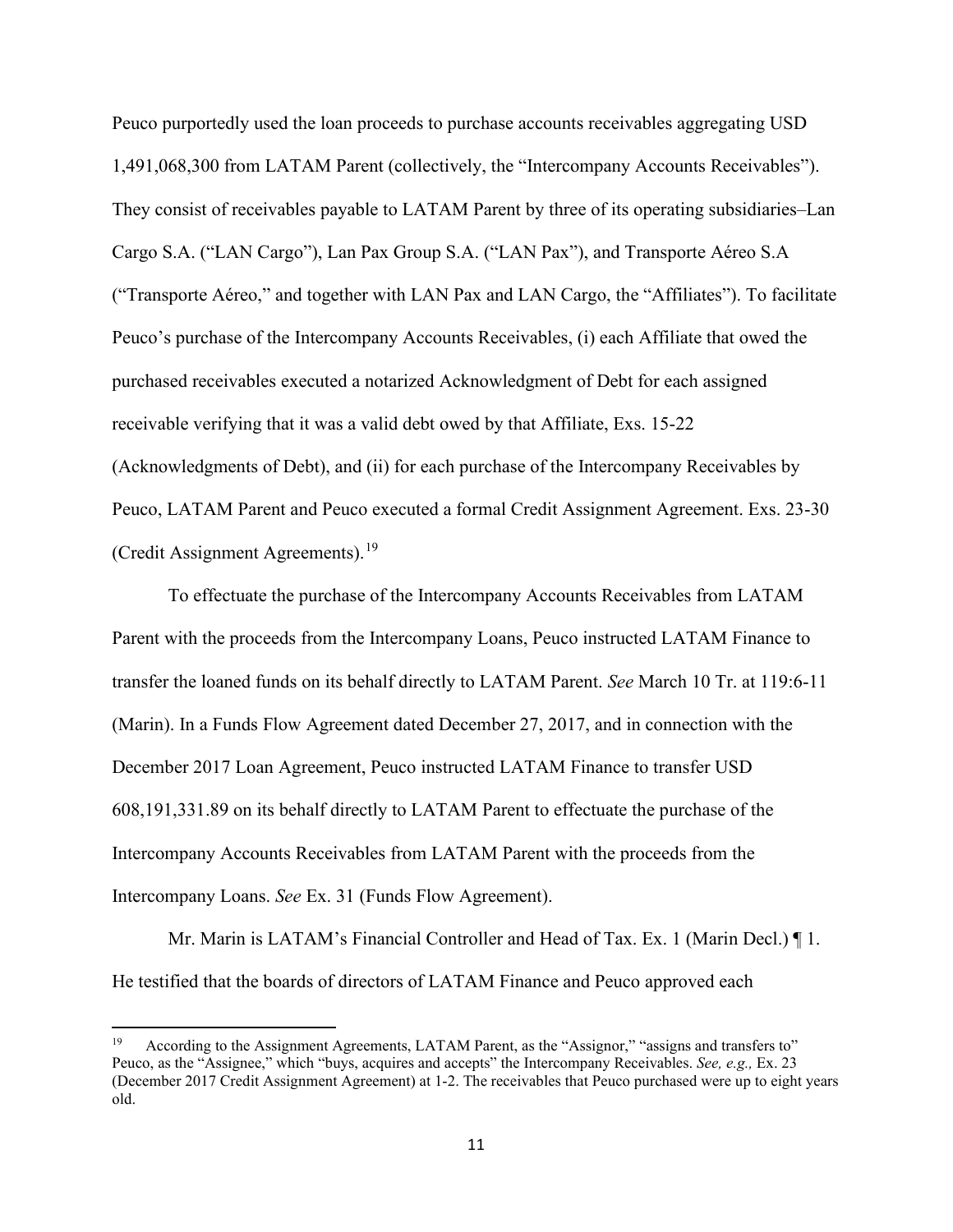Peuco purportedly used the loan proceeds to purchase accounts receivables aggregating USD 1,491,068,300 from LATAM Parent (collectively, the "Intercompany Accounts Receivables"). They consist of receivables payable to LATAM Parent by three of its operating subsidiaries–Lan Cargo S.A. ("LAN Cargo"), Lan Pax Group S.A. ("LAN Pax"), and Transporte Aéreo S.A ("Transporte Aéreo," and together with LAN Pax and LAN Cargo, the "Affiliates"). To facilitate Peuco's purchase of the Intercompany Accounts Receivables, (i) each Affiliate that owed the purchased receivables executed a notarized Acknowledgment of Debt for each assigned receivable verifying that it was a valid debt owed by that Affiliate, Exs. 15-22 (Acknowledgments of Debt), and (ii) for each purchase of the Intercompany Receivables by Peuco, LATAM Parent and Peuco executed a formal Credit Assignment Agreement. Exs. 23-30 (Credit Assignment Agreements).[19]

To effectuate the purchase of the Intercompany Accounts Receivables from LATAM Parent with the proceeds from the Intercompany Loans, Peuco instructed LATAM Finance to transfer the loaned funds on its behalf directly to LATAM Parent. *See* March 10 Tr. at 119:6-11 (Marin). In a Funds Flow Agreement dated December 27, 2017, and in connection with the December 2017 Loan Agreement, Peuco instructed LATAM Finance to transfer USD 608,191,331.89 on its behalf directly to LATAM Parent to effectuate the purchase of the Intercompany Accounts Receivables from LATAM Parent with the proceeds from the Intercompany Loans. *See* Ex. 31 (Funds Flow Agreement).

Mr. Marin is LATAM's Financial Controller and Head of Tax. Ex. 1 (Marin Decl.) ¶ 1. He testified that the boards of directors of LATAM Finance and Peuco approved each

[19] According to the Assignment Agreements, LATAM Parent, as the "Assignor," "assigns and transfers to" Peuco, as the "Assignee," which "buys, acquires and accepts" the Intercompany Receivables. *See, e.g.,* Ex. 23 (December 2017 Credit Assignment Agreement) at 1-2. The receivables that Peuco purchased were up to eight years old.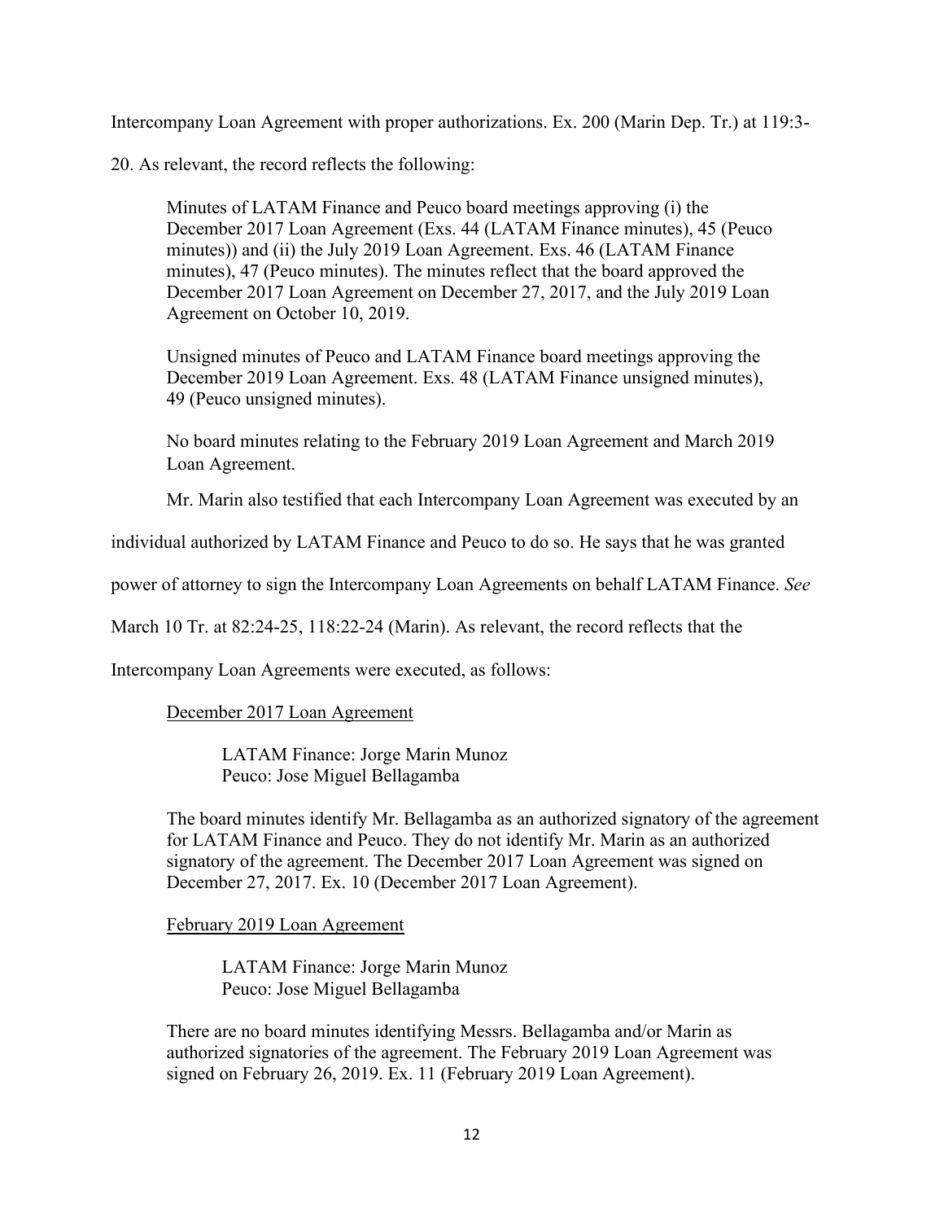Intercompany Loan Agreement with proper authorizations. Ex. 200 (Marin Dep. Tr.) at 119:3-20. As relevant, the record reflects the following:

> Minutes of LATAM Finance and Peuco board meetings approving (i) the December 2017 Loan Agreement (Exs. 44 (LATAM Finance minutes), 45 (Peuco minutes)) and (ii) the July 2019 Loan Agreement. Exs. 46 (LATAM Finance minutes), 47 (Peuco minutes). The minutes reflect that the board approved the December 2017 Loan Agreement on December 27, 2017, and the July 2019 Loan Agreement on October 10, 2019.
>
> Unsigned minutes of Peuco and LATAM Finance board meetings approving the December 2019 Loan Agreement. Exs. 48 (LATAM Finance unsigned minutes), 49 (Peuco unsigned minutes).
>
> No board minutes relating to the February 2019 Loan Agreement and March 2019 Loan Agreement.

Mr. Marin also testified that each Intercompany Loan Agreement was executed by an individual authorized by LATAM Finance and Peuco to do so. He says that he was granted power of attorney to sign the Intercompany Loan Agreements on behalf LATAM Finance. *See* March 10 Tr. at 82:24-25, 118:22-24 (Marin). As relevant, the record reflects that the Intercompany Loan Agreements were executed, as follows:

> <u>December 2017 Loan Agreement</u>
>
> > LATAM Finance: Jorge Marin Munoz
> > Peuco: Jose Miguel Bellagamba
>
> The board minutes identify Mr. Bellagamba as an authorized signatory of the agreement for LATAM Finance and Peuco. They do not identify Mr. Marin as an authorized signatory of the agreement. The December 2017 Loan Agreement was signed on December 27, 2017. Ex. 10 (December 2017 Loan Agreement).
>
> <u>February 2019 Loan Agreement</u>
>
> > LATAM Finance: Jorge Marin Munoz
> > Peuco: Jose Miguel Bellagamba
>
> There are no board minutes identifying Messrs. Bellagamba and/or Marin as authorized signatories of the agreement. The February 2019 Loan Agreement was signed on February 26, 2019. Ex. 11 (February 2019 Loan Agreement).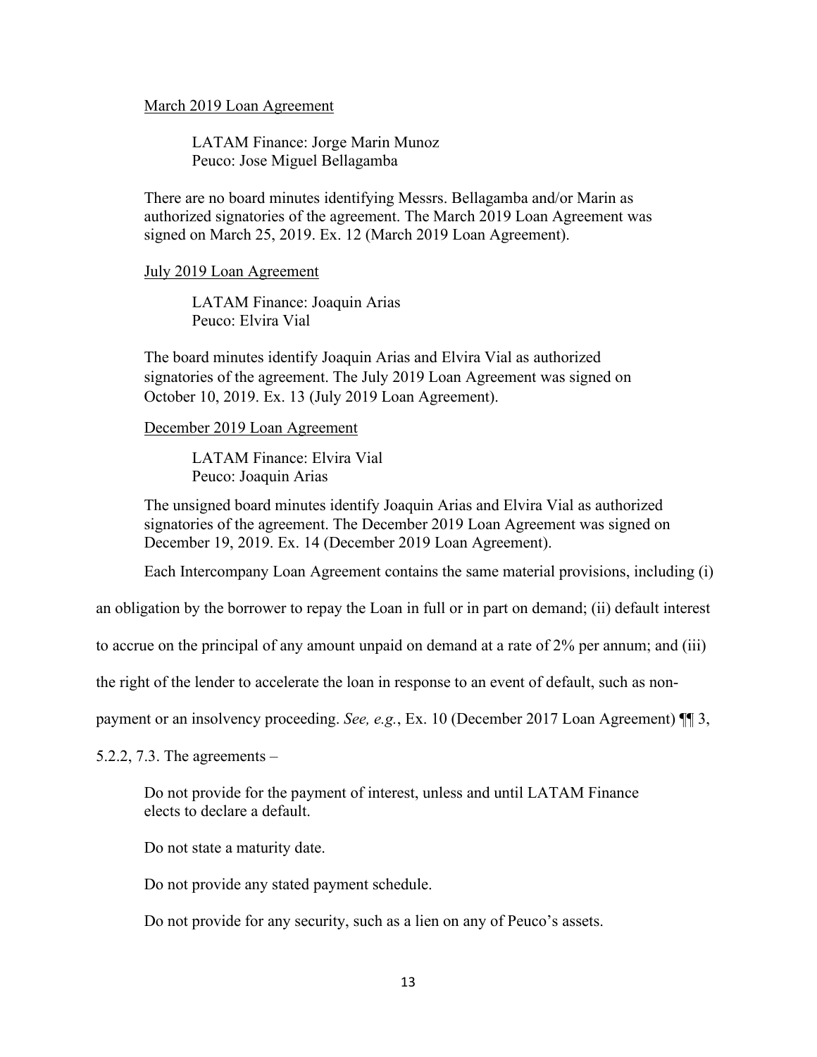<u>March 2019 Loan Agreement</u>

> LATAM Finance: Jorge Marin Munoz
> Peuco: Jose Miguel Bellagamba

There are no board minutes identifying Messrs. Bellagamba and/or Marin as authorized signatories of the agreement. The March 2019 Loan Agreement was signed on March 25, 2019. Ex. 12 (March 2019 Loan Agreement).

<u>July 2019 Loan Agreement</u>

> LATAM Finance: Joaquin Arias
> Peuco: Elvira Vial

The board minutes identify Joaquin Arias and Elvira Vial as authorized signatories of the agreement. The July 2019 Loan Agreement was signed on October 10, 2019. Ex. 13 (July 2019 Loan Agreement).

<u>December 2019 Loan Agreement</u>

> LATAM Finance: Elvira Vial
> Peuco: Joaquin Arias

The unsigned board minutes identify Joaquin Arias and Elvira Vial as authorized signatories of the agreement. The December 2019 Loan Agreement was signed on December 19, 2019. Ex. 14 (December 2019 Loan Agreement).

Each Intercompany Loan Agreement contains the same material provisions, including (i) an obligation by the borrower to repay the Loan in full or in part on demand; (ii) default interest to accrue on the principal of any amount unpaid on demand at a rate of 2% per annum; and (iii) the right of the lender to accelerate the loan in response to an event of default, such as non-payment or an insolvency proceeding. *See, e.g.*, Ex. 10 (December 2017 Loan Agreement) ¶¶ 3, 5.2.2, 7.3. The agreements –

> Do not provide for the payment of interest, unless and until LATAM Finance elects to declare a default.
>
> Do not state a maturity date.
>
> Do not provide any stated payment schedule.
>
> Do not provide for any security, such as a lien on any of Peuco's assets.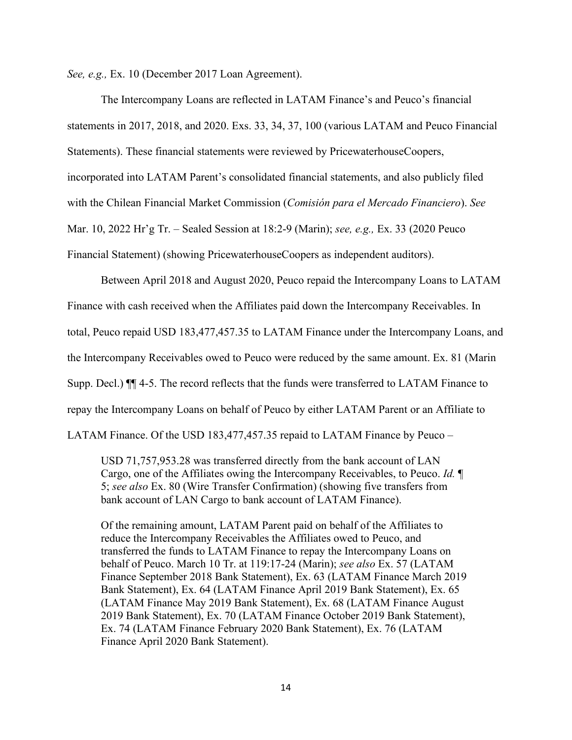*See, e.g.,* Ex. 10 (December 2017 Loan Agreement).

The Intercompany Loans are reflected in LATAM Finance's and Peuco's financial statements in 2017, 2018, and 2020. Exs. 33, 34, 37, 100 (various LATAM and Peuco Financial Statements). These financial statements were reviewed by PricewaterhouseCoopers, incorporated into LATAM Parent's consolidated financial statements, and also publicly filed with the Chilean Financial Market Commission (*Comisión para el Mercado Financiero*). *See* Mar. 10, 2022 Hr'g Tr. – Sealed Session at 18:2-9 (Marin); *see, e.g.,* Ex. 33 (2020 Peuco Financial Statement) (showing PricewaterhouseCoopers as independent auditors).

Between April 2018 and August 2020, Peuco repaid the Intercompany Loans to LATAM Finance with cash received when the Affiliates paid down the Intercompany Receivables. In total, Peuco repaid USD 183,477,457.35 to LATAM Finance under the Intercompany Loans, and the Intercompany Receivables owed to Peuco were reduced by the same amount. Ex. 81 (Marin Supp. Decl.) ¶¶ 4-5. The record reflects that the funds were transferred to LATAM Finance to repay the Intercompany Loans on behalf of Peuco by either LATAM Parent or an Affiliate to LATAM Finance. Of the USD 183,477,457.35 repaid to LATAM Finance by Peuco –

> USD 71,757,953.28 was transferred directly from the bank account of LAN Cargo, one of the Affiliates owing the Intercompany Receivables, to Peuco. *Id.* ¶ 5; *see also* Ex. 80 (Wire Transfer Confirmation) (showing five transfers from bank account of LAN Cargo to bank account of LATAM Finance).
>
> Of the remaining amount, LATAM Parent paid on behalf of the Affiliates to reduce the Intercompany Receivables the Affiliates owed to Peuco, and transferred the funds to LATAM Finance to repay the Intercompany Loans on behalf of Peuco. March 10 Tr. at 119:17-24 (Marin); *see also* Ex. 57 (LATAM Finance September 2018 Bank Statement), Ex. 63 (LATAM Finance March 2019 Bank Statement), Ex. 64 (LATAM Finance April 2019 Bank Statement), Ex. 65 (LATAM Finance May 2019 Bank Statement), Ex. 68 (LATAM Finance August 2019 Bank Statement), Ex. 70 (LATAM Finance October 2019 Bank Statement), Ex. 74 (LATAM Finance February 2020 Bank Statement), Ex. 76 (LATAM Finance April 2020 Bank Statement).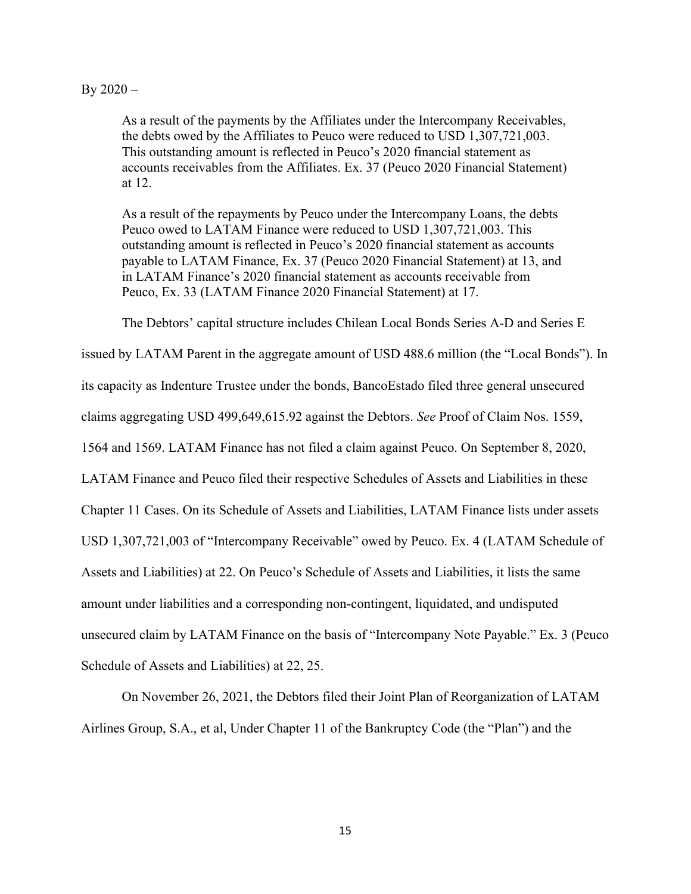By 2020 –

> As a result of the payments by the Affiliates under the Intercompany Receivables, the debts owed by the Affiliates to Peuco were reduced to USD 1,307,721,003. This outstanding amount is reflected in Peuco's 2020 financial statement as accounts receivables from the Affiliates. Ex. 37 (Peuco 2020 Financial Statement) at 12.
>
> As a result of the repayments by Peuco under the Intercompany Loans, the debts Peuco owed to LATAM Finance were reduced to USD 1,307,721,003. This outstanding amount is reflected in Peuco's 2020 financial statement as accounts payable to LATAM Finance, Ex. 37 (Peuco 2020 Financial Statement) at 13, and in LATAM Finance's 2020 financial statement as accounts receivable from Peuco, Ex. 33 (LATAM Finance 2020 Financial Statement) at 17.

The Debtors' capital structure includes Chilean Local Bonds Series A-D and Series E issued by LATAM Parent in the aggregate amount of USD 488.6 million (the "Local Bonds"). In its capacity as Indenture Trustee under the bonds, BancoEstado filed three general unsecured claims aggregating USD 499,649,615.92 against the Debtors. *See* Proof of Claim Nos. 1559, 1564 and 1569. LATAM Finance has not filed a claim against Peuco. On September 8, 2020, LATAM Finance and Peuco filed their respective Schedules of Assets and Liabilities in these Chapter 11 Cases. On its Schedule of Assets and Liabilities, LATAM Finance lists under assets USD 1,307,721,003 of "Intercompany Receivable" owed by Peuco. Ex. 4 (LATAM Schedule of Assets and Liabilities) at 22. On Peuco's Schedule of Assets and Liabilities, it lists the same amount under liabilities and a corresponding non-contingent, liquidated, and undisputed unsecured claim by LATAM Finance on the basis of "Intercompany Note Payable." Ex. 3 (Peuco Schedule of Assets and Liabilities) at 22, 25.

On November 26, 2021, the Debtors filed their Joint Plan of Reorganization of LATAM Airlines Group, S.A., et al, Under Chapter 11 of the Bankruptcy Code (the "Plan") and the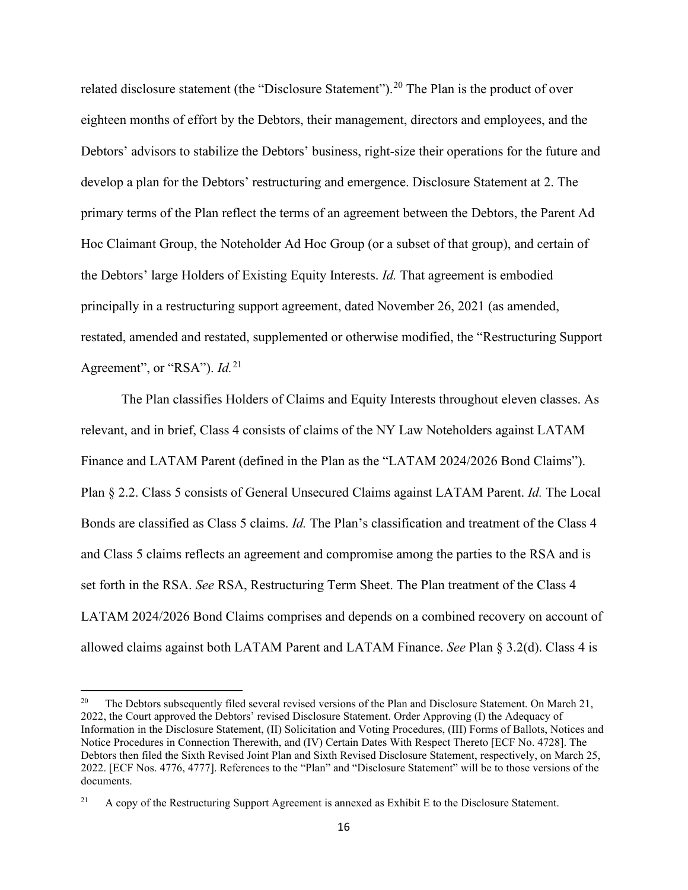related disclosure statement (the "Disclosure Statement").[20] The Plan is the product of over eighteen months of effort by the Debtors, their management, directors and employees, and the Debtors' advisors to stabilize the Debtors' business, right-size their operations for the future and develop a plan for the Debtors' restructuring and emergence. Disclosure Statement at 2. The primary terms of the Plan reflect the terms of an agreement between the Debtors, the Parent Ad Hoc Claimant Group, the Noteholder Ad Hoc Group (or a subset of that group), and certain of the Debtors' large Holders of Existing Equity Interests. *Id.* That agreement is embodied principally in a restructuring support agreement, dated November 26, 2021 (as amended, restated, amended and restated, supplemented or otherwise modified, the "Restructuring Support Agreement", or "RSA"). *Id.*[21]

The Plan classifies Holders of Claims and Equity Interests throughout eleven classes. As relevant, and in brief, Class 4 consists of claims of the NY Law Noteholders against LATAM Finance and LATAM Parent (defined in the Plan as the "LATAM 2024/2026 Bond Claims"). Plan § 2.2. Class 5 consists of General Unsecured Claims against LATAM Parent. *Id.* The Local Bonds are classified as Class 5 claims. *Id.* The Plan's classification and treatment of the Class 4 and Class 5 claims reflects an agreement and compromise among the parties to the RSA and is set forth in the RSA. *See* RSA, Restructuring Term Sheet. The Plan treatment of the Class 4 LATAM 2024/2026 Bond Claims comprises and depends on a combined recovery on account of allowed claims against both LATAM Parent and LATAM Finance. *See* Plan § 3.2(d). Class 4 is

---

[20] The Debtors subsequently filed several revised versions of the Plan and Disclosure Statement. On March 21, 2022, the Court approved the Debtors' revised Disclosure Statement. Order Approving (I) the Adequacy of Information in the Disclosure Statement, (II) Solicitation and Voting Procedures, (III) Forms of Ballots, Notices and Notice Procedures in Connection Therewith, and (IV) Certain Dates With Respect Thereto [ECF No. 4728]. The Debtors then filed the Sixth Revised Joint Plan and Sixth Revised Disclosure Statement, respectively, on March 25, 2022. [ECF Nos. 4776, 4777]. References to the "Plan" and "Disclosure Statement" will be to those versions of the documents.

[21] A copy of the Restructuring Support Agreement is annexed as Exhibit E to the Disclosure Statement.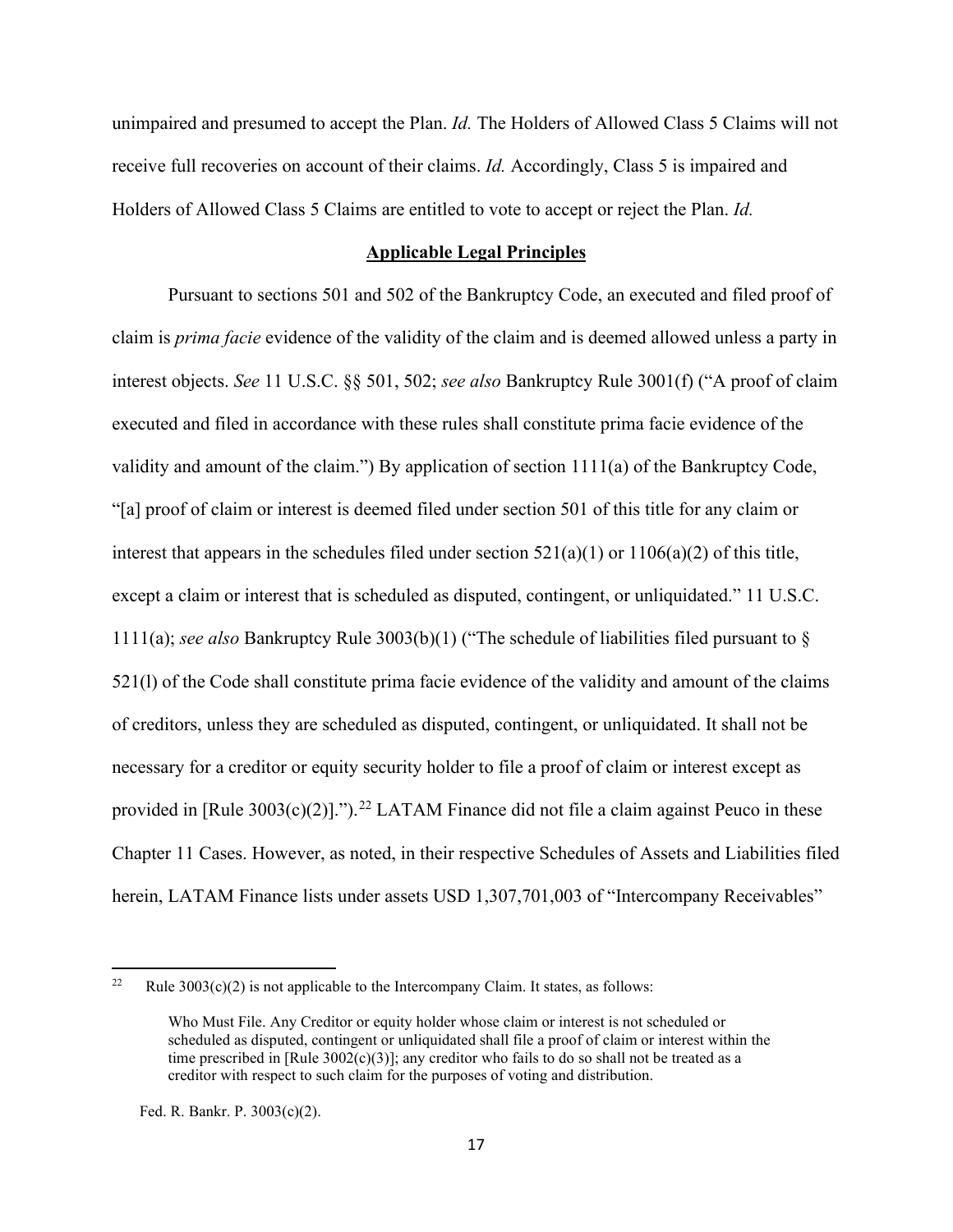unimpaired and presumed to accept the Plan. *Id.* The Holders of Allowed Class 5 Claims will not receive full recoveries on account of their claims. *Id.* Accordingly, Class 5 is impaired and Holders of Allowed Class 5 Claims are entitled to vote to accept or reject the Plan. *Id.*

**Applicable Legal Principles**

Pursuant to sections 501 and 502 of the Bankruptcy Code, an executed and filed proof of claim is *prima facie* evidence of the validity of the claim and is deemed allowed unless a party in interest objects. *See* 11 U.S.C. §§ 501, 502; *see also* Bankruptcy Rule 3001(f) ("A proof of claim executed and filed in accordance with these rules shall constitute prima facie evidence of the validity and amount of the claim.") By application of section 1111(a) of the Bankruptcy Code, "[a] proof of claim or interest is deemed filed under section 501 of this title for any claim or interest that appears in the schedules filed under section 521(a)(1) or 1106(a)(2) of this title, except a claim or interest that is scheduled as disputed, contingent, or unliquidated." 11 U.S.C. 1111(a); *see also* Bankruptcy Rule 3003(b)(1) ("The schedule of liabilities filed pursuant to § 521(l) of the Code shall constitute prima facie evidence of the validity and amount of the claims of creditors, unless they are scheduled as disputed, contingent, or unliquidated. It shall not be necessary for a creditor or equity security holder to file a proof of claim or interest except as provided in [Rule 3003(c)(2)].").[22] LATAM Finance did not file a claim against Peuco in these Chapter 11 Cases. However, as noted, in their respective Schedules of Assets and Liabilities filed herein, LATAM Finance lists under assets USD 1,307,701,003 of "Intercompany Receivables"

---

[22] Rule 3003(c)(2) is not applicable to the Intercompany Claim. It states, as follows:

> Who Must File. Any Creditor or equity holder whose claim or interest is not scheduled or scheduled as disputed, contingent or unliquidated shall file a proof of claim or interest within the time prescribed in [Rule 3002(c)(3)]; any creditor who fails to do so shall not be treated as a creditor with respect to such claim for the purposes of voting and distribution.

Fed. R. Bankr. P. 3003(c)(2).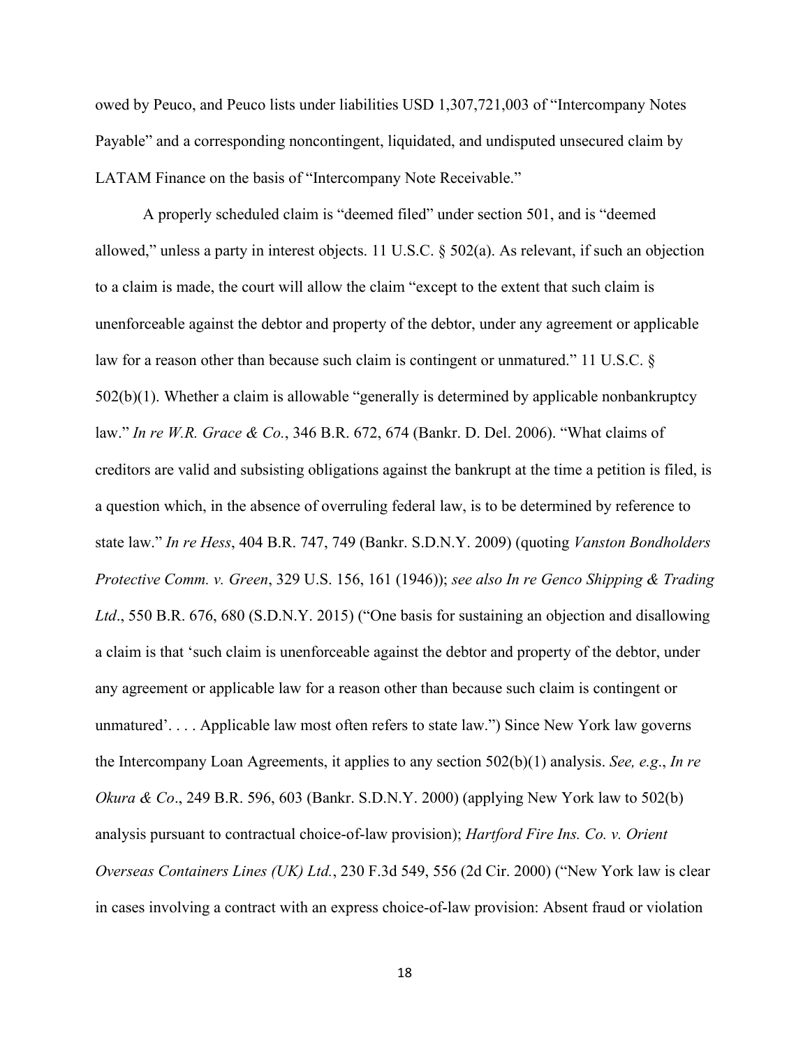owed by Peuco, and Peuco lists under liabilities USD 1,307,721,003 of "Intercompany Notes Payable" and a corresponding noncontingent, liquidated, and undisputed unsecured claim by LATAM Finance on the basis of "Intercompany Note Receivable."

A properly scheduled claim is "deemed filed" under section 501, and is "deemed allowed," unless a party in interest objects. 11 U.S.C. § 502(a). As relevant, if such an objection to a claim is made, the court will allow the claim "except to the extent that such claim is unenforceable against the debtor and property of the debtor, under any agreement or applicable law for a reason other than because such claim is contingent or unmatured." 11 U.S.C. § 502(b)(1). Whether a claim is allowable "generally is determined by applicable nonbankruptcy law." *In re W.R. Grace & Co.*, 346 B.R. 672, 674 (Bankr. D. Del. 2006). "What claims of creditors are valid and subsisting obligations against the bankrupt at the time a petition is filed, is a question which, in the absence of overruling federal law, is to be determined by reference to state law." *In re Hess*, 404 B.R. 747, 749 (Bankr. S.D.N.Y. 2009) (quoting *Vanston Bondholders Protective Comm. v. Green*, 329 U.S. 156, 161 (1946)); *see also In re Genco Shipping & Trading Ltd*., 550 B.R. 676, 680 (S.D.N.Y. 2015) ("One basis for sustaining an objection and disallowing a claim is that 'such claim is unenforceable against the debtor and property of the debtor, under any agreement or applicable law for a reason other than because such claim is contingent or unmatured'. . . . Applicable law most often refers to state law.") Since New York law governs the Intercompany Loan Agreements, it applies to any section 502(b)(1) analysis. *See, e.g*., *In re Okura & Co*., 249 B.R. 596, 603 (Bankr. S.D.N.Y. 2000) (applying New York law to 502(b) analysis pursuant to contractual choice-of-law provision); *Hartford Fire Ins. Co. v. Orient Overseas Containers Lines (UK) Ltd.*, 230 F.3d 549, 556 (2d Cir. 2000) ("New York law is clear in cases involving a contract with an express choice-of-law provision: Absent fraud or violation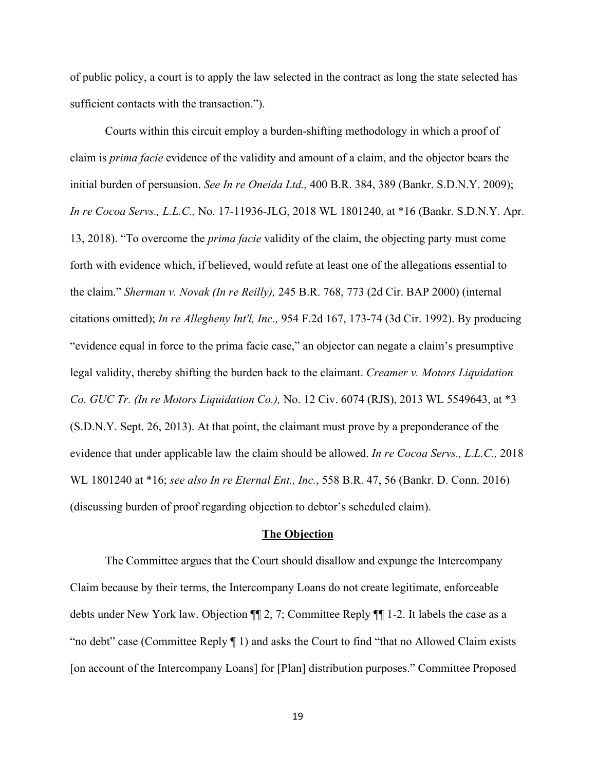of public policy, a court is to apply the law selected in the contract as long the state selected has sufficient contacts with the transaction.").

Courts within this circuit employ a burden-shifting methodology in which a proof of claim is *prima facie* evidence of the validity and amount of a claim, and the objector bears the initial burden of persuasion. *See In re Oneida Ltd.,* 400 B.R. 384, 389 (Bankr. S.D.N.Y. 2009); *In re Cocoa Servs., L.L.C.,* No. 17-11936-JLG, 2018 WL 1801240, at *16 (Bankr. S.D.N.Y. Apr. 13, 2018). "To overcome the *prima facie* validity of the claim, the objecting party must come forth with evidence which, if believed, would refute at least one of the allegations essential to the claim." *Sherman v. Novak (In re Reilly),* 245 B.R. 768, 773 (2d Cir. BAP 2000) (internal citations omitted); *In re Allegheny Int'l, Inc.,* 954 F.2d 167, 173-74 (3d Cir. 1992). By producing "evidence equal in force to the prima facie case," an objector can negate a claim's presumptive legal validity, thereby shifting the burden back to the claimant. *Creamer v. Motors Liquidation Co. GUC Tr. (In re Motors Liquidation Co.),* No. 12 Civ. 6074 (RJS), 2013 WL 5549643, at *3 (S.D.N.Y. Sept. 26, 2013). At that point, the claimant must prove by a preponderance of the evidence that under applicable law the claim should be allowed. *In re Cocoa Servs., L.L.C.,* 2018 WL 1801240 at *16; *see also In re Eternal Ent., Inc.*, 558 B.R. 47, 56 (Bankr. D. Conn. 2016) (discussing burden of proof regarding objection to debtor's scheduled claim).

## **The Objection**

The Committee argues that the Court should disallow and expunge the Intercompany Claim because by their terms, the Intercompany Loans do not create legitimate, enforceable debts under New York law. Objection ¶¶ 2, 7; Committee Reply ¶¶ 1-2. It labels the case as a "no debt" case (Committee Reply ¶ 1) and asks the Court to find "that no Allowed Claim exists [on account of the Intercompany Loans] for [Plan] distribution purposes." Committee Proposed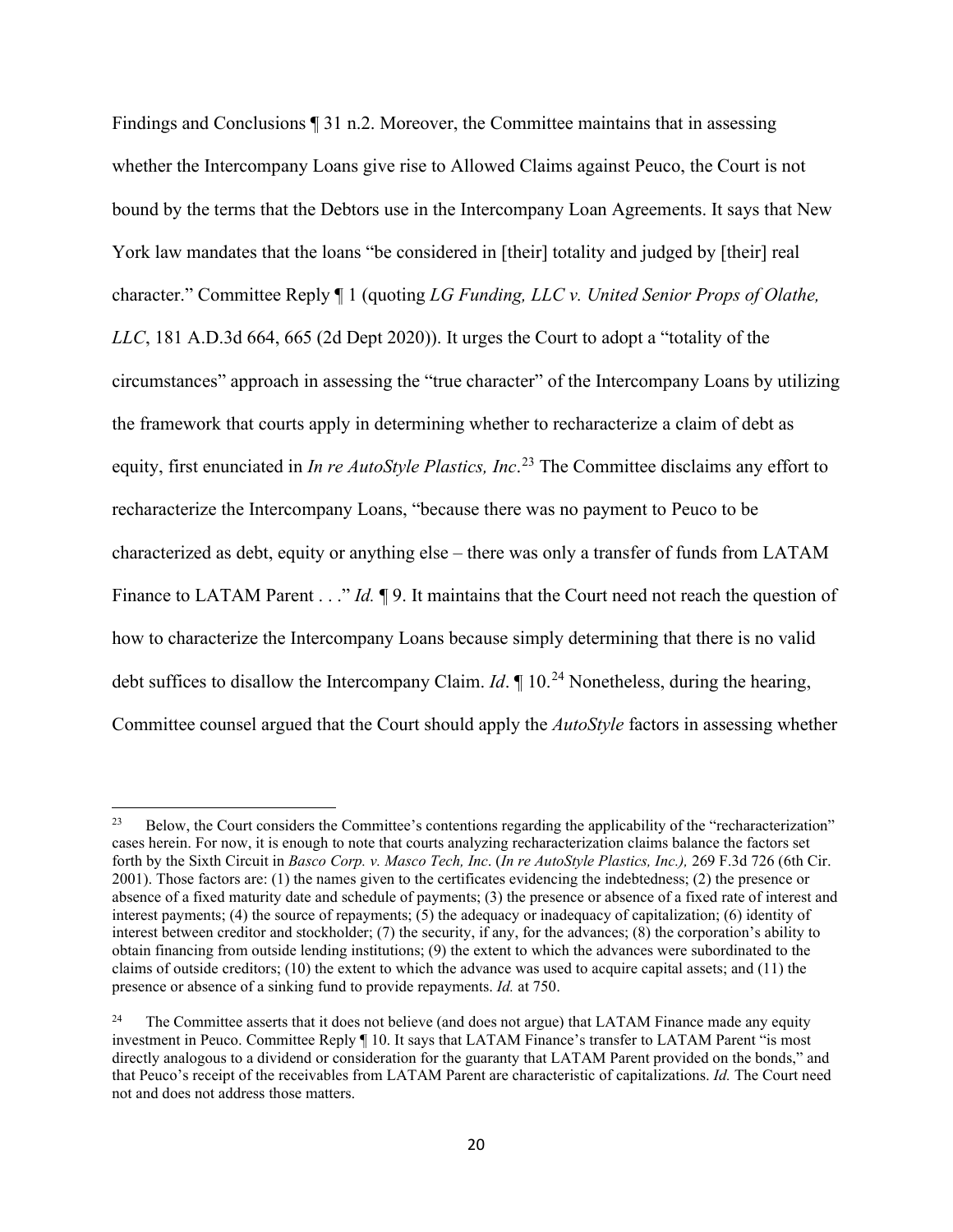Findings and Conclusions ¶ 31 n.2. Moreover, the Committee maintains that in assessing whether the Intercompany Loans give rise to Allowed Claims against Peuco, the Court is not bound by the terms that the Debtors use in the Intercompany Loan Agreements. It says that New York law mandates that the loans "be considered in [their] totality and judged by [their] real character." Committee Reply ¶ 1 (quoting *LG Funding, LLC v. United Senior Props of Olathe, LLC*, 181 A.D.3d 664, 665 (2d Dept 2020)). It urges the Court to adopt a "totality of the circumstances" approach in assessing the "true character" of the Intercompany Loans by utilizing the framework that courts apply in determining whether to recharacterize a claim of debt as equity, first enunciated in *In re AutoStyle Plastics, Inc*.[23] The Committee disclaims any effort to recharacterize the Intercompany Loans, "because there was no payment to Peuco to be characterized as debt, equity or anything else – there was only a transfer of funds from LATAM Finance to LATAM Parent . . ." *Id.* ¶ 9. It maintains that the Court need not reach the question of how to characterize the Intercompany Loans because simply determining that there is no valid debt suffices to disallow the Intercompany Claim. *Id*. ¶ 10.[24] Nonetheless, during the hearing, Committee counsel argued that the Court should apply the *AutoStyle* factors in assessing whether

---

[23] Below, the Court considers the Committee's contentions regarding the applicability of the "recharacterization" cases herein. For now, it is enough to note that courts analyzing recharacterization claims balance the factors set forth by the Sixth Circuit in *Basco Corp. v. Masco Tech, Inc*. (*In re AutoStyle Plastics, Inc.),* 269 F.3d 726 (6th Cir. 2001). Those factors are: (1) the names given to the certificates evidencing the indebtedness; (2) the presence or absence of a fixed maturity date and schedule of payments; (3) the presence or absence of a fixed rate of interest and interest payments; (4) the source of repayments; (5) the adequacy or inadequacy of capitalization; (6) identity of interest between creditor and stockholder; (7) the security, if any, for the advances; (8) the corporation's ability to obtain financing from outside lending institutions; (9) the extent to which the advances were subordinated to the claims of outside creditors; (10) the extent to which the advance was used to acquire capital assets; and (11) the presence or absence of a sinking fund to provide repayments. *Id.* at 750.

[24] The Committee asserts that it does not believe (and does not argue) that LATAM Finance made any equity investment in Peuco. Committee Reply ¶ 10. It says that LATAM Finance's transfer to LATAM Parent "is most directly analogous to a dividend or consideration for the guaranty that LATAM Parent provided on the bonds," and that Peuco's receipt of the receivables from LATAM Parent are characteristic of capitalizations. *Id.* The Court need not and does not address those matters.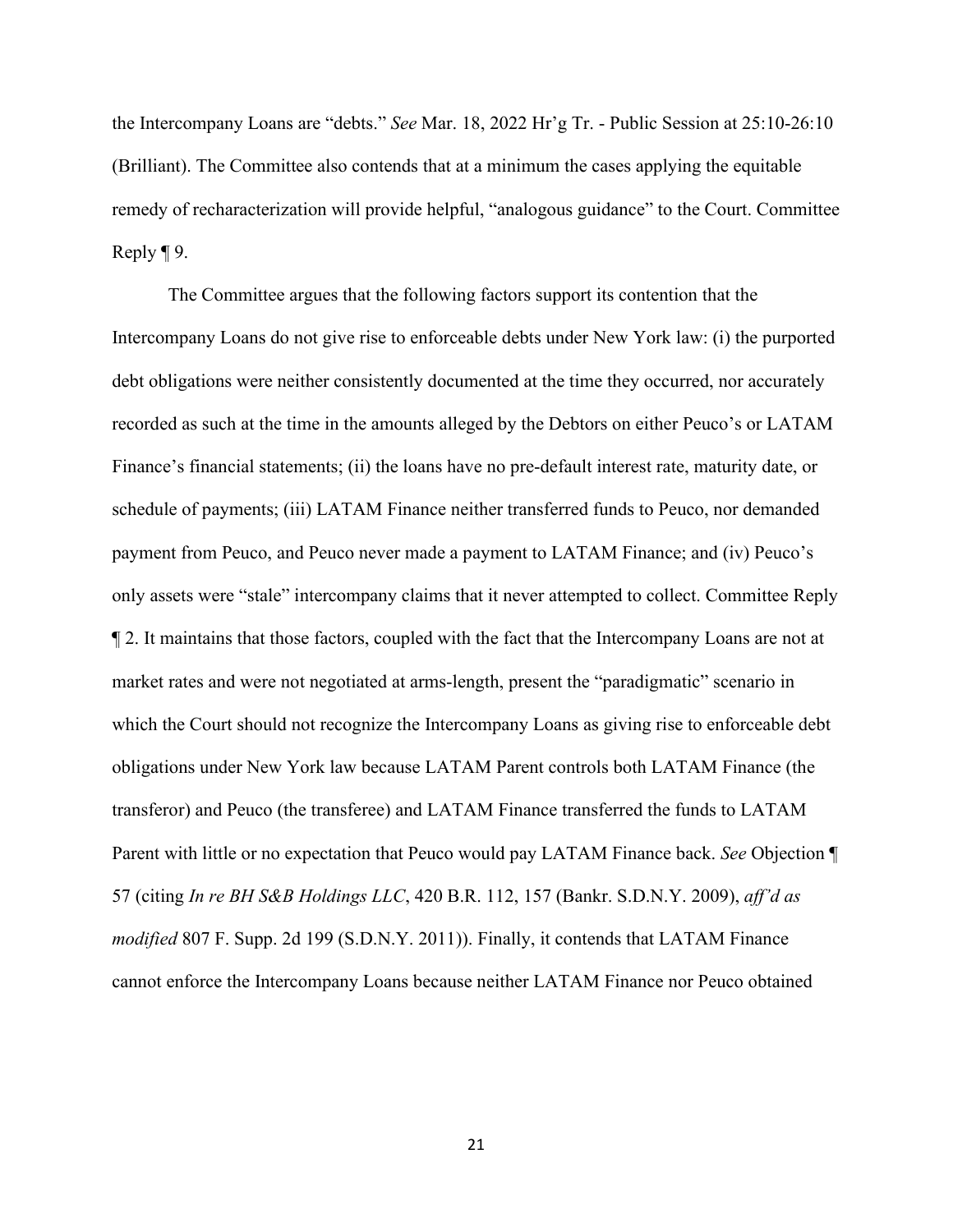the Intercompany Loans are "debts." *See* Mar. 18, 2022 Hr'g Tr. - Public Session at 25:10-26:10 (Brilliant). The Committee also contends that at a minimum the cases applying the equitable remedy of recharacterization will provide helpful, "analogous guidance" to the Court. Committee Reply ¶ 9.

The Committee argues that the following factors support its contention that the Intercompany Loans do not give rise to enforceable debts under New York law: (i) the purported debt obligations were neither consistently documented at the time they occurred, nor accurately recorded as such at the time in the amounts alleged by the Debtors on either Peuco's or LATAM Finance's financial statements; (ii) the loans have no pre-default interest rate, maturity date, or schedule of payments; (iii) LATAM Finance neither transferred funds to Peuco, nor demanded payment from Peuco, and Peuco never made a payment to LATAM Finance; and (iv) Peuco's only assets were "stale" intercompany claims that it never attempted to collect. Committee Reply ¶ 2. It maintains that those factors, coupled with the fact that the Intercompany Loans are not at market rates and were not negotiated at arms-length, present the "paradigmatic" scenario in which the Court should not recognize the Intercompany Loans as giving rise to enforceable debt obligations under New York law because LATAM Parent controls both LATAM Finance (the transferor) and Peuco (the transferee) and LATAM Finance transferred the funds to LATAM Parent with little or no expectation that Peuco would pay LATAM Finance back. *See* Objection ¶ 57 (citing *In re BH S&B Holdings LLC*, 420 B.R. 112, 157 (Bankr. S.D.N.Y. 2009), *aff'd as modified* 807 F. Supp. 2d 199 (S.D.N.Y. 2011)). Finally, it contends that LATAM Finance cannot enforce the Intercompany Loans because neither LATAM Finance nor Peuco obtained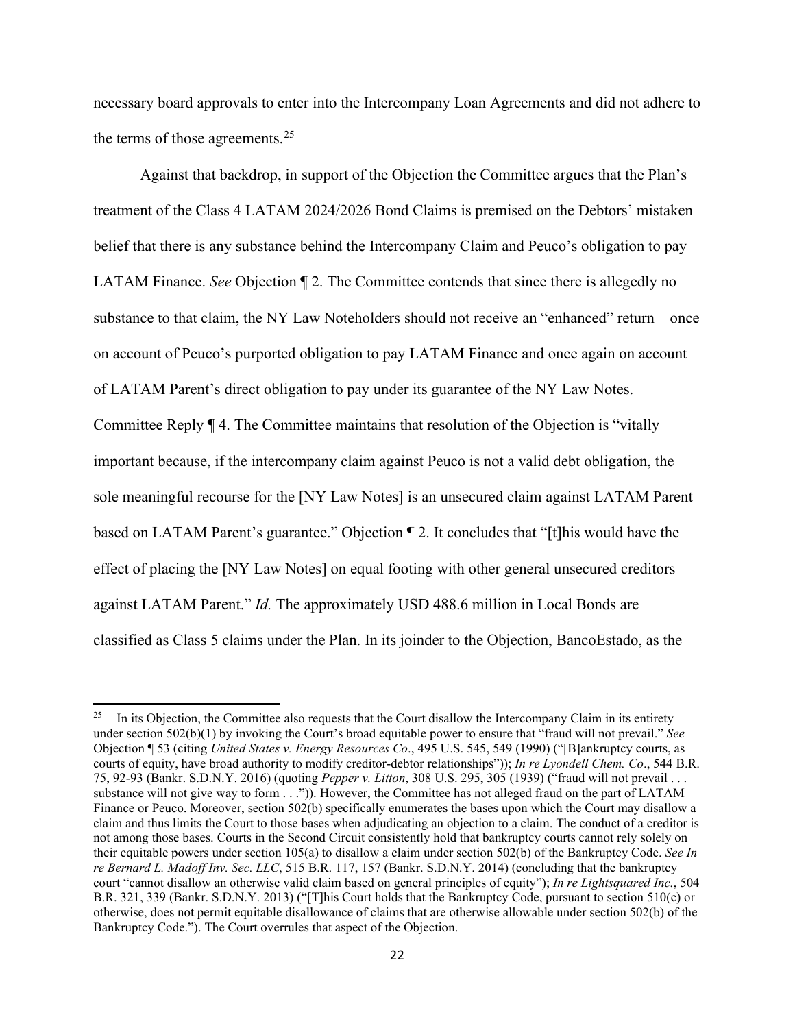necessary board approvals to enter into the Intercompany Loan Agreements and did not adhere to the terms of those agreements.[25]

Against that backdrop, in support of the Objection the Committee argues that the Plan's treatment of the Class 4 LATAM 2024/2026 Bond Claims is premised on the Debtors' mistaken belief that there is any substance behind the Intercompany Claim and Peuco's obligation to pay LATAM Finance. *See* Objection ¶ 2. The Committee contends that since there is allegedly no substance to that claim, the NY Law Noteholders should not receive an "enhanced" return – once on account of Peuco's purported obligation to pay LATAM Finance and once again on account of LATAM Parent's direct obligation to pay under its guarantee of the NY Law Notes. Committee Reply ¶ 4. The Committee maintains that resolution of the Objection is "vitally important because, if the intercompany claim against Peuco is not a valid debt obligation, the sole meaningful recourse for the [NY Law Notes] is an unsecured claim against LATAM Parent based on LATAM Parent's guarantee." Objection ¶ 2. It concludes that "[t]his would have the effect of placing the [NY Law Notes] on equal footing with other general unsecured creditors against LATAM Parent." *Id.* The approximately USD 488.6 million in Local Bonds are classified as Class 5 claims under the Plan. In its joinder to the Objection, BancoEstado, as the

---

[25] In its Objection, the Committee also requests that the Court disallow the Intercompany Claim in its entirety under section 502(b)(1) by invoking the Court's broad equitable power to ensure that "fraud will not prevail." *See* Objection ¶ 53 (citing *United States v. Energy Resources Co*., 495 U.S. 545, 549 (1990) ("[B]ankruptcy courts, as courts of equity, have broad authority to modify creditor-debtor relationships")); *In re Lyondell Chem. Co*., 544 B.R. 75, 92-93 (Bankr. S.D.N.Y. 2016) (quoting *Pepper v. Litton*, 308 U.S. 295, 305 (1939) ("fraud will not prevail . . . substance will not give way to form . . .")). However, the Committee has not alleged fraud on the part of LATAM Finance or Peuco. Moreover, section 502(b) specifically enumerates the bases upon which the Court may disallow a claim and thus limits the Court to those bases when adjudicating an objection to a claim. The conduct of a creditor is not among those bases. Courts in the Second Circuit consistently hold that bankruptcy courts cannot rely solely on their equitable powers under section 105(a) to disallow a claim under section 502(b) of the Bankruptcy Code. *See In re Bernard L. Madoff Inv. Sec. LLC*, 515 B.R. 117, 157 (Bankr. S.D.N.Y. 2014) (concluding that the bankruptcy court "cannot disallow an otherwise valid claim based on general principles of equity"); *In re Lightsquared Inc.*, 504 B.R. 321, 339 (Bankr. S.D.N.Y. 2013) ("[T]his Court holds that the Bankruptcy Code, pursuant to section 510(c) or otherwise, does not permit equitable disallowance of claims that are otherwise allowable under section 502(b) of the Bankruptcy Code."). The Court overrules that aspect of the Objection.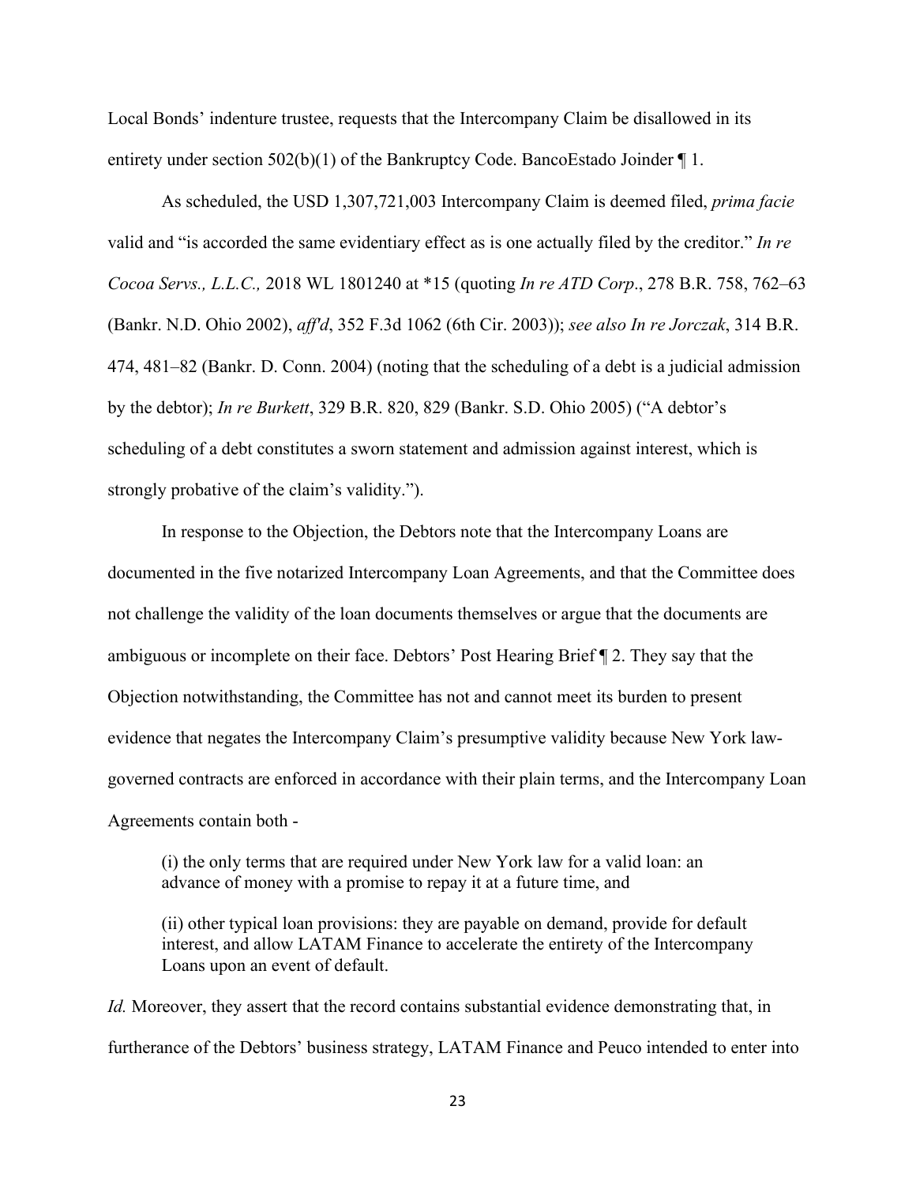Local Bonds' indenture trustee, requests that the Intercompany Claim be disallowed in its entirety under section 502(b)(1) of the Bankruptcy Code. BancoEstado Joinder ¶ 1.

As scheduled, the USD 1,307,721,003 Intercompany Claim is deemed filed, *prima facie* valid and "is accorded the same evidentiary effect as is one actually filed by the creditor." *In re Cocoa Servs., L.L.C.,* 2018 WL 1801240 at *15 (quoting *In re ATD Corp*., 278 B.R. 758, 762–63 (Bankr. N.D. Ohio 2002), *aff'd*, 352 F.3d 1062 (6th Cir. 2003)); *see also In re Jorczak*, 314 B.R. 474, 481–82 (Bankr. D. Conn. 2004) (noting that the scheduling of a debt is a judicial admission by the debtor); *In re Burkett*, 329 B.R. 820, 829 (Bankr. S.D. Ohio 2005) ("A debtor's scheduling of a debt constitutes a sworn statement and admission against interest, which is strongly probative of the claim's validity.").

In response to the Objection, the Debtors note that the Intercompany Loans are documented in the five notarized Intercompany Loan Agreements, and that the Committee does not challenge the validity of the loan documents themselves or argue that the documents are ambiguous or incomplete on their face. Debtors' Post Hearing Brief ¶ 2. They say that the Objection notwithstanding, the Committee has not and cannot meet its burden to present evidence that negates the Intercompany Claim's presumptive validity because New York law-governed contracts are enforced in accordance with their plain terms, and the Intercompany Loan Agreements contain both -

> (i) the only terms that are required under New York law for a valid loan: an advance of money with a promise to repay it at a future time, and
>
> (ii) other typical loan provisions: they are payable on demand, provide for default interest, and allow LATAM Finance to accelerate the entirety of the Intercompany Loans upon an event of default.

*Id.* Moreover, they assert that the record contains substantial evidence demonstrating that, in furtherance of the Debtors' business strategy, LATAM Finance and Peuco intended to enter into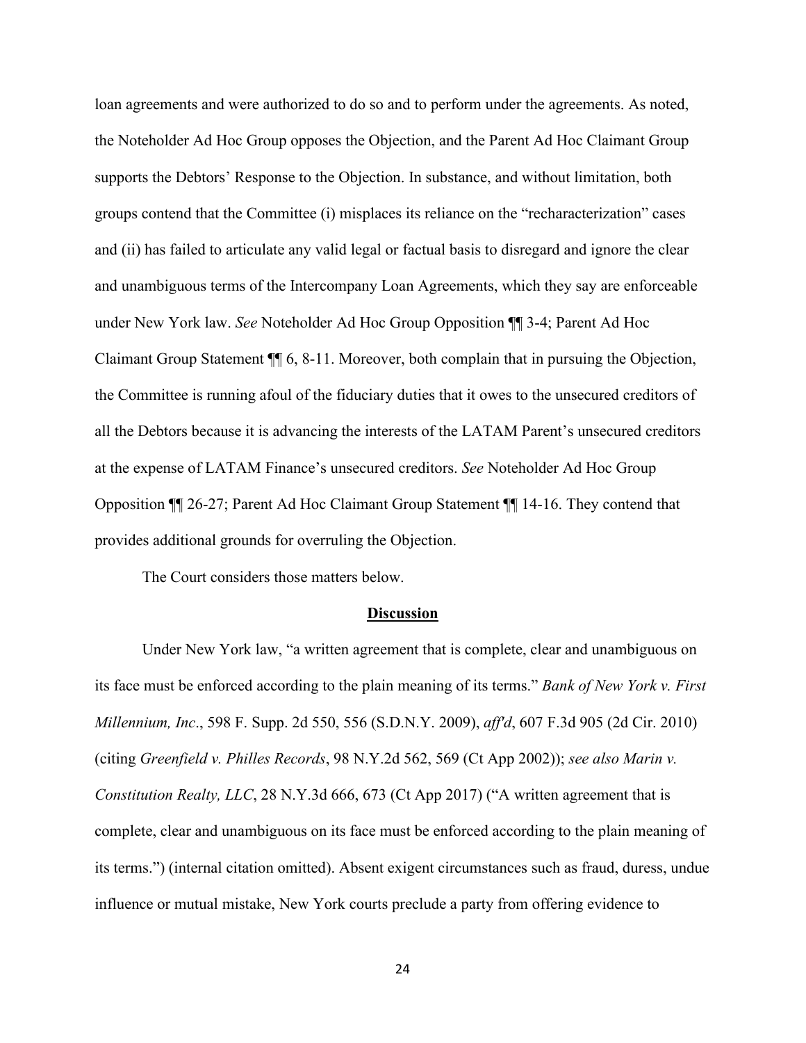loan agreements and were authorized to do so and to perform under the agreements. As noted, the Noteholder Ad Hoc Group opposes the Objection, and the Parent Ad Hoc Claimant Group supports the Debtors' Response to the Objection. In substance, and without limitation, both groups contend that the Committee (i) misplaces its reliance on the "recharacterization" cases and (ii) has failed to articulate any valid legal or factual basis to disregard and ignore the clear and unambiguous terms of the Intercompany Loan Agreements, which they say are enforceable under New York law. *See* Noteholder Ad Hoc Group Opposition ¶¶ 3-4; Parent Ad Hoc Claimant Group Statement ¶¶ 6, 8-11. Moreover, both complain that in pursuing the Objection, the Committee is running afoul of the fiduciary duties that it owes to the unsecured creditors of all the Debtors because it is advancing the interests of the LATAM Parent's unsecured creditors at the expense of LATAM Finance's unsecured creditors. *See* Noteholder Ad Hoc Group Opposition ¶¶ 26-27; Parent Ad Hoc Claimant Group Statement ¶¶ 14-16. They contend that provides additional grounds for overruling the Objection.

The Court considers those matters below.

## Discussion

Under New York law, "a written agreement that is complete, clear and unambiguous on its face must be enforced according to the plain meaning of its terms." *Bank of New York v. First Millennium, Inc*., 598 F. Supp. 2d 550, 556 (S.D.N.Y. 2009), *aff'd*, 607 F.3d 905 (2d Cir. 2010) (citing *Greenfield v. Philles Records*, 98 N.Y.2d 562, 569 (Ct App 2002)); *see also Marin v. Constitution Realty, LLC*, 28 N.Y.3d 666, 673 (Ct App 2017) ("A written agreement that is complete, clear and unambiguous on its face must be enforced according to the plain meaning of its terms.") (internal citation omitted). Absent exigent circumstances such as fraud, duress, undue influence or mutual mistake, New York courts preclude a party from offering evidence to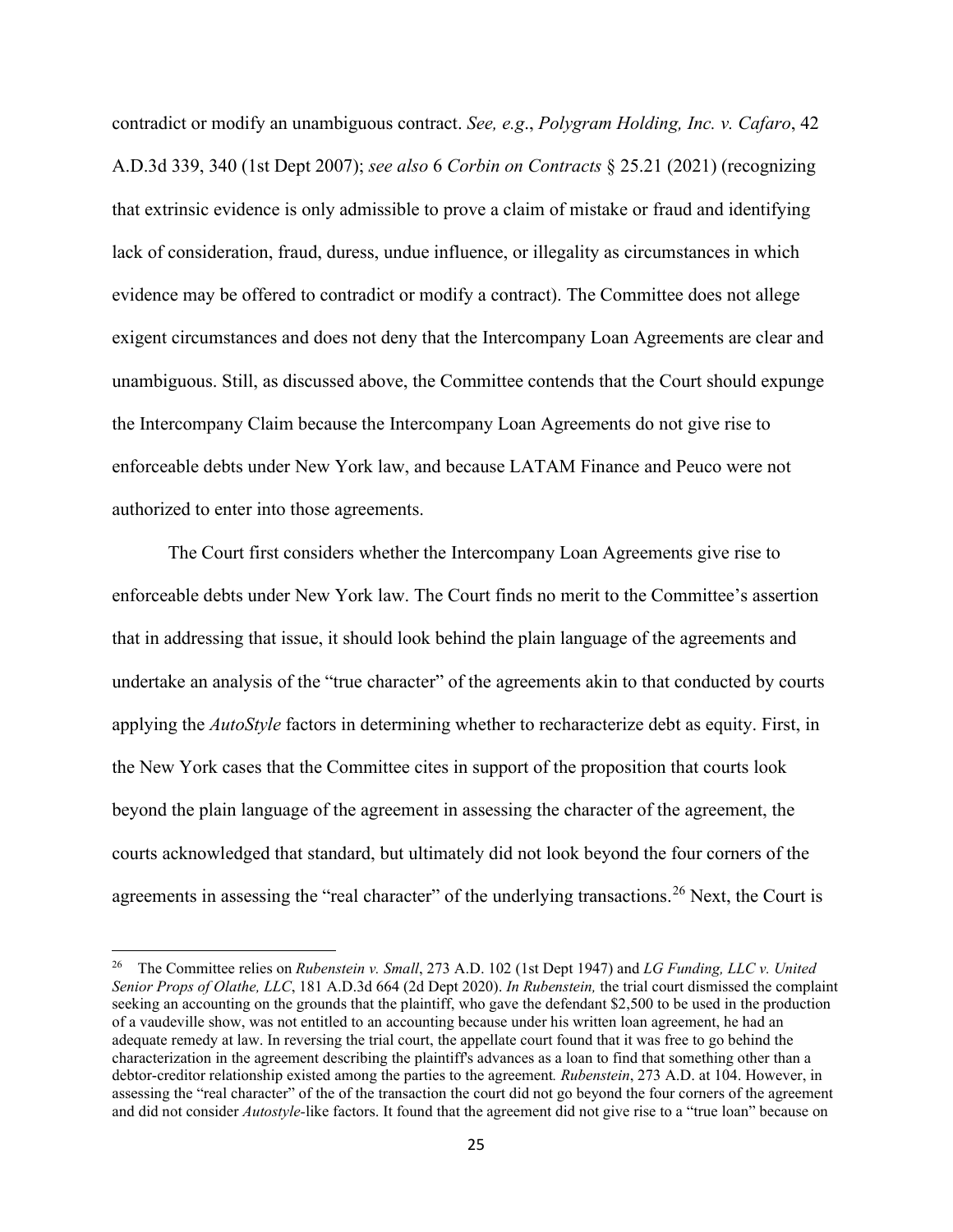contradict or modify an unambiguous contract. *See, e.g*., *Polygram Holding, Inc. v. Cafaro*, 42 A.D.3d 339, 340 (1st Dept 2007); *see also* 6 *Corbin on Contracts* § 25.21 (2021) (recognizing that extrinsic evidence is only admissible to prove a claim of mistake or fraud and identifying lack of consideration, fraud, duress, undue influence, or illegality as circumstances in which evidence may be offered to contradict or modify a contract). The Committee does not allege exigent circumstances and does not deny that the Intercompany Loan Agreements are clear and unambiguous. Still, as discussed above, the Committee contends that the Court should expunge the Intercompany Claim because the Intercompany Loan Agreements do not give rise to enforceable debts under New York law, and because LATAM Finance and Peuco were not authorized to enter into those agreements.

The Court first considers whether the Intercompany Loan Agreements give rise to enforceable debts under New York law. The Court finds no merit to the Committee's assertion that in addressing that issue, it should look behind the plain language of the agreements and undertake an analysis of the "true character" of the agreements akin to that conducted by courts applying the *AutoStyle* factors in determining whether to recharacterize debt as equity. First, in the New York cases that the Committee cites in support of the proposition that courts look beyond the plain language of the agreement in assessing the character of the agreement, the courts acknowledged that standard, but ultimately did not look beyond the four corners of the agreements in assessing the "real character" of the underlying transactions.[26] Next, the Court is

[26] The Committee relies on *Rubenstein v. Small*, 273 A.D. 102 (1st Dept 1947) and *LG Funding, LLC v. United Senior Props of Olathe, LLC*, 181 A.D.3d 664 (2d Dept 2020). *In Rubenstein,* the trial court dismissed the complaint seeking an accounting on the grounds that the plaintiff, who gave the defendant $2,500 to be used in the production of a vaudeville show, was not entitled to an accounting because under his written loan agreement, he had an adequate remedy at law. In reversing the trial court, the appellate court found that it was free to go behind the characterization in the agreement describing the plaintiff's advances as a loan to find that something other than a debtor-creditor relationship existed among the parties to the agreement*.* *Rubenstein*, 273 A.D. at 104. However, in assessing the "real character" of the of the transaction the court did not go beyond the four corners of the agreement and did not consider *Autostyle*-like factors. It found that the agreement did not give rise to a "true loan" because on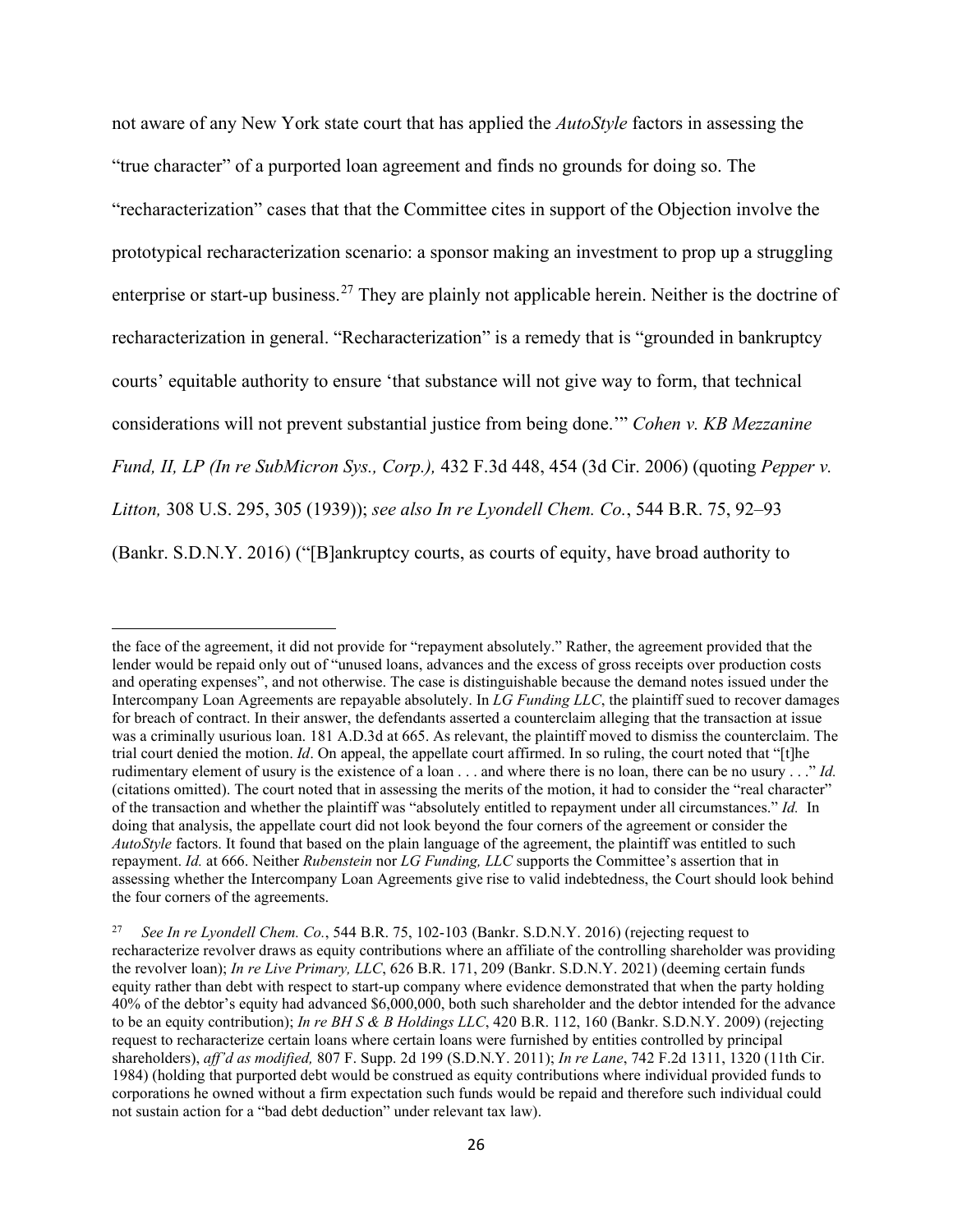not aware of any New York state court that has applied the *AutoStyle* factors in assessing the "true character" of a purported loan agreement and finds no grounds for doing so. The "recharacterization" cases that that the Committee cites in support of the Objection involve the prototypical recharacterization scenario: a sponsor making an investment to prop up a struggling enterprise or start-up business.[27] They are plainly not applicable herein. Neither is the doctrine of recharacterization in general. "Recharacterization" is a remedy that is "grounded in bankruptcy courts' equitable authority to ensure 'that substance will not give way to form, that technical considerations will not prevent substantial justice from being done.'" *Cohen v. KB Mezzanine Fund, II, LP (In re SubMicron Sys., Corp.),* 432 F.3d 448, 454 (3d Cir. 2006) (quoting *Pepper v. Litton,* 308 U.S. 295, 305 (1939)); *see also In re Lyondell Chem. Co.*, 544 B.R. 75, 92–93 (Bankr. S.D.N.Y. 2016) ("[B]ankruptcy courts, as courts of equity, have broad authority to

---

the face of the agreement, it did not provide for "repayment absolutely." Rather, the agreement provided that the lender would be repaid only out of "unused loans, advances and the excess of gross receipts over production costs and operating expenses", and not otherwise. The case is distinguishable because the demand notes issued under the Intercompany Loan Agreements are repayable absolutely. In *LG Funding LLC*, the plaintiff sued to recover damages for breach of contract. In their answer, the defendants asserted a counterclaim alleging that the transaction at issue was a criminally usurious loan. 181 A.D.3d at 665. As relevant, the plaintiff moved to dismiss the counterclaim. The trial court denied the motion. *Id*. On appeal, the appellate court affirmed. In so ruling, the court noted that "[t]he rudimentary element of usury is the existence of a loan . . . and where there is no loan, there can be no usury . . ." *Id.* (citations omitted). The court noted that in assessing the merits of the motion, it had to consider the "real character" of the transaction and whether the plaintiff was "absolutely entitled to repayment under all circumstances." *Id.* In doing that analysis, the appellate court did not look beyond the four corners of the agreement or consider the *AutoStyle* factors. It found that based on the plain language of the agreement, the plaintiff was entitled to such repayment. *Id.* at 666. Neither *Rubenstein* nor *LG Funding, LLC* supports the Committee's assertion that in assessing whether the Intercompany Loan Agreements give rise to valid indebtedness, the Court should look behind the four corners of the agreements.

[27] *See In re Lyondell Chem. Co.*, 544 B.R. 75, 102-103 (Bankr. S.D.N.Y. 2016) (rejecting request to recharacterize revolver draws as equity contributions where an affiliate of the controlling shareholder was providing the revolver loan); *In re Live Primary, LLC*, 626 B.R. 171, 209 (Bankr. S.D.N.Y. 2021) (deeming certain funds equity rather than debt with respect to start-up company where evidence demonstrated that when the party holding 40% of the debtor's equity had advanced $6,000,000, both such shareholder and the debtor intended for the advance to be an equity contribution); *In re BH S & B Holdings LLC*, 420 B.R. 112, 160 (Bankr. S.D.N.Y. 2009) (rejecting request to recharacterize certain loans where certain loans were furnished by entities controlled by principal shareholders), *aff'd as modified,* 807 F. Supp. 2d 199 (S.D.N.Y. 2011); *In re Lane*, 742 F.2d 1311, 1320 (11th Cir. 1984) (holding that purported debt would be construed as equity contributions where individual provided funds to corporations he owned without a firm expectation such funds would be repaid and therefore such individual could not sustain action for a "bad debt deduction" under relevant tax law).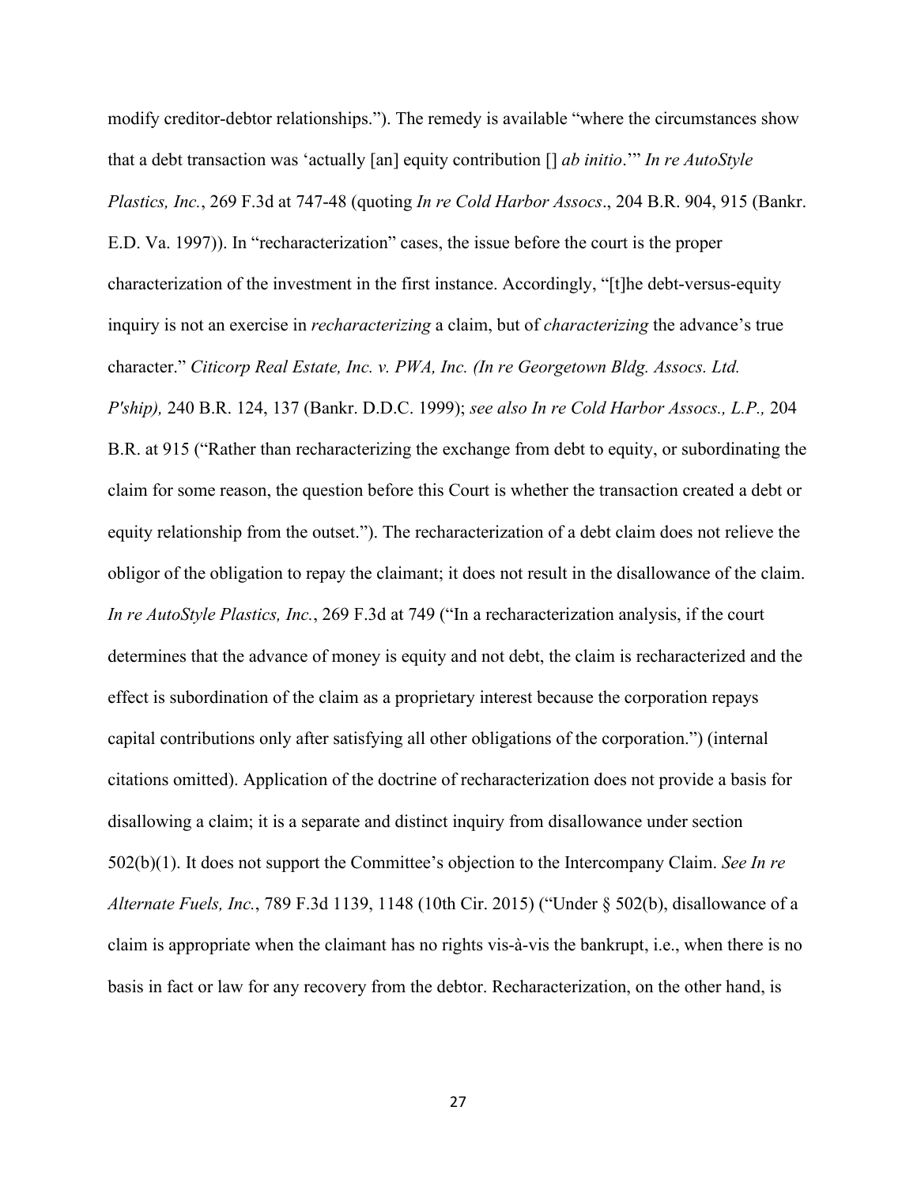modify creditor-debtor relationships."). The remedy is available "where the circumstances show that a debt transaction was 'actually [an] equity contribution [] *ab initio*.'" *In re AutoStyle Plastics, Inc.*, 269 F.3d at 747-48 (quoting *In re Cold Harbor Assocs*., 204 B.R. 904, 915 (Bankr. E.D. Va. 1997)). In "recharacterization" cases, the issue before the court is the proper characterization of the investment in the first instance. Accordingly, "[t]he debt-versus-equity inquiry is not an exercise in *recharacterizing* a claim, but of *characterizing* the advance's true character." *Citicorp Real Estate, Inc. v. PWA, Inc. (In re Georgetown Bldg. Assocs. Ltd. P'ship),* 240 B.R. 124, 137 (Bankr. D.D.C. 1999); *see also In re Cold Harbor Assocs., L.P.,* 204 B.R. at 915 ("Rather than recharacterizing the exchange from debt to equity, or subordinating the claim for some reason, the question before this Court is whether the transaction created a debt or equity relationship from the outset."). The recharacterization of a debt claim does not relieve the obligor of the obligation to repay the claimant; it does not result in the disallowance of the claim. *In re AutoStyle Plastics, Inc.*, 269 F.3d at 749 ("In a recharacterization analysis, if the court determines that the advance of money is equity and not debt, the claim is recharacterized and the effect is subordination of the claim as a proprietary interest because the corporation repays capital contributions only after satisfying all other obligations of the corporation.") (internal citations omitted). Application of the doctrine of recharacterization does not provide a basis for disallowing a claim; it is a separate and distinct inquiry from disallowance under section 502(b)(1). It does not support the Committee's objection to the Intercompany Claim. *See In re Alternate Fuels, Inc.*, 789 F.3d 1139, 1148 (10th Cir. 2015) ("Under § 502(b), disallowance of a claim is appropriate when the claimant has no rights vis-à-vis the bankrupt, i.e., when there is no basis in fact or law for any recovery from the debtor. Recharacterization, on the other hand, is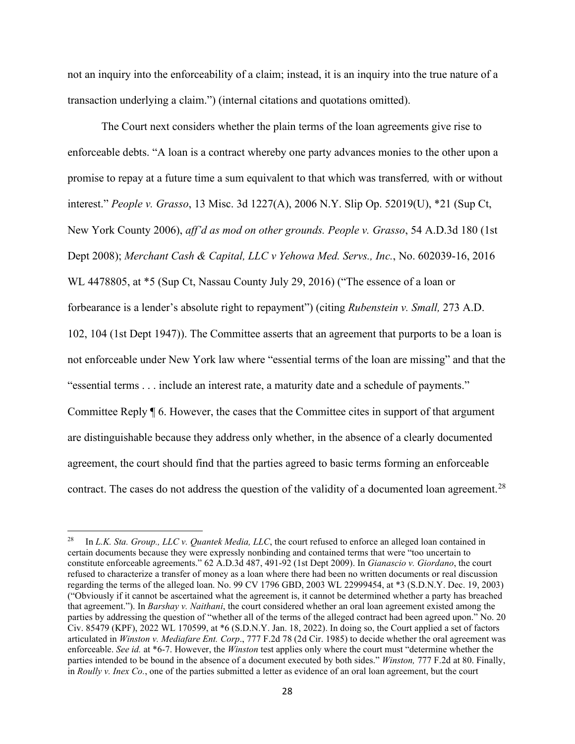not an inquiry into the enforceability of a claim; instead, it is an inquiry into the true nature of a transaction underlying a claim.") (internal citations and quotations omitted).

The Court next considers whether the plain terms of the loan agreements give rise to enforceable debts. "A loan is a contract whereby one party advances monies to the other upon a promise to repay at a future time a sum equivalent to that which was transferred*,* with or without interest." *People v. Grasso*, 13 Misc. 3d 1227(A), 2006 N.Y. Slip Op. 52019(U), *21 (Sup Ct, New York County 2006), *aff'd as mod on other grounds. People v. Grasso*, 54 A.D.3d 180 (1st Dept 2008); *Merchant Cash & Capital, LLC v Yehowa Med. Servs., Inc.*, No. 602039-16, 2016 WL 4478805, at *5 (Sup Ct, Nassau County July 29, 2016) ("The essence of a loan or forbearance is a lender's absolute right to repayment") (citing *Rubenstein v. Small,* 273 A.D. 102, 104 (1st Dept 1947)). The Committee asserts that an agreement that purports to be a loan is not enforceable under New York law where "essential terms of the loan are missing" and that the "essential terms . . . include an interest rate, a maturity date and a schedule of payments." Committee Reply ¶ 6. However, the cases that the Committee cites in support of that argument are distinguishable because they address only whether, in the absence of a clearly documented agreement, the court should find that the parties agreed to basic terms forming an enforceable contract. The cases do not address the question of the validity of a documented loan agreement.[28]

---

[28] In *L.K. Sta. Group., LLC v. Quantek Media, LLC*, the court refused to enforce an alleged loan contained in certain documents because they were expressly nonbinding and contained terms that were "too uncertain to constitute enforceable agreements." 62 A.D.3d 487, 491-92 (1st Dept 2009). In *Gianascio v. Giordano*, the court refused to characterize a transfer of money as a loan where there had been no written documents or real discussion regarding the terms of the alleged loan. No. 99 CV 1796 GBD, 2003 WL 22999454, at *3 (S.D.N.Y. Dec. 19, 2003) ("Obviously if it cannot be ascertained what the agreement is, it cannot be determined whether a party has breached that agreement."). In *Barshay v. Naithani*, the court considered whether an oral loan agreement existed among the parties by addressing the question of "whether all of the terms of the alleged contract had been agreed upon." No. 20 Civ. 85479 (KPF), 2022 WL 170599, at *6 (S.D.N.Y. Jan. 18, 2022). In doing so, the Court applied a set of factors articulated in *Winston v. Mediafare Ent. Corp*., 777 F.2d 78 (2d Cir. 1985) to decide whether the oral agreement was enforceable. *See id.* at *6-7. However, the *Winston* test applies only where the court must "determine whether the parties intended to be bound in the absence of a document executed by both sides." *Winston,* 777 F.2d at 80. Finally, in *Roully v. Inex Co.*, one of the parties submitted a letter as evidence of an oral loan agreement, but the court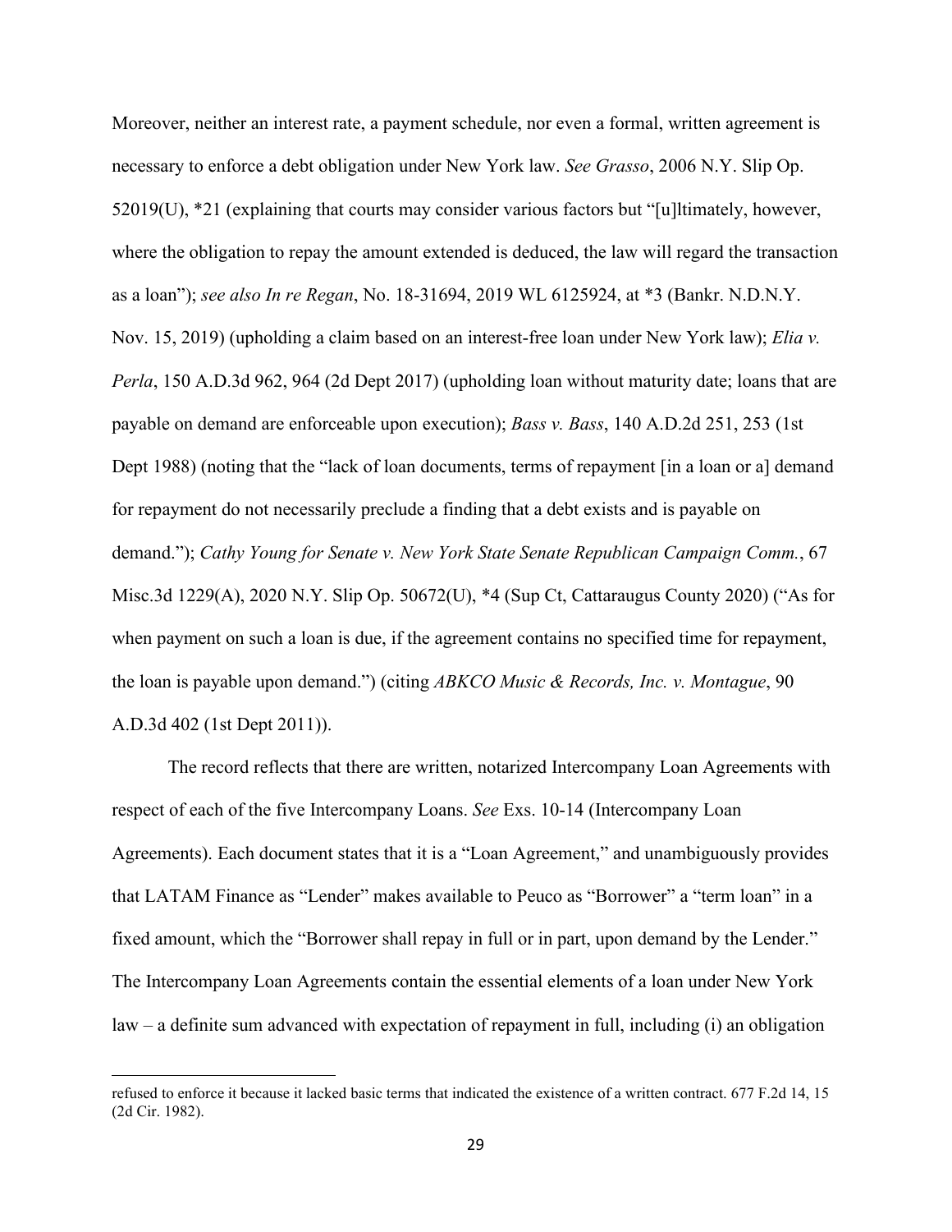Moreover, neither an interest rate, a payment schedule, nor even a formal, written agreement is necessary to enforce a debt obligation under New York law. *See Grasso*, 2006 N.Y. Slip Op. 52019(U), *21 (explaining that courts may consider various factors but "[u]ltimately, however, where the obligation to repay the amount extended is deduced, the law will regard the transaction as a loan"); *see also In re Regan*, No. 18-31694, 2019 WL 6125924, at *3 (Bankr. N.D.N.Y. Nov. 15, 2019) (upholding a claim based on an interest-free loan under New York law); *Elia v. Perla*, 150 A.D.3d 962, 964 (2d Dept 2017) (upholding loan without maturity date; loans that are payable on demand are enforceable upon execution); *Bass v. Bass*, 140 A.D.2d 251, 253 (1st Dept 1988) (noting that the "lack of loan documents, terms of repayment [in a loan or a] demand for repayment do not necessarily preclude a finding that a debt exists and is payable on demand."); *Cathy Young for Senate v. New York State Senate Republican Campaign Comm.*, 67 Misc.3d 1229(A), 2020 N.Y. Slip Op. 50672(U), *4 (Sup Ct, Cattaraugus County 2020) ("As for when payment on such a loan is due, if the agreement contains no specified time for repayment, the loan is payable upon demand.") (citing *ABKCO Music & Records, Inc. v. Montague*, 90 A.D.3d 402 (1st Dept 2011)).

The record reflects that there are written, notarized Intercompany Loan Agreements with respect of each of the five Intercompany Loans. *See* Exs. 10-14 (Intercompany Loan Agreements). Each document states that it is a "Loan Agreement," and unambiguously provides that LATAM Finance as "Lender" makes available to Peuco as "Borrower" a "term loan" in a fixed amount, which the "Borrower shall repay in full or in part, upon demand by the Lender." The Intercompany Loan Agreements contain the essential elements of a loan under New York law – a definite sum advanced with expectation of repayment in full, including (i) an obligation

---

refused to enforce it because it lacked basic terms that indicated the existence of a written contract. 677 F.2d 14, 15 (2d Cir. 1982).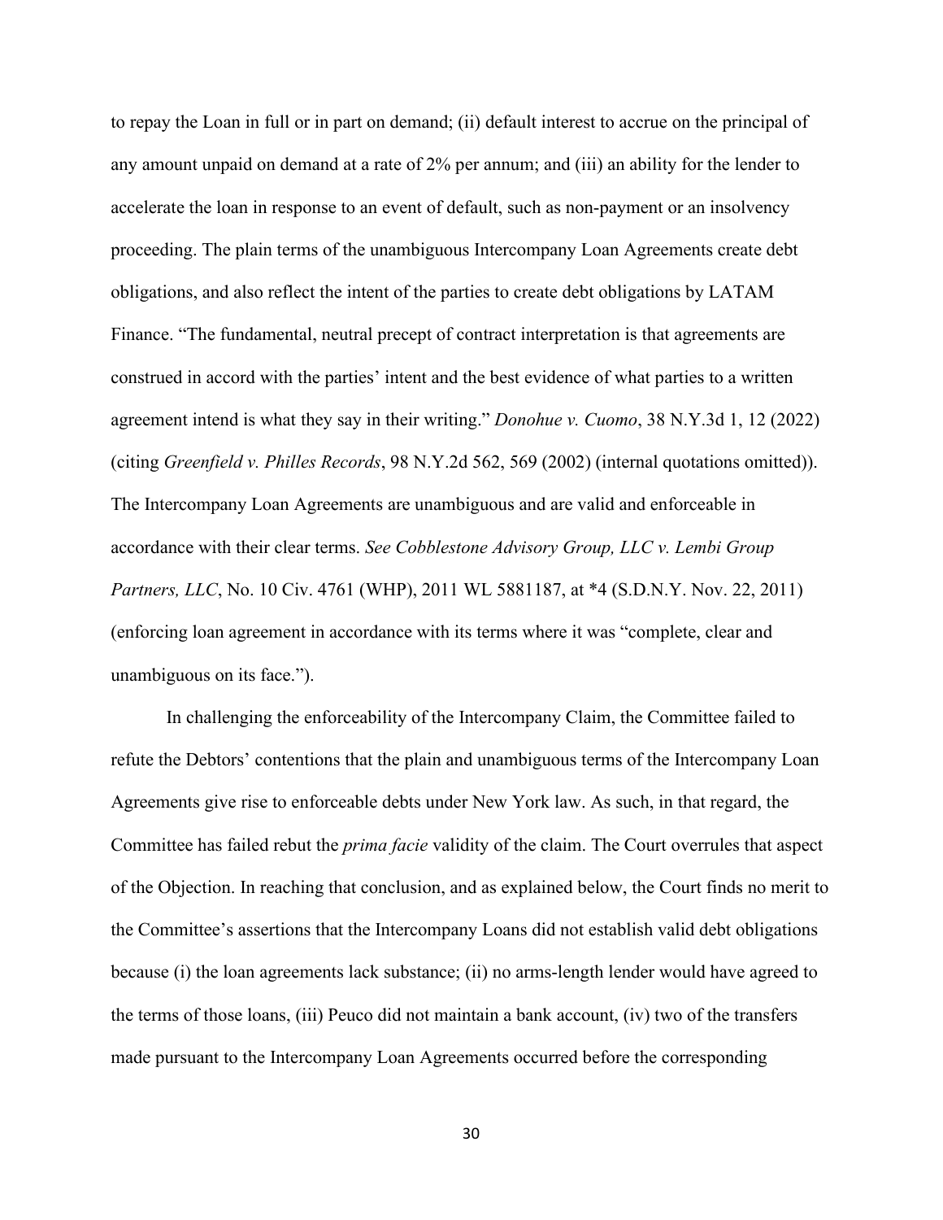to repay the Loan in full or in part on demand; (ii) default interest to accrue on the principal of any amount unpaid on demand at a rate of 2% per annum; and (iii) an ability for the lender to accelerate the loan in response to an event of default, such as non-payment or an insolvency proceeding. The plain terms of the unambiguous Intercompany Loan Agreements create debt obligations, and also reflect the intent of the parties to create debt obligations by LATAM Finance. "The fundamental, neutral precept of contract interpretation is that agreements are construed in accord with the parties' intent and the best evidence of what parties to a written agreement intend is what they say in their writing." *Donohue v. Cuomo*, 38 N.Y.3d 1, 12 (2022) (citing *Greenfield v. Philles Records*, 98 N.Y.2d 562, 569 (2002) (internal quotations omitted)). The Intercompany Loan Agreements are unambiguous and are valid and enforceable in accordance with their clear terms. *See Cobblestone Advisory Group, LLC v. Lembi Group Partners, LLC*, No. 10 Civ. 4761 (WHP), 2011 WL 5881187, at *4 (S.D.N.Y. Nov. 22, 2011) (enforcing loan agreement in accordance with its terms where it was "complete, clear and unambiguous on its face.").

In challenging the enforceability of the Intercompany Claim, the Committee failed to refute the Debtors' contentions that the plain and unambiguous terms of the Intercompany Loan Agreements give rise to enforceable debts under New York law. As such, in that regard, the Committee has failed rebut the *prima facie* validity of the claim. The Court overrules that aspect of the Objection. In reaching that conclusion, and as explained below, the Court finds no merit to the Committee's assertions that the Intercompany Loans did not establish valid debt obligations because (i) the loan agreements lack substance; (ii) no arms-length lender would have agreed to the terms of those loans, (iii) Peuco did not maintain a bank account, (iv) two of the transfers made pursuant to the Intercompany Loan Agreements occurred before the corresponding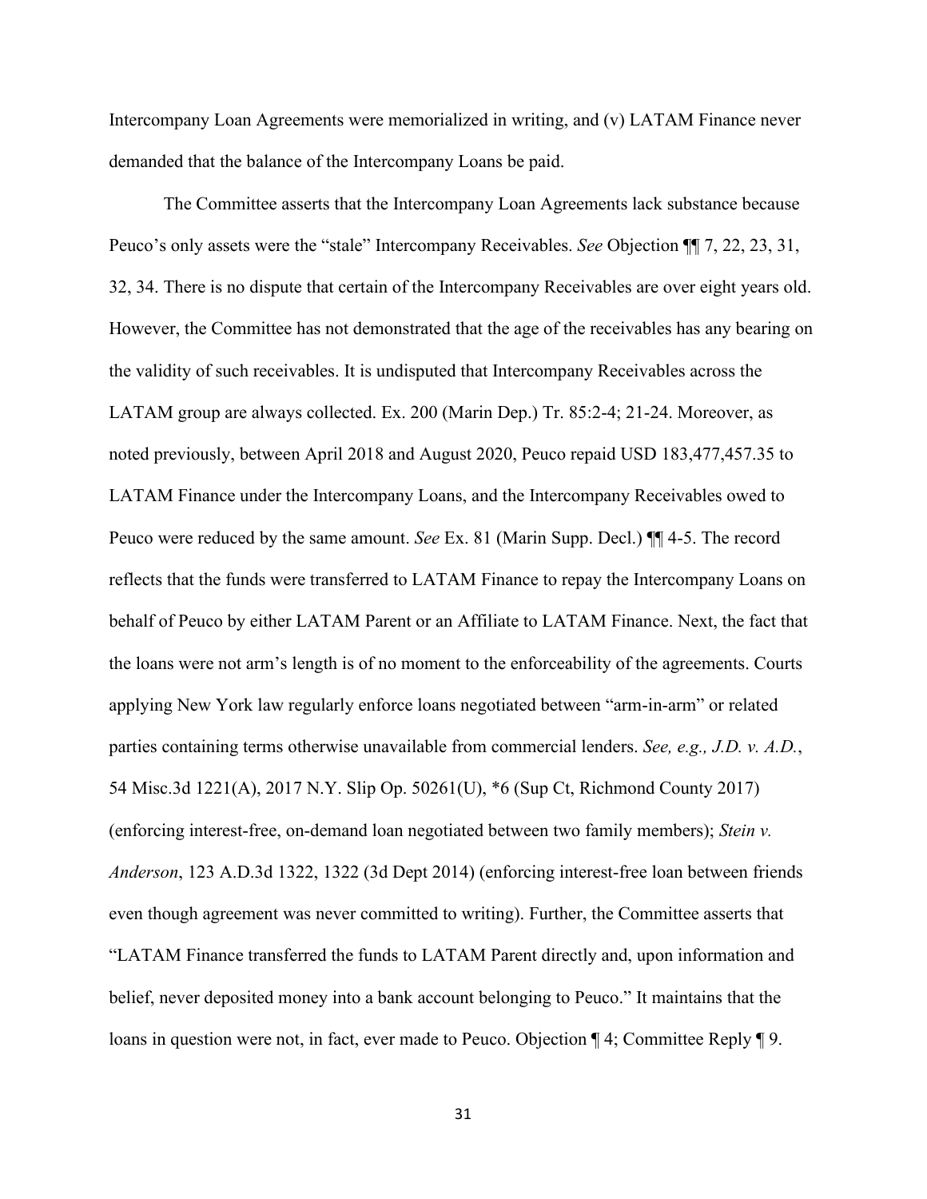Intercompany Loan Agreements were memorialized in writing, and (v) LATAM Finance never demanded that the balance of the Intercompany Loans be paid.

The Committee asserts that the Intercompany Loan Agreements lack substance because Peuco's only assets were the "stale" Intercompany Receivables. *See* Objection ¶¶ 7, 22, 23, 31, 32, 34. There is no dispute that certain of the Intercompany Receivables are over eight years old. However, the Committee has not demonstrated that the age of the receivables has any bearing on the validity of such receivables. It is undisputed that Intercompany Receivables across the LATAM group are always collected. Ex. 200 (Marin Dep.) Tr. 85:2-4; 21-24. Moreover, as noted previously, between April 2018 and August 2020, Peuco repaid USD 183,477,457.35 to LATAM Finance under the Intercompany Loans, and the Intercompany Receivables owed to Peuco were reduced by the same amount. *See* Ex. 81 (Marin Supp. Decl.) ¶¶ 4-5. The record reflects that the funds were transferred to LATAM Finance to repay the Intercompany Loans on behalf of Peuco by either LATAM Parent or an Affiliate to LATAM Finance. Next, the fact that the loans were not arm's length is of no moment to the enforceability of the agreements. Courts applying New York law regularly enforce loans negotiated between "arm-in-arm" or related parties containing terms otherwise unavailable from commercial lenders. *See, e.g., J.D. v. A.D.*, 54 Misc.3d 1221(A), 2017 N.Y. Slip Op. 50261(U), *6 (Sup Ct, Richmond County 2017) (enforcing interest-free, on-demand loan negotiated between two family members); *Stein v. Anderson*, 123 A.D.3d 1322, 1322 (3d Dept 2014) (enforcing interest-free loan between friends even though agreement was never committed to writing). Further, the Committee asserts that "LATAM Finance transferred the funds to LATAM Parent directly and, upon information and belief, never deposited money into a bank account belonging to Peuco." It maintains that the loans in question were not, in fact, ever made to Peuco. Objection ¶ 4; Committee Reply ¶ 9.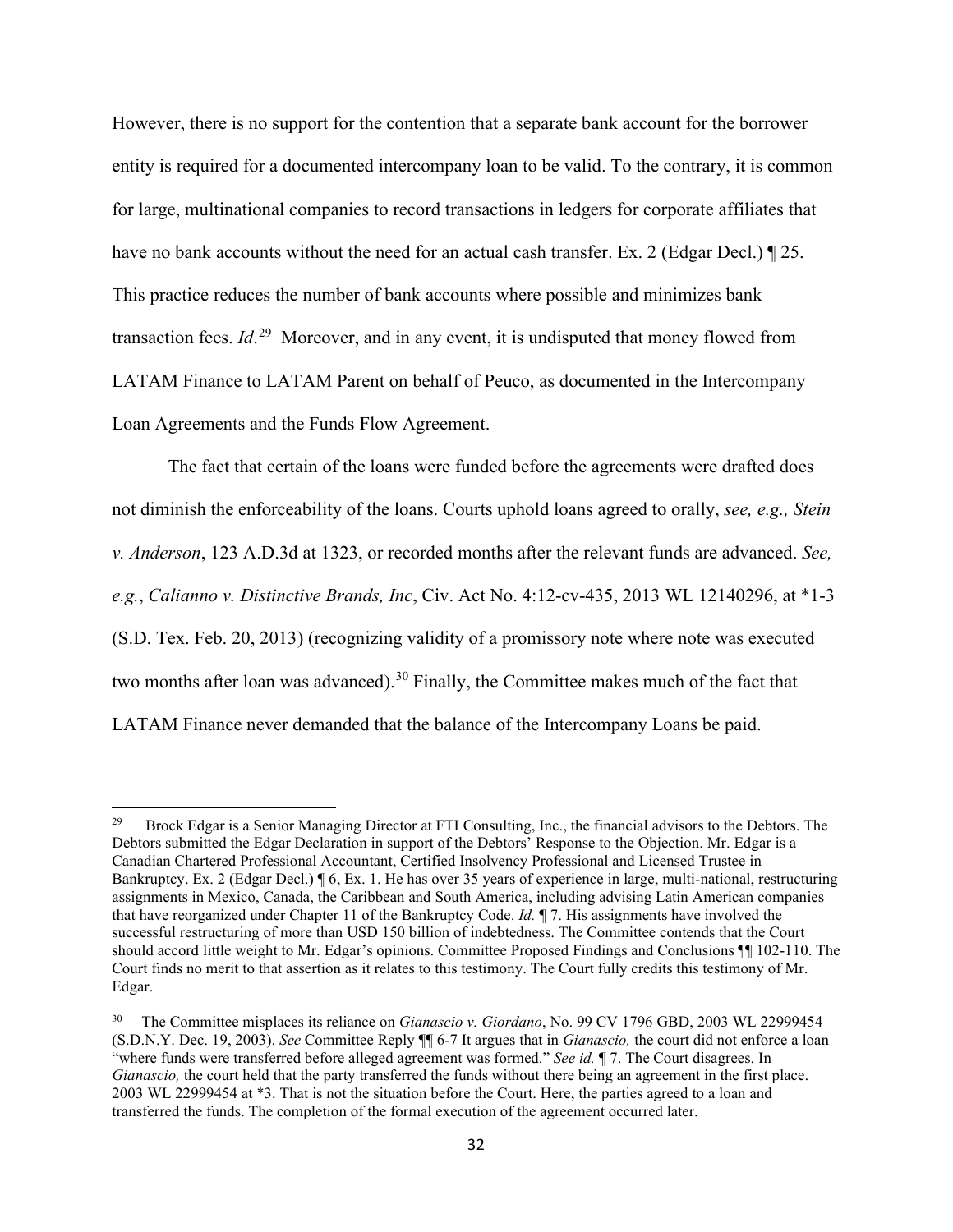However, there is no support for the contention that a separate bank account for the borrower entity is required for a documented intercompany loan to be valid. To the contrary, it is common for large, multinational companies to record transactions in ledgers for corporate affiliates that have no bank accounts without the need for an actual cash transfer. Ex. 2 (Edgar Decl.) ¶ 25. This practice reduces the number of bank accounts where possible and minimizes bank transaction fees. *Id*.[29] Moreover, and in any event, it is undisputed that money flowed from LATAM Finance to LATAM Parent on behalf of Peuco, as documented in the Intercompany Loan Agreements and the Funds Flow Agreement.

The fact that certain of the loans were funded before the agreements were drafted does not diminish the enforceability of the loans. Courts uphold loans agreed to orally, *see, e.g., Stein v. Anderson*, 123 A.D.3d at 1323, or recorded months after the relevant funds are advanced. *See, e.g.*, *Calianno v. Distinctive Brands, Inc*, Civ. Act No. 4:12-cv-435, 2013 WL 12140296, at *1-3 (S.D. Tex. Feb. 20, 2013) (recognizing validity of a promissory note where note was executed two months after loan was advanced).[30] Finally, the Committee makes much of the fact that LATAM Finance never demanded that the balance of the Intercompany Loans be paid.

---

[29] Brock Edgar is a Senior Managing Director at FTI Consulting, Inc., the financial advisors to the Debtors. The Debtors submitted the Edgar Declaration in support of the Debtors' Response to the Objection. Mr. Edgar is a Canadian Chartered Professional Accountant, Certified Insolvency Professional and Licensed Trustee in Bankruptcy. Ex. 2 (Edgar Decl.) ¶ 6, Ex. 1. He has over 35 years of experience in large, multi-national, restructuring assignments in Mexico, Canada, the Caribbean and South America, including advising Latin American companies that have reorganized under Chapter 11 of the Bankruptcy Code. *Id.* ¶ 7. His assignments have involved the successful restructuring of more than USD 150 billion of indebtedness. The Committee contends that the Court should accord little weight to Mr. Edgar's opinions. Committee Proposed Findings and Conclusions ¶¶ 102-110. The Court finds no merit to that assertion as it relates to this testimony. The Court fully credits this testimony of Mr. Edgar.

[30] The Committee misplaces its reliance on *Gianascio v. Giordano*, No. 99 CV 1796 GBD, 2003 WL 22999454 (S.D.N.Y. Dec. 19, 2003). *See* Committee Reply ¶¶ 6-7 It argues that in *Gianascio,* the court did not enforce a loan "where funds were transferred before alleged agreement was formed." *See id.* ¶ 7. The Court disagrees. In *Gianascio,* the court held that the party transferred the funds without there being an agreement in the first place. 2003 WL 22999454 at *3. That is not the situation before the Court. Here, the parties agreed to a loan and transferred the funds. The completion of the formal execution of the agreement occurred later.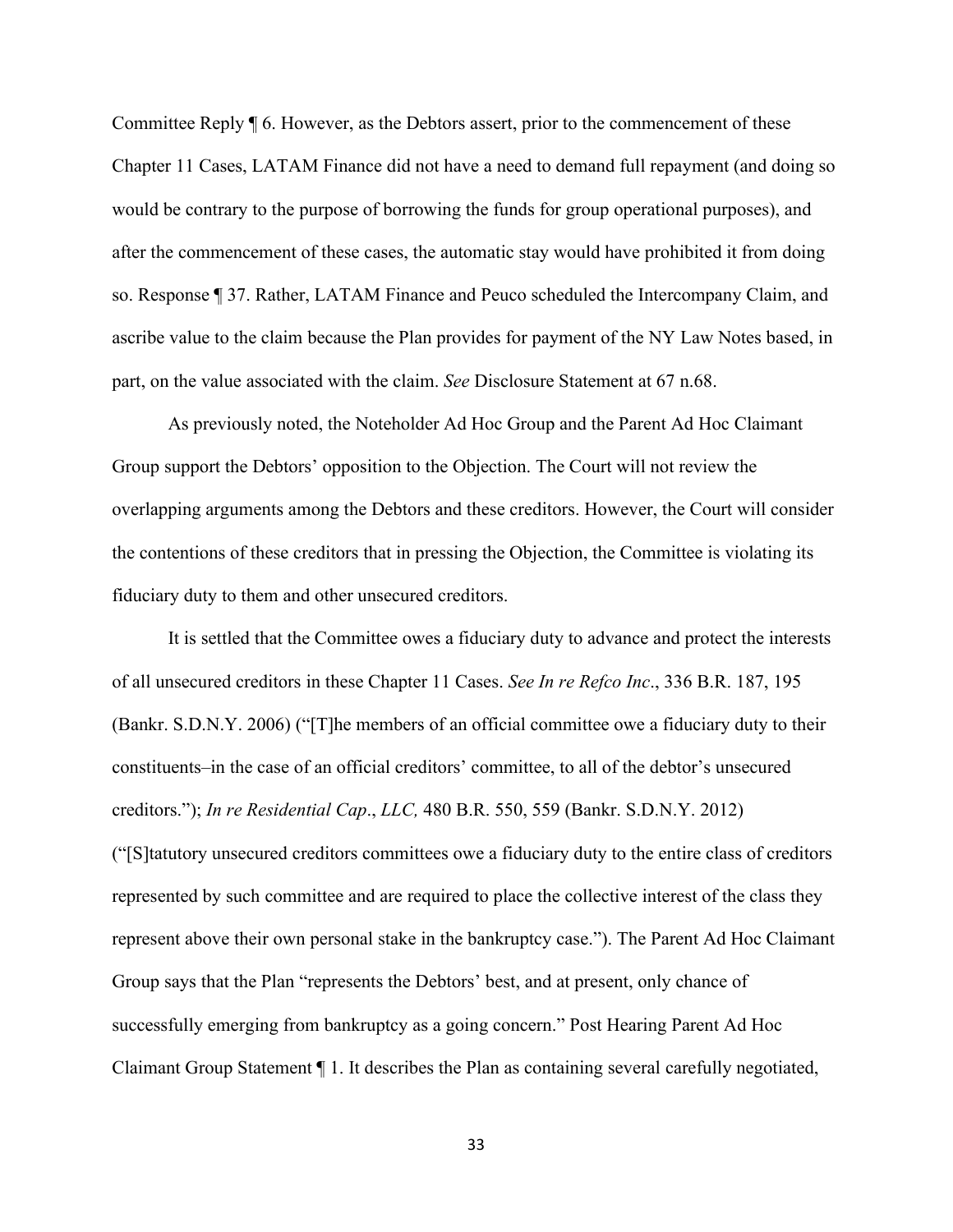Committee Reply ¶ 6. However, as the Debtors assert, prior to the commencement of these Chapter 11 Cases, LATAM Finance did not have a need to demand full repayment (and doing so would be contrary to the purpose of borrowing the funds for group operational purposes), and after the commencement of these cases, the automatic stay would have prohibited it from doing so. Response ¶ 37. Rather, LATAM Finance and Peuco scheduled the Intercompany Claim, and ascribe value to the claim because the Plan provides for payment of the NY Law Notes based, in part, on the value associated with the claim. *See* Disclosure Statement at 67 n.68.

As previously noted, the Noteholder Ad Hoc Group and the Parent Ad Hoc Claimant Group support the Debtors' opposition to the Objection. The Court will not review the overlapping arguments among the Debtors and these creditors. However, the Court will consider the contentions of these creditors that in pressing the Objection, the Committee is violating its fiduciary duty to them and other unsecured creditors.

It is settled that the Committee owes a fiduciary duty to advance and protect the interests of all unsecured creditors in these Chapter 11 Cases. *See In re Refco Inc*., 336 B.R. 187, 195 (Bankr. S.D.N.Y. 2006) ("[T]he members of an official committee owe a fiduciary duty to their constituents–in the case of an official creditors' committee, to all of the debtor's unsecured creditors."); *In re Residential Cap*., *LLC,* 480 B.R. 550, 559 (Bankr. S.D.N.Y. 2012) ("[S]tatutory unsecured creditors committees owe a fiduciary duty to the entire class of creditors represented by such committee and are required to place the collective interest of the class they represent above their own personal stake in the bankruptcy case."). The Parent Ad Hoc Claimant Group says that the Plan "represents the Debtors' best, and at present, only chance of successfully emerging from bankruptcy as a going concern." Post Hearing Parent Ad Hoc Claimant Group Statement ¶ 1. It describes the Plan as containing several carefully negotiated,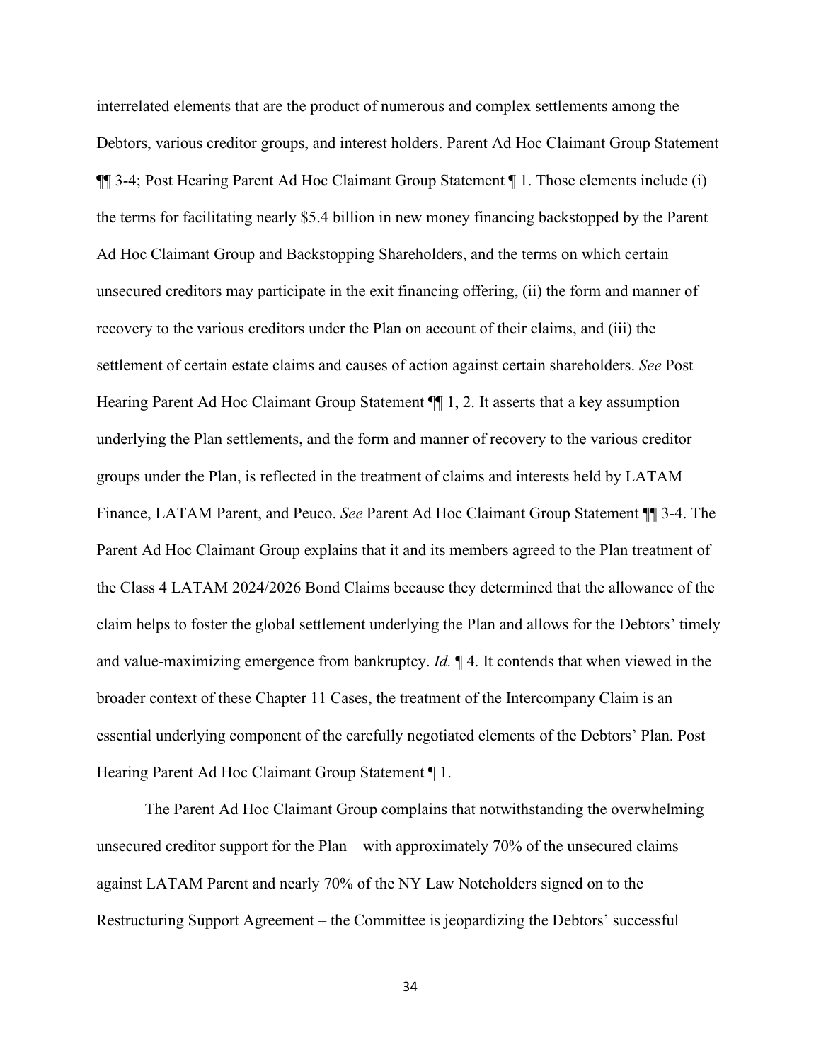interrelated elements that are the product of numerous and complex settlements among the Debtors, various creditor groups, and interest holders. Parent Ad Hoc Claimant Group Statement ¶¶ 3-4; Post Hearing Parent Ad Hoc Claimant Group Statement ¶ 1. Those elements include (i) the terms for facilitating nearly $5.4 billion in new money financing backstopped by the Parent Ad Hoc Claimant Group and Backstopping Shareholders, and the terms on which certain unsecured creditors may participate in the exit financing offering, (ii) the form and manner of recovery to the various creditors under the Plan on account of their claims, and (iii) the settlement of certain estate claims and causes of action against certain shareholders. *See* Post Hearing Parent Ad Hoc Claimant Group Statement ¶¶ 1, 2. It asserts that a key assumption underlying the Plan settlements, and the form and manner of recovery to the various creditor groups under the Plan, is reflected in the treatment of claims and interests held by LATAM Finance, LATAM Parent, and Peuco. *See* Parent Ad Hoc Claimant Group Statement ¶¶ 3-4. The Parent Ad Hoc Claimant Group explains that it and its members agreed to the Plan treatment of the Class 4 LATAM 2024/2026 Bond Claims because they determined that the allowance of the claim helps to foster the global settlement underlying the Plan and allows for the Debtors' timely and value-maximizing emergence from bankruptcy. *Id.* ¶ 4. It contends that when viewed in the broader context of these Chapter 11 Cases, the treatment of the Intercompany Claim is an essential underlying component of the carefully negotiated elements of the Debtors' Plan. Post Hearing Parent Ad Hoc Claimant Group Statement ¶ 1.

The Parent Ad Hoc Claimant Group complains that notwithstanding the overwhelming unsecured creditor support for the Plan – with approximately 70% of the unsecured claims against LATAM Parent and nearly 70% of the NY Law Noteholders signed on to the Restructuring Support Agreement – the Committee is jeopardizing the Debtors' successful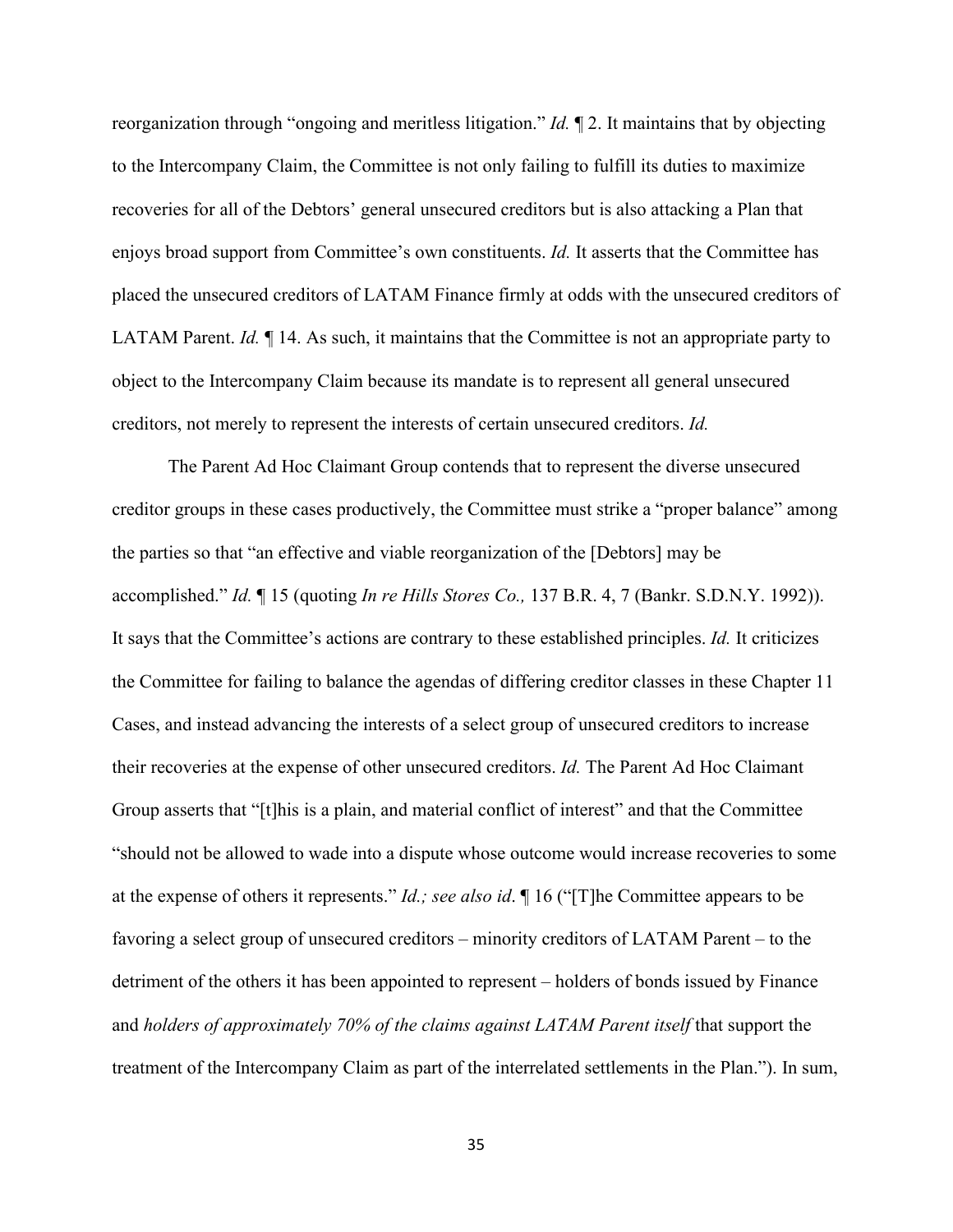reorganization through "ongoing and meritless litigation." *Id.* ¶ 2. It maintains that by objecting to the Intercompany Claim, the Committee is not only failing to fulfill its duties to maximize recoveries for all of the Debtors' general unsecured creditors but is also attacking a Plan that enjoys broad support from Committee's own constituents. *Id.* It asserts that the Committee has placed the unsecured creditors of LATAM Finance firmly at odds with the unsecured creditors of LATAM Parent. *Id.* ¶ 14. As such, it maintains that the Committee is not an appropriate party to object to the Intercompany Claim because its mandate is to represent all general unsecured creditors, not merely to represent the interests of certain unsecured creditors. *Id.*

The Parent Ad Hoc Claimant Group contends that to represent the diverse unsecured creditor groups in these cases productively, the Committee must strike a "proper balance" among the parties so that "an effective and viable reorganization of the [Debtors] may be accomplished." *Id.* ¶ 15 (quoting *In re Hills Stores Co.,* 137 B.R. 4, 7 (Bankr. S.D.N.Y. 1992)). It says that the Committee's actions are contrary to these established principles. *Id.* It criticizes the Committee for failing to balance the agendas of differing creditor classes in these Chapter 11 Cases, and instead advancing the interests of a select group of unsecured creditors to increase their recoveries at the expense of other unsecured creditors. *Id.* The Parent Ad Hoc Claimant Group asserts that "[t]his is a plain, and material conflict of interest" and that the Committee "should not be allowed to wade into a dispute whose outcome would increase recoveries to some at the expense of others it represents." *Id.; see also id*. ¶ 16 ("[T]he Committee appears to be favoring a select group of unsecured creditors – minority creditors of LATAM Parent – to the detriment of the others it has been appointed to represent – holders of bonds issued by Finance and *holders of approximately 70% of the claims against LATAM Parent itself* that support the treatment of the Intercompany Claim as part of the interrelated settlements in the Plan."). In sum,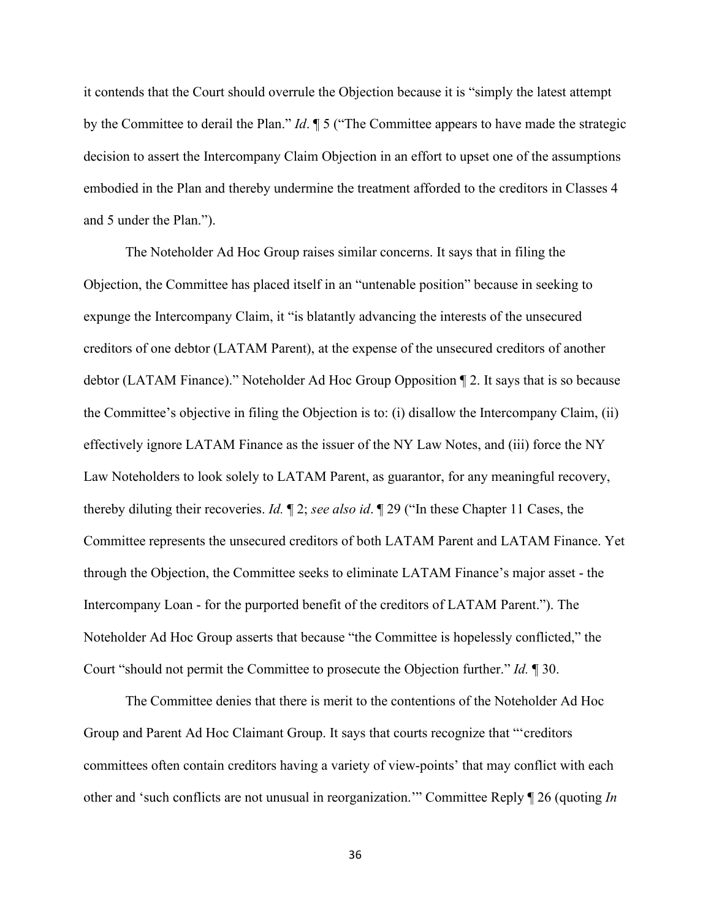it contends that the Court should overrule the Objection because it is "simply the latest attempt by the Committee to derail the Plan." *Id*. ¶ 5 ("The Committee appears to have made the strategic decision to assert the Intercompany Claim Objection in an effort to upset one of the assumptions embodied in the Plan and thereby undermine the treatment afforded to the creditors in Classes 4 and 5 under the Plan.").

The Noteholder Ad Hoc Group raises similar concerns. It says that in filing the Objection, the Committee has placed itself in an "untenable position" because in seeking to expunge the Intercompany Claim, it "is blatantly advancing the interests of the unsecured creditors of one debtor (LATAM Parent), at the expense of the unsecured creditors of another debtor (LATAM Finance)." Noteholder Ad Hoc Group Opposition ¶ 2. It says that is so because the Committee's objective in filing the Objection is to: (i) disallow the Intercompany Claim, (ii) effectively ignore LATAM Finance as the issuer of the NY Law Notes, and (iii) force the NY Law Noteholders to look solely to LATAM Parent, as guarantor, for any meaningful recovery, thereby diluting their recoveries. *Id.* ¶ 2; *see also id*. ¶ 29 ("In these Chapter 11 Cases, the Committee represents the unsecured creditors of both LATAM Parent and LATAM Finance. Yet through the Objection, the Committee seeks to eliminate LATAM Finance's major asset - the Intercompany Loan - for the purported benefit of the creditors of LATAM Parent."). The Noteholder Ad Hoc Group asserts that because "the Committee is hopelessly conflicted," the Court "should not permit the Committee to prosecute the Objection further." *Id.* ¶ 30.

The Committee denies that there is merit to the contentions of the Noteholder Ad Hoc Group and Parent Ad Hoc Claimant Group. It says that courts recognize that "'creditors committees often contain creditors having a variety of view-points' that may conflict with each other and 'such conflicts are not unusual in reorganization.'" Committee Reply ¶ 26 (quoting *In*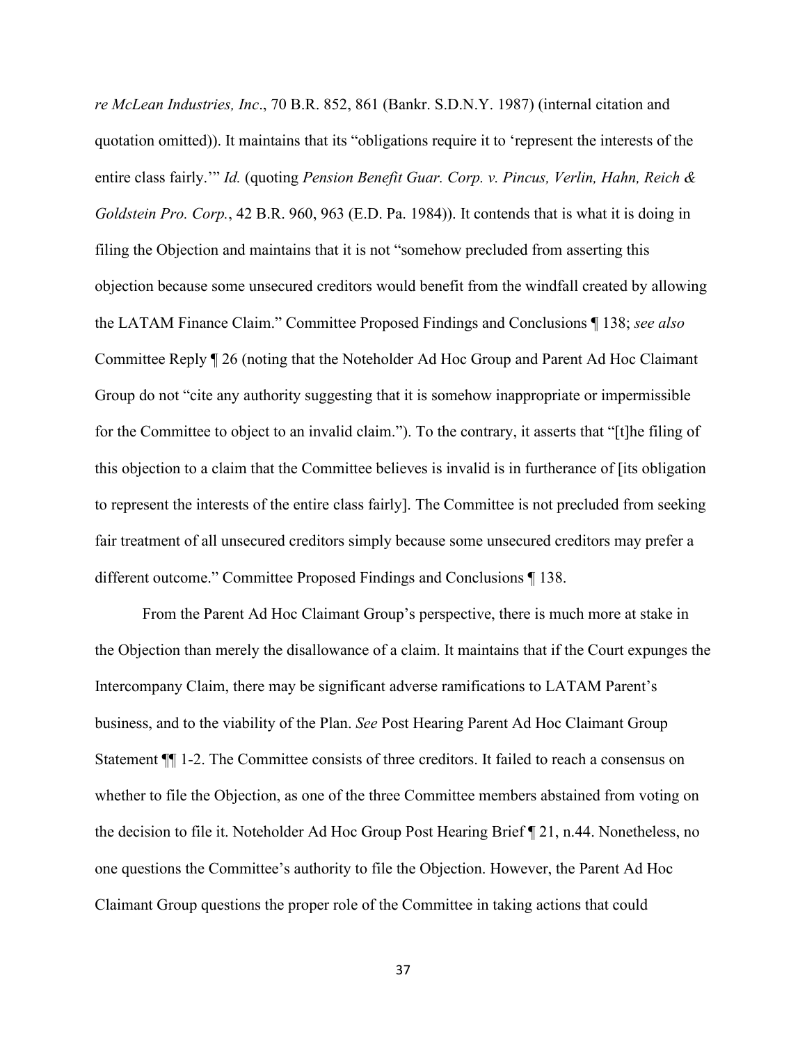*re McLean Industries, Inc*., 70 B.R. 852, 861 (Bankr. S.D.N.Y. 1987) (internal citation and quotation omitted)). It maintains that its "obligations require it to 'represent the interests of the entire class fairly.'" *Id.* (quoting *Pension Benefit Guar. Corp. v. Pincus, Verlin, Hahn, Reich & Goldstein Pro. Corp.*, 42 B.R. 960, 963 (E.D. Pa. 1984)). It contends that is what it is doing in filing the Objection and maintains that it is not "somehow precluded from asserting this objection because some unsecured creditors would benefit from the windfall created by allowing the LATAM Finance Claim." Committee Proposed Findings and Conclusions ¶ 138; *see also* Committee Reply ¶ 26 (noting that the Noteholder Ad Hoc Group and Parent Ad Hoc Claimant Group do not "cite any authority suggesting that it is somehow inappropriate or impermissible for the Committee to object to an invalid claim."). To the contrary, it asserts that "[t]he filing of this objection to a claim that the Committee believes is invalid is in furtherance of [its obligation to represent the interests of the entire class fairly]. The Committee is not precluded from seeking fair treatment of all unsecured creditors simply because some unsecured creditors may prefer a different outcome." Committee Proposed Findings and Conclusions ¶ 138.

From the Parent Ad Hoc Claimant Group's perspective, there is much more at stake in the Objection than merely the disallowance of a claim. It maintains that if the Court expunges the Intercompany Claim, there may be significant adverse ramifications to LATAM Parent's business, and to the viability of the Plan. *See* Post Hearing Parent Ad Hoc Claimant Group Statement ¶¶ 1-2. The Committee consists of three creditors. It failed to reach a consensus on whether to file the Objection, as one of the three Committee members abstained from voting on the decision to file it. Noteholder Ad Hoc Group Post Hearing Brief ¶ 21, n.44. Nonetheless, no one questions the Committee's authority to file the Objection. However, the Parent Ad Hoc Claimant Group questions the proper role of the Committee in taking actions that could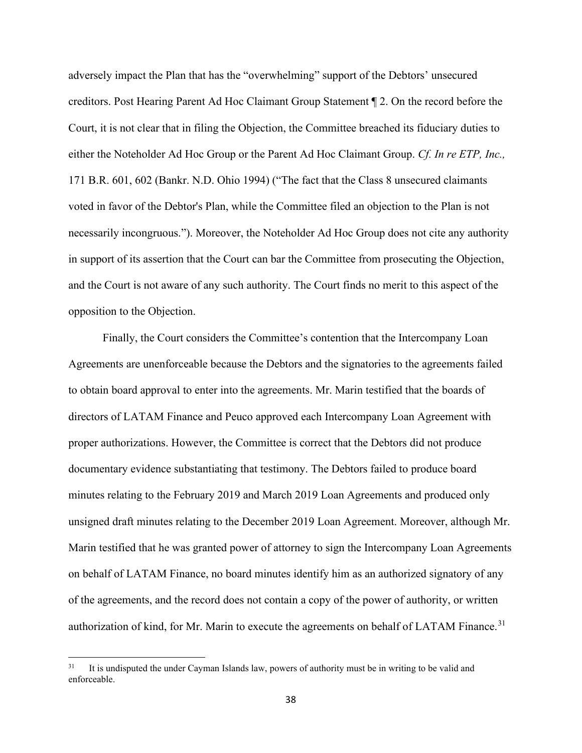adversely impact the Plan that has the "overwhelming" support of the Debtors' unsecured creditors. Post Hearing Parent Ad Hoc Claimant Group Statement ¶ 2. On the record before the Court, it is not clear that in filing the Objection, the Committee breached its fiduciary duties to either the Noteholder Ad Hoc Group or the Parent Ad Hoc Claimant Group. *Cf. In re ETP, Inc.,* 171 B.R. 601, 602 (Bankr. N.D. Ohio 1994) ("The fact that the Class 8 unsecured claimants voted in favor of the Debtor's Plan, while the Committee filed an objection to the Plan is not necessarily incongruous."). Moreover, the Noteholder Ad Hoc Group does not cite any authority in support of its assertion that the Court can bar the Committee from prosecuting the Objection, and the Court is not aware of any such authority. The Court finds no merit to this aspect of the opposition to the Objection.

Finally, the Court considers the Committee's contention that the Intercompany Loan Agreements are unenforceable because the Debtors and the signatories to the agreements failed to obtain board approval to enter into the agreements. Mr. Marin testified that the boards of directors of LATAM Finance and Peuco approved each Intercompany Loan Agreement with proper authorizations. However, the Committee is correct that the Debtors did not produce documentary evidence substantiating that testimony. The Debtors failed to produce board minutes relating to the February 2019 and March 2019 Loan Agreements and produced only unsigned draft minutes relating to the December 2019 Loan Agreement. Moreover, although Mr. Marin testified that he was granted power of attorney to sign the Intercompany Loan Agreements on behalf of LATAM Finance, no board minutes identify him as an authorized signatory of any of the agreements, and the record does not contain a copy of the power of authority, or written authorization of kind, for Mr. Marin to execute the agreements on behalf of LATAM Finance.[31]

[31] It is undisputed the under Cayman Islands law, powers of authority must be in writing to be valid and enforceable.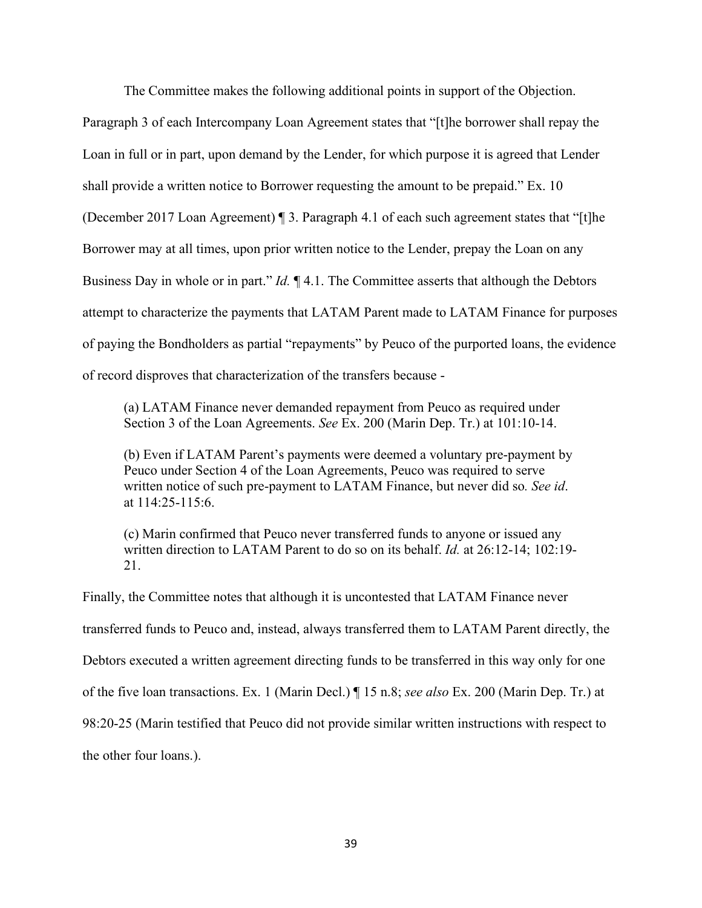The Committee makes the following additional points in support of the Objection. Paragraph 3 of each Intercompany Loan Agreement states that "[t]he borrower shall repay the Loan in full or in part, upon demand by the Lender, for which purpose it is agreed that Lender shall provide a written notice to Borrower requesting the amount to be prepaid." Ex. 10 (December 2017 Loan Agreement) ¶ 3. Paragraph 4.1 of each such agreement states that "[t]he Borrower may at all times, upon prior written notice to the Lender, prepay the Loan on any Business Day in whole or in part." *Id.* ¶ 4.1. The Committee asserts that although the Debtors attempt to characterize the payments that LATAM Parent made to LATAM Finance for purposes of paying the Bondholders as partial "repayments" by Peuco of the purported loans, the evidence of record disproves that characterization of the transfers because -

> (a) LATAM Finance never demanded repayment from Peuco as required under Section 3 of the Loan Agreements. *See* Ex. 200 (Marin Dep. Tr.) at 101:10-14.
>
> (b) Even if LATAM Parent's payments were deemed a voluntary pre-payment by Peuco under Section 4 of the Loan Agreements, Peuco was required to serve written notice of such pre-payment to LATAM Finance, but never did so. *See id*. at 114:25-115:6.
>
> (c) Marin confirmed that Peuco never transferred funds to anyone or issued any written direction to LATAM Parent to do so on its behalf. *Id.* at 26:12-14; 102:19-21.

Finally, the Committee notes that although it is uncontested that LATAM Finance never transferred funds to Peuco and, instead, always transferred them to LATAM Parent directly, the Debtors executed a written agreement directing funds to be transferred in this way only for one of the five loan transactions. Ex. 1 (Marin Decl.) ¶ 15 n.8; *see also* Ex. 200 (Marin Dep. Tr.) at 98:20-25 (Marin testified that Peuco did not provide similar written instructions with respect to the other four loans.).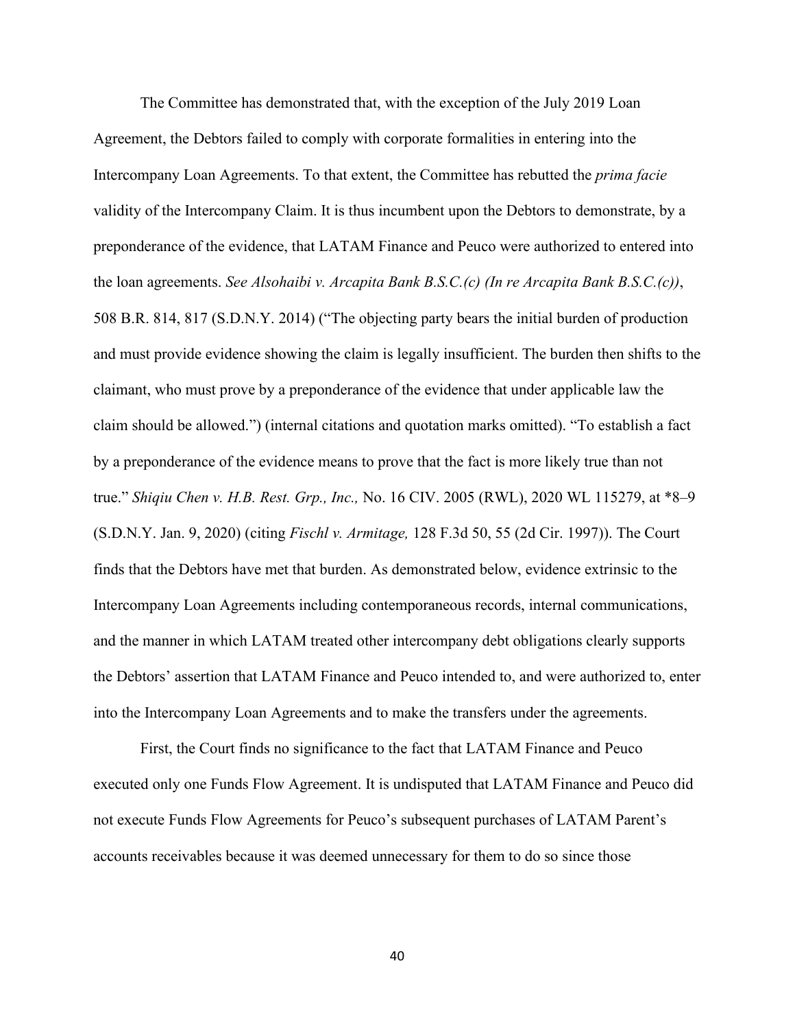The Committee has demonstrated that, with the exception of the July 2019 Loan Agreement, the Debtors failed to comply with corporate formalities in entering into the Intercompany Loan Agreements. To that extent, the Committee has rebutted the *prima facie* validity of the Intercompany Claim. It is thus incumbent upon the Debtors to demonstrate, by a preponderance of the evidence, that LATAM Finance and Peuco were authorized to entered into the loan agreements. *See Alsohaibi v. Arcapita Bank B.S.C.(c) (In re Arcapita Bank B.S.C.(c))*, 508 B.R. 814, 817 (S.D.N.Y. 2014) ("The objecting party bears the initial burden of production and must provide evidence showing the claim is legally insufficient. The burden then shifts to the claimant, who must prove by a preponderance of the evidence that under applicable law the claim should be allowed.") (internal citations and quotation marks omitted). "To establish a fact by a preponderance of the evidence means to prove that the fact is more likely true than not true." *Shiqiu Chen v. H.B. Rest. Grp., Inc.,* No. 16 CIV. 2005 (RWL), 2020 WL 115279, at \*8–9 (S.D.N.Y. Jan. 9, 2020) (citing *Fischl v. Armitage,* 128 F.3d 50, 55 (2d Cir. 1997)). The Court finds that the Debtors have met that burden. As demonstrated below, evidence extrinsic to the Intercompany Loan Agreements including contemporaneous records, internal communications, and the manner in which LATAM treated other intercompany debt obligations clearly supports the Debtors' assertion that LATAM Finance and Peuco intended to, and were authorized to, enter into the Intercompany Loan Agreements and to make the transfers under the agreements.

First, the Court finds no significance to the fact that LATAM Finance and Peuco executed only one Funds Flow Agreement. It is undisputed that LATAM Finance and Peuco did not execute Funds Flow Agreements for Peuco's subsequent purchases of LATAM Parent's accounts receivables because it was deemed unnecessary for them to do so since those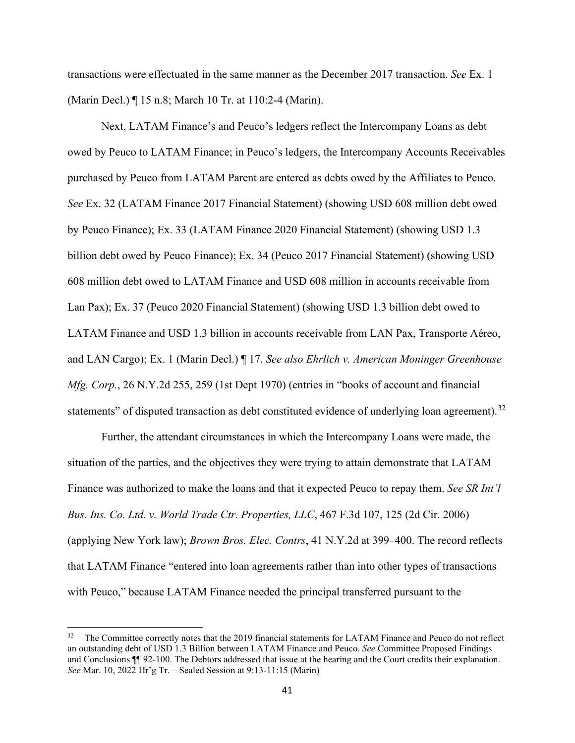transactions were effectuated in the same manner as the December 2017 transaction. *See* Ex. 1 (Marin Decl.) ¶ 15 n.8; March 10 Tr. at 110:2-4 (Marin).

Next, LATAM Finance's and Peuco's ledgers reflect the Intercompany Loans as debt owed by Peuco to LATAM Finance; in Peuco's ledgers, the Intercompany Accounts Receivables purchased by Peuco from LATAM Parent are entered as debts owed by the Affiliates to Peuco. *See* Ex. 32 (LATAM Finance 2017 Financial Statement) (showing USD 608 million debt owed by Peuco Finance); Ex. 33 (LATAM Finance 2020 Financial Statement) (showing USD 1.3 billion debt owed by Peuco Finance); Ex. 34 (Peuco 2017 Financial Statement) (showing USD 608 million debt owed to LATAM Finance and USD 608 million in accounts receivable from Lan Pax); Ex. 37 (Peuco 2020 Financial Statement) (showing USD 1.3 billion debt owed to LATAM Finance and USD 1.3 billion in accounts receivable from LAN Pax, Transporte Aéreo, and LAN Cargo); Ex. 1 (Marin Decl.) ¶ 17. *See also Ehrlich v. American Moninger Greenhouse Mfg. Corp.*, 26 N.Y.2d 255, 259 (1st Dept 1970) (entries in "books of account and financial statements" of disputed transaction as debt constituted evidence of underlying loan agreement).[32]

Further, the attendant circumstances in which the Intercompany Loans were made, the situation of the parties, and the objectives they were trying to attain demonstrate that LATAM Finance was authorized to make the loans and that it expected Peuco to repay them. *See SR Int'l Bus. Ins. Co. Ltd. v. World Trade Ctr. Properties, LLC*, 467 F.3d 107, 125 (2d Cir. 2006) (applying New York law); *Brown Bros. Elec. Contrs*, 41 N.Y.2d at 399–400. The record reflects that LATAM Finance "entered into loan agreements rather than into other types of transactions with Peuco," because LATAM Finance needed the principal transferred pursuant to the

---

[32] The Committee correctly notes that the 2019 financial statements for LATAM Finance and Peuco do not reflect an outstanding debt of USD 1.3 Billion between LATAM Finance and Peuco. *See* Committee Proposed Findings and Conclusions ¶¶ 92-100. The Debtors addressed that issue at the hearing and the Court credits their explanation. *See* Mar. 10, 2022 Hr'g Tr. – Sealed Session at 9:13-11:15 (Marin)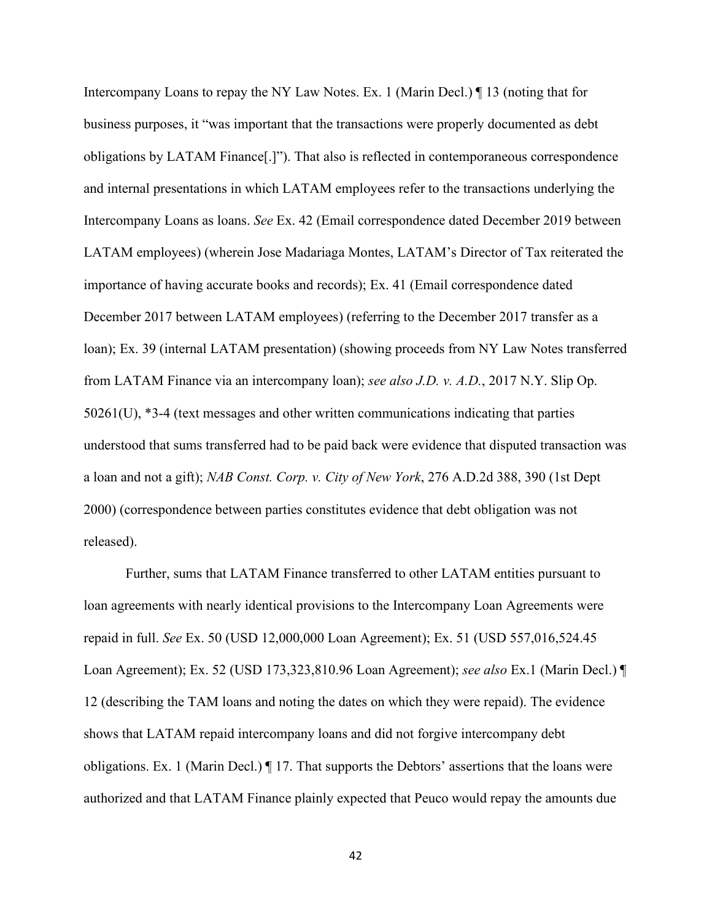Intercompany Loans to repay the NY Law Notes. Ex. 1 (Marin Decl.) ¶ 13 (noting that for business purposes, it "was important that the transactions were properly documented as debt obligations by LATAM Finance[.]"). That also is reflected in contemporaneous correspondence and internal presentations in which LATAM employees refer to the transactions underlying the Intercompany Loans as loans. *See* Ex. 42 (Email correspondence dated December 2019 between LATAM employees) (wherein Jose Madariaga Montes, LATAM's Director of Tax reiterated the importance of having accurate books and records); Ex. 41 (Email correspondence dated December 2017 between LATAM employees) (referring to the December 2017 transfer as a loan); Ex. 39 (internal LATAM presentation) (showing proceeds from NY Law Notes transferred from LATAM Finance via an intercompany loan); *see also J.D. v. A.D.*, 2017 N.Y. Slip Op. 50261(U), *3-4 (text messages and other written communications indicating that parties understood that sums transferred had to be paid back were evidence that disputed transaction was a loan and not a gift); *NAB Const. Corp. v. City of New York*, 276 A.D.2d 388, 390 (1st Dept 2000) (correspondence between parties constitutes evidence that debt obligation was not released).

Further, sums that LATAM Finance transferred to other LATAM entities pursuant to loan agreements with nearly identical provisions to the Intercompany Loan Agreements were repaid in full. *See* Ex. 50 (USD 12,000,000 Loan Agreement); Ex. 51 (USD 557,016,524.45 Loan Agreement); Ex. 52 (USD 173,323,810.96 Loan Agreement); *see also* Ex.1 (Marin Decl.) ¶ 12 (describing the TAM loans and noting the dates on which they were repaid). The evidence shows that LATAM repaid intercompany loans and did not forgive intercompany debt obligations. Ex. 1 (Marin Decl.) ¶ 17. That supports the Debtors' assertions that the loans were authorized and that LATAM Finance plainly expected that Peuco would repay the amounts due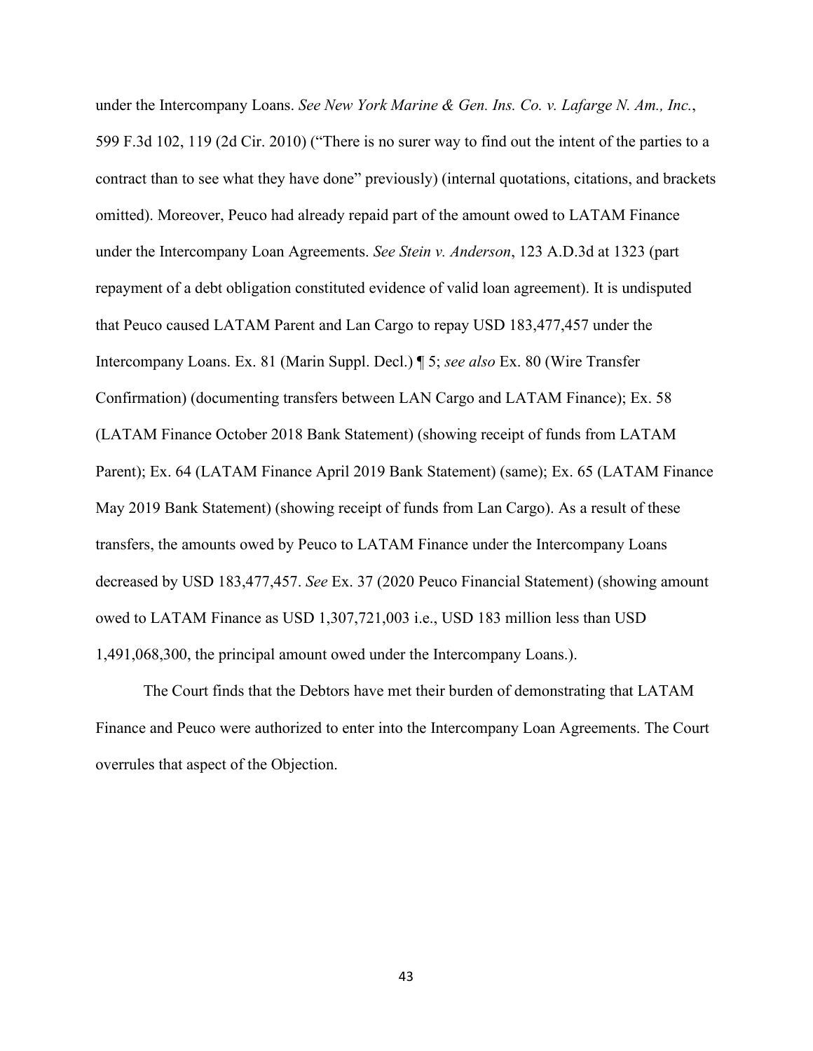under the Intercompany Loans. *See New York Marine & Gen. Ins. Co. v. Lafarge N. Am., Inc.*, 599 F.3d 102, 119 (2d Cir. 2010) ("There is no surer way to find out the intent of the parties to a contract than to see what they have done" previously) (internal quotations, citations, and brackets omitted). Moreover, Peuco had already repaid part of the amount owed to LATAM Finance under the Intercompany Loan Agreements. *See Stein v. Anderson*, 123 A.D.3d at 1323 (part repayment of a debt obligation constituted evidence of valid loan agreement). It is undisputed that Peuco caused LATAM Parent and Lan Cargo to repay USD 183,477,457 under the Intercompany Loans. Ex. 81 (Marin Suppl. Decl.) ¶ 5; *see also* Ex. 80 (Wire Transfer Confirmation) (documenting transfers between LAN Cargo and LATAM Finance); Ex. 58 (LATAM Finance October 2018 Bank Statement) (showing receipt of funds from LATAM Parent); Ex. 64 (LATAM Finance April 2019 Bank Statement) (same); Ex. 65 (LATAM Finance May 2019 Bank Statement) (showing receipt of funds from Lan Cargo). As a result of these transfers, the amounts owed by Peuco to LATAM Finance under the Intercompany Loans decreased by USD 183,477,457. *See* Ex. 37 (2020 Peuco Financial Statement) (showing amount owed to LATAM Finance as USD 1,307,721,003 i.e., USD 183 million less than USD 1,491,068,300, the principal amount owed under the Intercompany Loans.).

The Court finds that the Debtors have met their burden of demonstrating that LATAM Finance and Peuco were authorized to enter into the Intercompany Loan Agreements. The Court overrules that aspect of the Objection.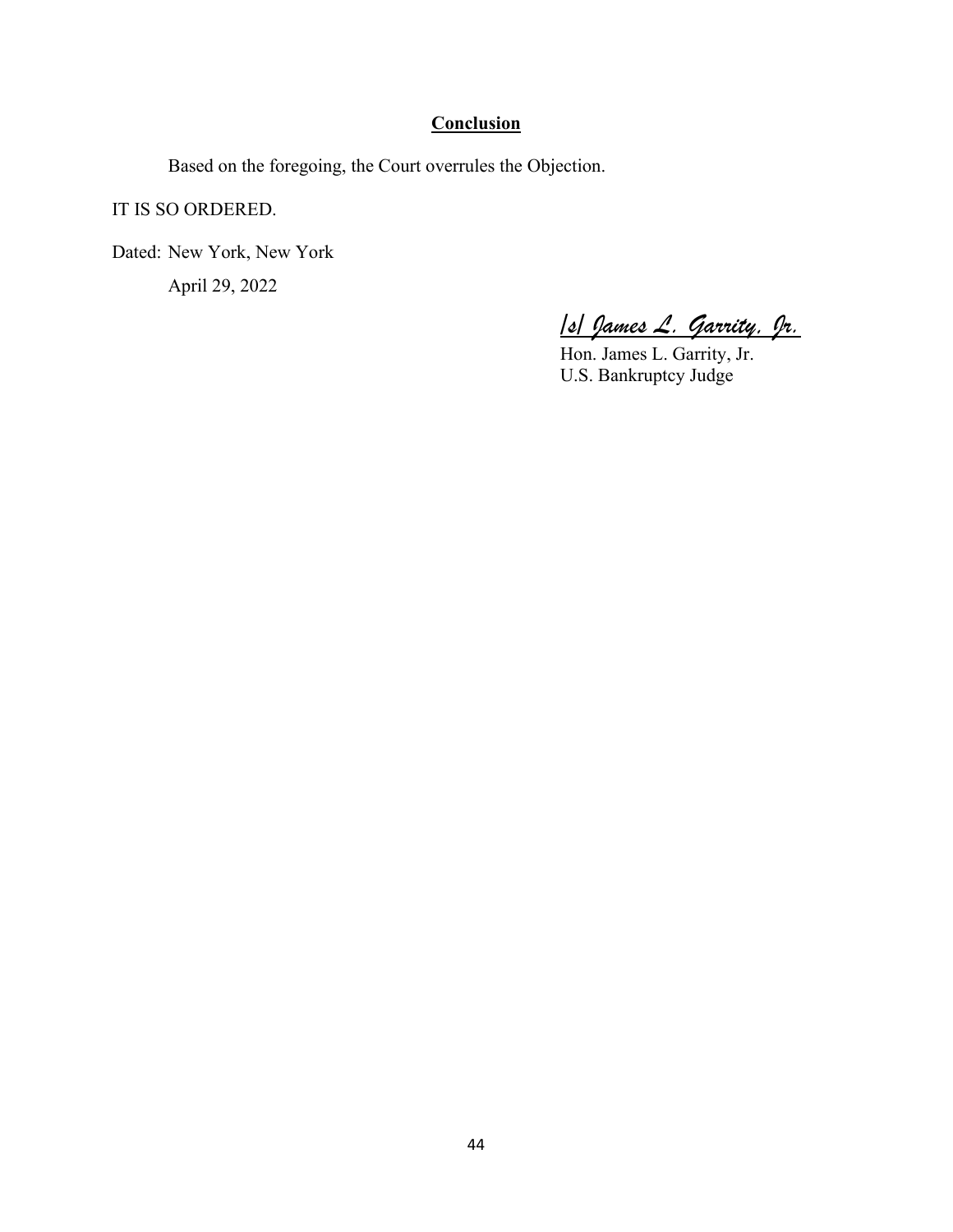**Conclusion**

Based on the foregoing, the Court overrules the Objection.

IT IS SO ORDERED.

Dated: New York, New York

April 29, 2022

/s/ James L. Garrity, Jr.

Hon. James L. Garrity, Jr.
U.S. Bankruptcy Judge